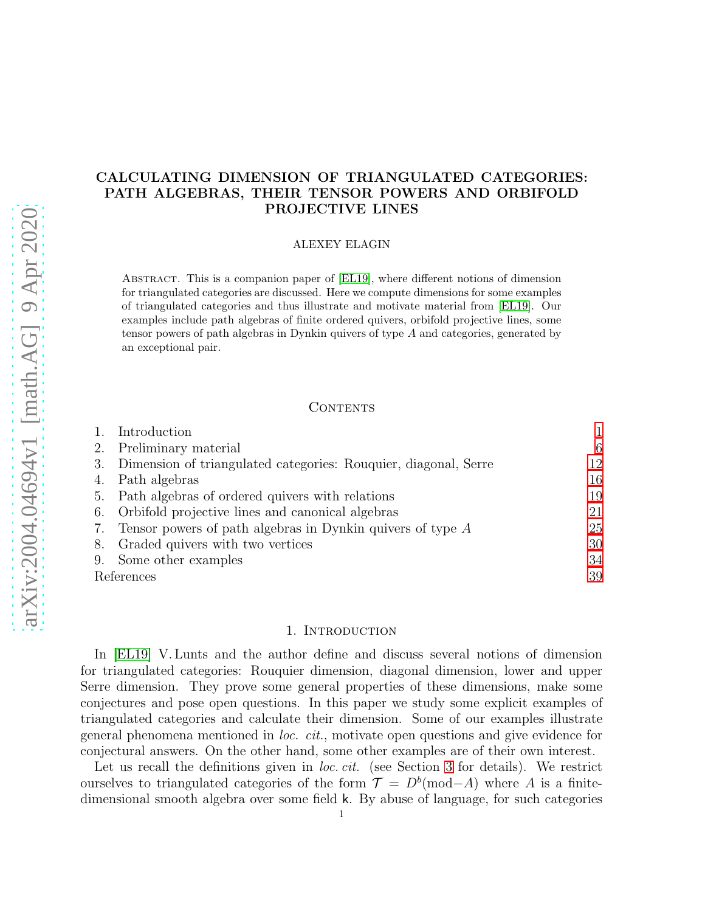# CALCULATING DIMENSION OF TRIANGULATED CATEGORIES: PATH ALGEBRAS, THEIR TENSOR POWERS AND ORBIFOLD PROJECTIVE LINES

ALEXEY ELAGIN

Abstract. This is a companion paper of [EL19], where different notions of dimension for triangulated categories are discussed. Here we compute dimensions for some examples of triangulated categories and thus illustrate and motivate material from [EL19]. Our examples include path algebras of finite ordered quivers, orbifold projective lines, some tensor powers of path algebras in Dynkin quivers of type $A$ and categories, generated by an exceptional pair.

## Contents

1. Introduction 1
2. Preliminary material 6
3. Dimension of triangulated categories: Rouquier, diagonal, Serre 12
4. Path algebras 16
5. Path algebras of ordered quivers with relations 19
6. Orbifold projective lines and canonical algebras 21
7. Tensor powers of path algebras in Dynkin quivers of type $A$ 25
8. Graded quivers with two vertices 30
9. Some other examples 34

References 39

## 1. Introduction

In [EL19] V. Lunts and the author define and discuss several notions of dimension for triangulated categories: Rouquier dimension, diagonal dimension, lower and upper Serre dimension. They prove some general properties of these dimensions, make some conjectures and pose open questions. In this paper we study some explicit examples of triangulated categories and calculate their dimension. Some of our examples illustrate general phenomena mentioned in *loc. cit.*, motivate open questions and give evidence for conjectural answers. On the other hand, some other examples are of their own interest.

Let us recall the definitions given in *loc. cit.* (see Section 3 for details). We restrict ourselves to triangulated categories of the form $\mathcal{T} = D^b(\mathrm{mod}{-}A)$ where $A$ is a finite-dimensional smooth algebra over some field $\mathsf{k}$. By abuse of language, for such categories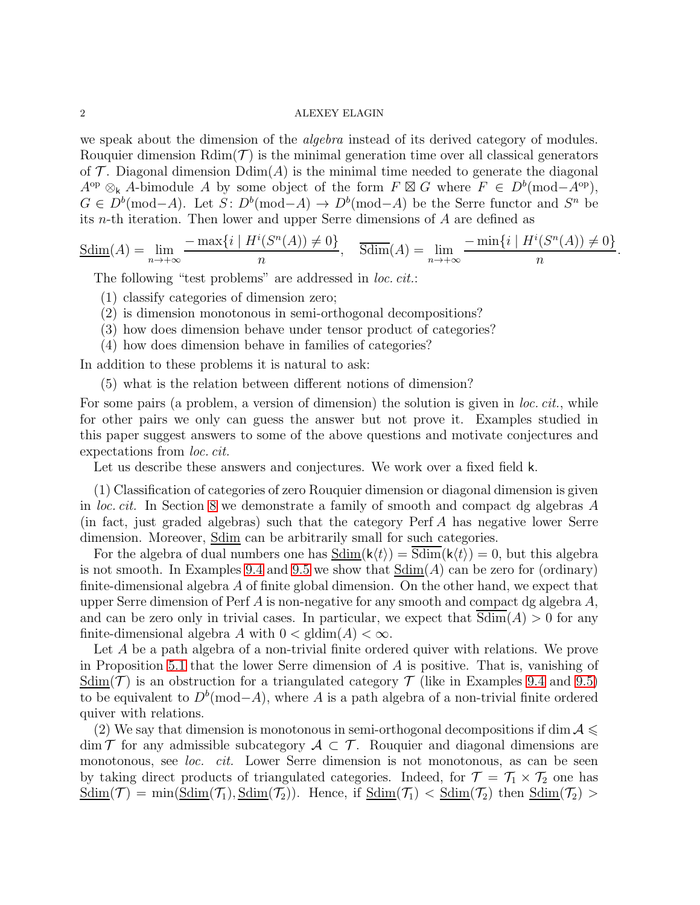we speak about the dimension of the *algebra* instead of its derived category of modules. Rouquier dimension $\mathrm{Rdim}(\mathcal{T})$ is the minimal generation time over all classical generators of $\mathcal{T}$. Diagonal dimension $\mathrm{Ddim}(A)$ is the minimal time needed to generate the diagonal $A^{\mathrm{op}} \otimes_{\mathsf{k}} A$-bimodule $A$ by some object of the form $F \boxtimes G$ where $F \in D^b(\mathrm{mod}-A^{\mathrm{op}})$, $G \in D^b(\mathrm{mod}-A)$. Let $S\colon D^b(\mathrm{mod}-A) \to D^b(\mathrm{mod}-A)$ be the Serre functor and $S^n$ be its $n$-th iteration. Then lower and upper Serre dimensions of $A$ are defined as

$$\underline{\mathrm{Sdim}}(A) = \lim_{n\to+\infty} \frac{-\max\{i \mid H^i(S^n(A)) \neq 0\}}{n}, \quad \overline{\mathrm{Sdim}}(A) = \lim_{n\to+\infty} \frac{-\min\{i \mid H^i(S^n(A)) \neq 0\}}{n}.$$

The following "test problems" are addressed in *loc. cit.*:

1. classify categories of dimension zero;
2. is dimension monotonous in semi-orthogonal decompositions?
3. how does dimension behave under tensor product of categories?
4. how does dimension behave in families of categories?

In addition to these problems it is natural to ask:

5. what is the relation between different notions of dimension?

For some pairs (a problem, a version of dimension) the solution is given in *loc. cit.*, while for other pairs we only can guess the answer but not prove it. Examples studied in this paper suggest answers to some of the above questions and motivate conjectures and expectations from *loc. cit.*

Let us describe these answers and conjectures. We work over a fixed field $\mathsf{k}$.

(1) Classification of categories of zero Rouquier dimension or diagonal dimension is given in *loc. cit.* In Section 8 we demonstrate a family of smooth and compact dg algebras $A$ (in fact, just graded algebras) such that the category $\mathrm{Perf}\, A$ has negative lower Serre dimension. Moreover, $\underline{\mathrm{Sdim}}$ can be arbitrarily small for such categories.

For the algebra of dual numbers one has $\underline{\mathrm{Sdim}}(\mathsf{k}\langle t\rangle) = \overline{\mathrm{Sdim}}(\mathsf{k}\langle t\rangle) = 0$, but this algebra is not smooth. In Examples 9.4 and 9.5 we show that $\underline{\mathrm{Sdim}}(A)$ can be zero for (ordinary) finite-dimensional algebra $A$ of finite global dimension. On the other hand, we expect that upper Serre dimension of $\mathrm{Perf}\, A$ is non-negative for any smooth and compact dg algebra $A$, and can be zero only in trivial cases. In particular, we expect that $\overline{\mathrm{Sdim}}(A) > 0$ for any finite-dimensional algebra $A$ with $0 < \mathrm{gldim}(A) < \infty$.

Let $A$ be a path algebra of a non-trivial finite ordered quiver with relations. We prove in Proposition 5.1 that the lower Serre dimension of $A$ is positive. That is, vanishing of $\underline{\mathrm{Sdim}}(\mathcal{T})$ is an obstruction for a triangulated category $\mathcal{T}$ (like in Examples 9.4 and 9.5) to be equivalent to $D^b(\mathrm{mod}-A)$, where $A$ is a path algebra of a non-trivial finite ordered quiver with relations.

(2) We say that dimension is monotonous in semi-orthogonal decompositions if $\dim \mathcal{A} \leqslant \dim \mathcal{T}$ for any admissible subcategory $\mathcal{A} \subset \mathcal{T}$. Rouquier and diagonal dimensions are monotonous, see *loc. cit.* Lower Serre dimension is not monotonous, as can be seen by taking direct products of triangulated categories. Indeed, for $\mathcal{T} = \mathcal{T}_1 \times \mathcal{T}_2$ one has $\underline{\mathrm{Sdim}}(\mathcal{T}) = \min(\underline{\mathrm{Sdim}}(\mathcal{T}_1), \underline{\mathrm{Sdim}}(\mathcal{T}_2))$. Hence, if $\underline{\mathrm{Sdim}}(\mathcal{T}_1) < \underline{\mathrm{Sdim}}(\mathcal{T}_2)$ then $\underline{\mathrm{Sdim}}(\mathcal{T}_2) >$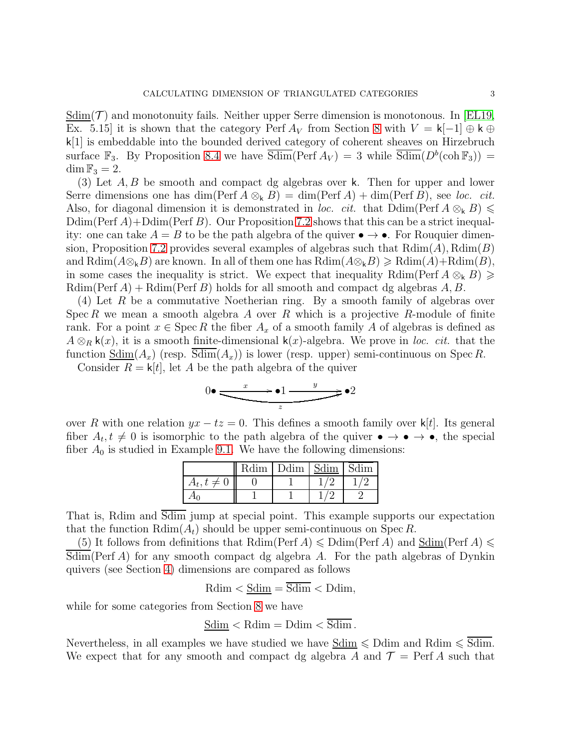$\underline{\mathrm{Sdim}}(\mathcal{T})$ and monotonuity fails. Neither upper Serre dimension is monotonous. In [EL19, Ex. 5.15] it is shown that the category $\mathrm{Perf}\, A_V$ from Section 8 with $V = \mathsf{k}[-1] \oplus \mathsf{k} \oplus \mathsf{k}[1]$ is embeddable into the bounded derived category of coherent sheaves on Hirzebruch surface $\mathbb{F}_3$. By Proposition 8.4 we have $\overline{\mathrm{Sdim}}(\mathrm{Perf}\, A_V) = 3$ while $\overline{\mathrm{Sdim}}(D^b(\mathrm{coh}\, \mathbb{F}_3)) = \dim \mathbb{F}_3 = 2$.

(3) Let $A, B$ be smooth and compact dg algebras over $\mathsf{k}$. Then for upper and lower Serre dimensions one has $\dim(\mathrm{Perf}\, A \otimes_{\mathsf{k}} B) = \dim(\mathrm{Perf}\, A) + \dim(\mathrm{Perf}\, B)$, see *loc. cit.* Also, for diagonal dimension it is demonstrated in *loc. cit.* that $\mathrm{Ddim}(\mathrm{Perf}\, A \otimes_{\mathsf{k}} B) \leqslant \mathrm{Ddim}(\mathrm{Perf}\, A) + \mathrm{Ddim}(\mathrm{Perf}\, B)$. Our Proposition 7.2 shows that this can be a strict inequality: one can take $A = B$ to be the path algebra of the quiver $\bullet \to \bullet$. For Rouquier dimension, Proposition 7.2 provides several examples of algebras such that $\mathrm{Rdim}(A), \mathrm{Rdim}(B)$ and $\mathrm{Rdim}(A \otimes_{\mathsf{k}} B)$ are known. In all of them one has $\mathrm{Rdim}(A \otimes_{\mathsf{k}} B) \geqslant \mathrm{Rdim}(A) + \mathrm{Rdim}(B)$, in some cases the inequality is strict. We expect that inequality $\mathrm{Rdim}(\mathrm{Perf}\, A \otimes_{\mathsf{k}} B) \geqslant \mathrm{Rdim}(\mathrm{Perf}\, A) + \mathrm{Rdim}(\mathrm{Perf}\, B)$ holds for all smooth and compact dg algebras $A, B$.

(4) Let $R$ be a commutative Noetherian ring. By a smooth family of algebras over $\mathrm{Spec}\, R$ we mean a smooth algebra $A$ over $R$ which is a projective $R$-module of finite rank. For a point $x \in \mathrm{Spec}\, R$ the fiber $A_x$ of a smooth family $A$ of algebras is defined as $A \otimes_R \mathsf{k}(x)$, it is a smooth finite-dimensional $\mathsf{k}(x)$-algebra. We prove in *loc. cit.* that the function $\underline{\mathrm{Sdim}}(A_x)$ (resp. $\overline{\mathrm{Sdim}}(A_x)$) is lower (resp. upper) semi-continuous on $\mathrm{Spec}\, R$.

Consider $R = \mathsf{k}[t]$, let $A$ be the path algebra of the quiver

$$0\bullet \xrightarrow{x} \bullet 1 \xrightarrow{y} \bullet 2, \qquad 0 \xrightarrow{z} 2$$

over $R$ with one relation $yx - tz = 0$. This defines a smooth family over $\mathsf{k}[t]$. Its general fiber $A_t, t \neq 0$ is isomorphic to the path algebra of the quiver $\bullet \to \bullet \to \bullet$, the special fiber $A_0$ is studied in Example 9.1. We have the following dimensions:

| | Rdim | Ddim | $\underline{\mathrm{Sdim}}$ | $\overline{\mathrm{Sdim}}$ |
|---|---|---|---|---|
| $A_t, t \neq 0$ | 0 | 1 | 1/2 | 1/2 |
| $A_0$ | 1 | 1 | 1/2 | 2 |

That is, Rdim and $\overline{\mathrm{Sdim}}$ jump at special point. This example supports our expectation that the function $\mathrm{Rdim}(A_t)$ should be upper semi-continuous on $\mathrm{Spec}\, R$.

(5) It follows from definitions that $\mathrm{Rdim}(\mathrm{Perf}\, A) \leqslant \mathrm{Ddim}(\mathrm{Perf}\, A)$ and $\underline{\mathrm{Sdim}}(\mathrm{Perf}\, A) \leqslant \overline{\mathrm{Sdim}}(\mathrm{Perf}\, A)$ for any smooth compact dg algebra $A$. For the path algebras of Dynkin quivers (see Section 4) dimensions are compared as follows

$$\mathrm{Rdim} < \underline{\mathrm{Sdim}} = \overline{\mathrm{Sdim}} < \mathrm{Ddim},$$

while for some categories from Section 8 we have

$$\underline{\mathrm{Sdim}} < \mathrm{Rdim} = \mathrm{Ddim} < \overline{\mathrm{Sdim}}.$$

Nevertheless, in all examples we have studied we have $\underline{\mathrm{Sdim}} \leqslant \mathrm{Ddim}$ and $\mathrm{Rdim} \leqslant \overline{\mathrm{Sdim}}$. We expect that for any smooth and compact dg algebra $A$ and $\mathcal{T} = \mathrm{Perf}\, A$ such that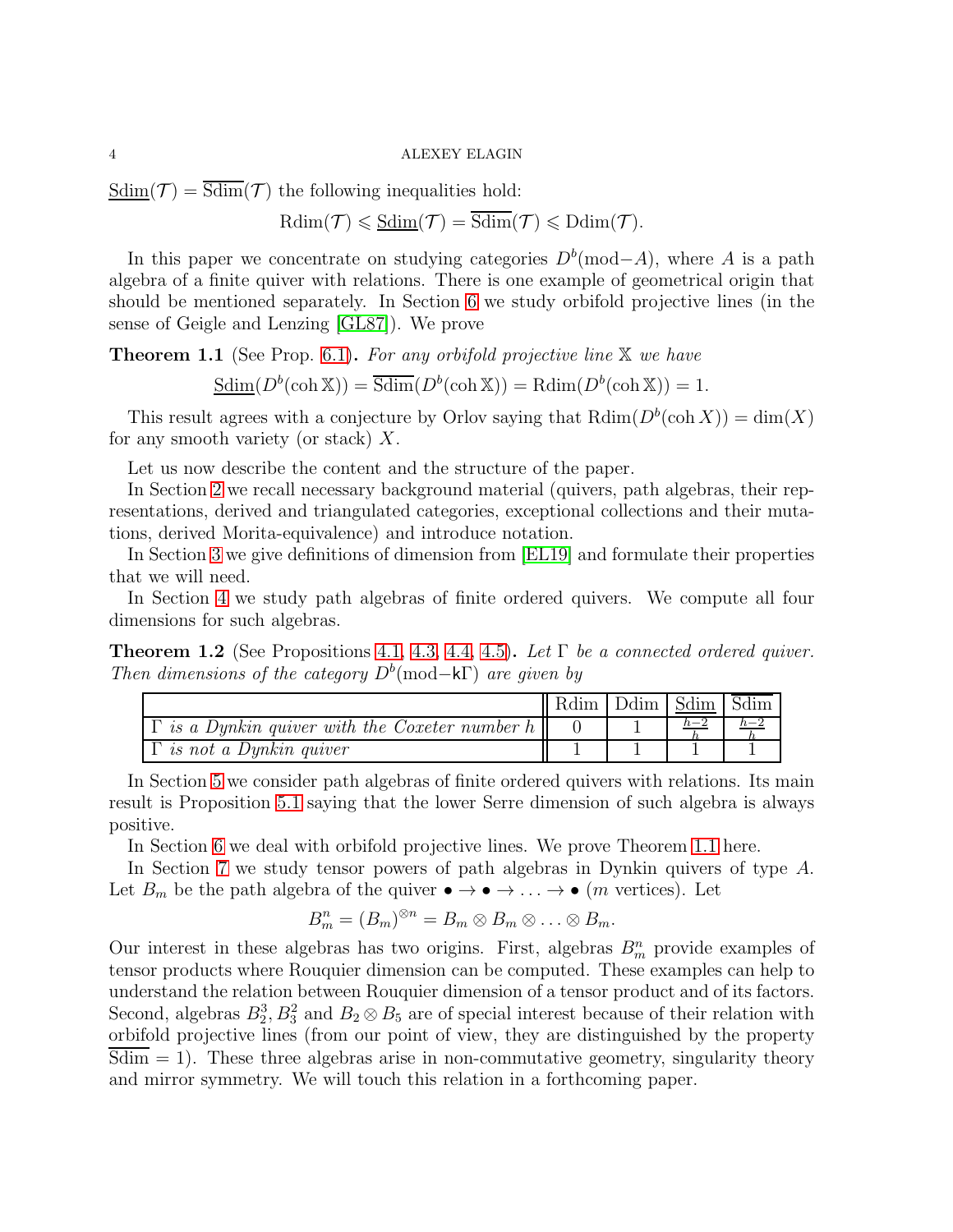$\underline{\mathrm{Sdim}}(\mathcal{T}) = \overline{\mathrm{Sdim}}(\mathcal{T})$ the following inequalities hold:

$$\mathrm{Rdim}(\mathcal{T}) \leqslant \underline{\mathrm{Sdim}}(\mathcal{T}) = \overline{\mathrm{Sdim}}(\mathcal{T}) \leqslant \mathrm{Ddim}(\mathcal{T}).$$

In this paper we concentrate on studying categories $D^b(\mathrm{mod}{-}A)$, where $A$ is a path algebra of a finite quiver with relations. There is one example of geometrical origin that should be mentioned separately. In Section 6 we study orbifold projective lines (in the sense of Geigle and Lenzing [GL87]). We prove

**Theorem 1.1** (See Prop. 6.1)**.** *For any orbifold projective line $\mathbb{X}$ we have*

$$\underline{\mathrm{Sdim}}(D^b(\mathrm{coh}\,\mathbb{X})) = \overline{\mathrm{Sdim}}(D^b(\mathrm{coh}\,\mathbb{X})) = \mathrm{Rdim}(D^b(\mathrm{coh}\,\mathbb{X})) = 1.$$

This result agrees with a conjecture by Orlov saying that $\mathrm{Rdim}(D^b(\mathrm{coh}\,X)) = \dim(X)$ for any smooth variety (or stack) $X$.

Let us now describe the content and the structure of the paper.

In Section 2 we recall necessary background material (quivers, path algebras, their representations, derived and triangulated categories, exceptional collections and their mutations, derived Morita-equivalence) and introduce notation.

In Section 3 we give definitions of dimension from [EL19] and formulate their properties that we will need.

In Section 4 we study path algebras of finite ordered quivers. We compute all four dimensions for such algebras.

**Theorem 1.2** (See Propositions 4.1, 4.3, 4.4, 4.5)**.** *Let $\Gamma$ be a connected ordered quiver. Then dimensions of the category $D^b(\mathrm{mod}{-}\mathsf{k}\Gamma)$ are given by*

| | Rdim | Ddim | $\underline{\mathrm{Sdim}}$ | $\overline{\mathrm{Sdim}}$ |
|---|---|---|---|---|
| *$\Gamma$ is a Dynkin quiver with the Coxeter number $h$* | 0 | 1 | $\frac{h-2}{h}$ | $\frac{h-2}{h}$ |
| *$\Gamma$ is not a Dynkin quiver* | 1 | 1 | 1 | 1 |

In Section 5 we consider path algebras of finite ordered quivers with relations. Its main result is Proposition 5.1 saying that the lower Serre dimension of such algebra is always positive.

In Section 6 we deal with orbifold projective lines. We prove Theorem 1.1 here.

In Section 7 we study tensor powers of path algebras in Dynkin quivers of type $A$. Let $B_m$ be the path algebra of the quiver $\bullet \to \bullet \to \ldots \to \bullet$ ($m$ vertices). Let

$$B_m^n = (B_m)^{\otimes n} = B_m \otimes B_m \otimes \ldots \otimes B_m.$$

Our interest in these algebras has two origins. First, algebras $B_m^n$ provide examples of tensor products where Rouquier dimension can be computed. These examples can help to understand the relation between Rouquier dimension of a tensor product and of its factors. Second, algebras $B_2^3, B_3^2$ and $B_2 \otimes B_5$ are of special interest because of their relation with orbifold projective lines (from our point of view, they are distinguished by the property $\overline{\mathrm{Sdim}} = 1$). These three algebras arise in non-commutative geometry, singularity theory and mirror symmetry. We will touch this relation in a forthcoming paper.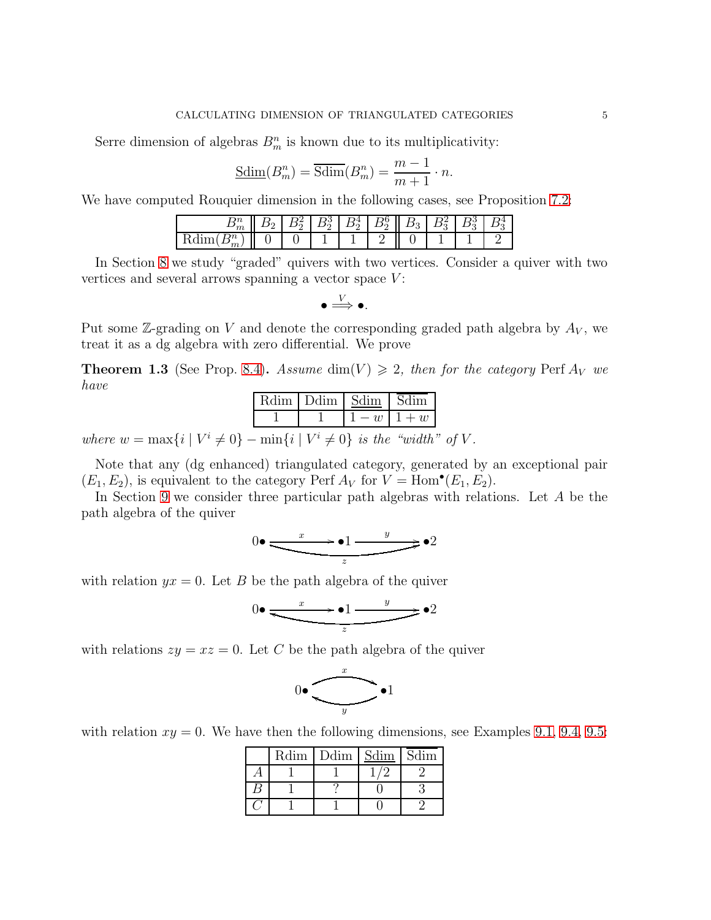Serre dimension of algebras $B_m^n$ is known due to its multiplicativity:

$$\underline{\mathrm{Sdim}}(B_m^n) = \overline{\mathrm{Sdim}}(B_m^n) = \frac{m-1}{m+1} \cdot n.$$

We have computed Rouquier dimension in the following cases, see Proposition 7.2:

| $B_m^n$ | $B_2$ | $B_2^2$ | $B_2^3$ | $B_2^4$ | $B_2^6$ | $B_3$ | $B_3^2$ | $B_3^3$ | $B_3^4$ |
|---|---|---|---|---|---|---|---|---|---|
| $\mathrm{Rdim}(B_m^n)$ | 0 | 0 | 1 | 1 | 2 | 0 | 1 | 1 | 2 |

In Section 8 we study "graded" quivers with two vertices. Consider a quiver with two vertices and several arrows spanning a vector space $V$:

$$\bullet \overset{V}{\Longrightarrow} \bullet.$$

Put some $\mathbb{Z}$-grading on $V$ and denote the corresponding graded path algebra by $A_V$, we treat it as a dg algebra with zero differential. We prove

**Theorem 1.3** (See Prop. 8.4)**.** *Assume* $\dim(V) \geqslant 2$*, then for the category* $\mathrm{Perf}\, A_V$ *we have*

| Rdim | Ddim | $\underline{\mathrm{Sdim}}$ | $\overline{\mathrm{Sdim}}$ |
|---|---|---|---|
| 1 | 1 | $1-w$ | $1+w$ |

*where* $w = \max\{i \mid V^i \neq 0\} - \min\{i \mid V^i \neq 0\}$ *is the "width" of* $V$*.*

Note that any (dg enhanced) triangulated category, generated by an exceptional pair $(E_1, E_2)$, is equivalent to the category $\mathrm{Perf}\, A_V$ for $V = \mathrm{Hom}^\bullet(E_1, E_2)$.

In Section 9 we consider three particular path algebras with relations. Let $A$ be the path algebra of the quiver

$$0\bullet \xrightarrow{x} \bullet 1 \xrightarrow{y} \bullet 2, \quad z\colon 0 \to 2$$

with relation $yx = 0$. Let $B$ be the path algebra of the quiver

$$0\bullet \xrightarrow{x} \bullet 1 \xrightarrow{y} \bullet 2, \quad z\colon 2 \to 0$$

with relations $zy = xz = 0$. Let $C$ be the path algebra of the quiver

$$0\bullet \underset{y}{\overset{x}{\rightleftarrows}} \bullet 1$$

with relation $xy = 0$. We have then the following dimensions, see Examples 9.1, 9.4, 9.5:

| | Rdim | Ddim | $\underline{\mathrm{Sdim}}$ | $\overline{\mathrm{Sdim}}$ |
|---|---|---|---|---|
| $A$ | 1 | 1 | 1/2 | 2 |
| $B$ | 1 | ? | 0 | 3 |
| $C$ | 1 | 1 | 0 | 2 |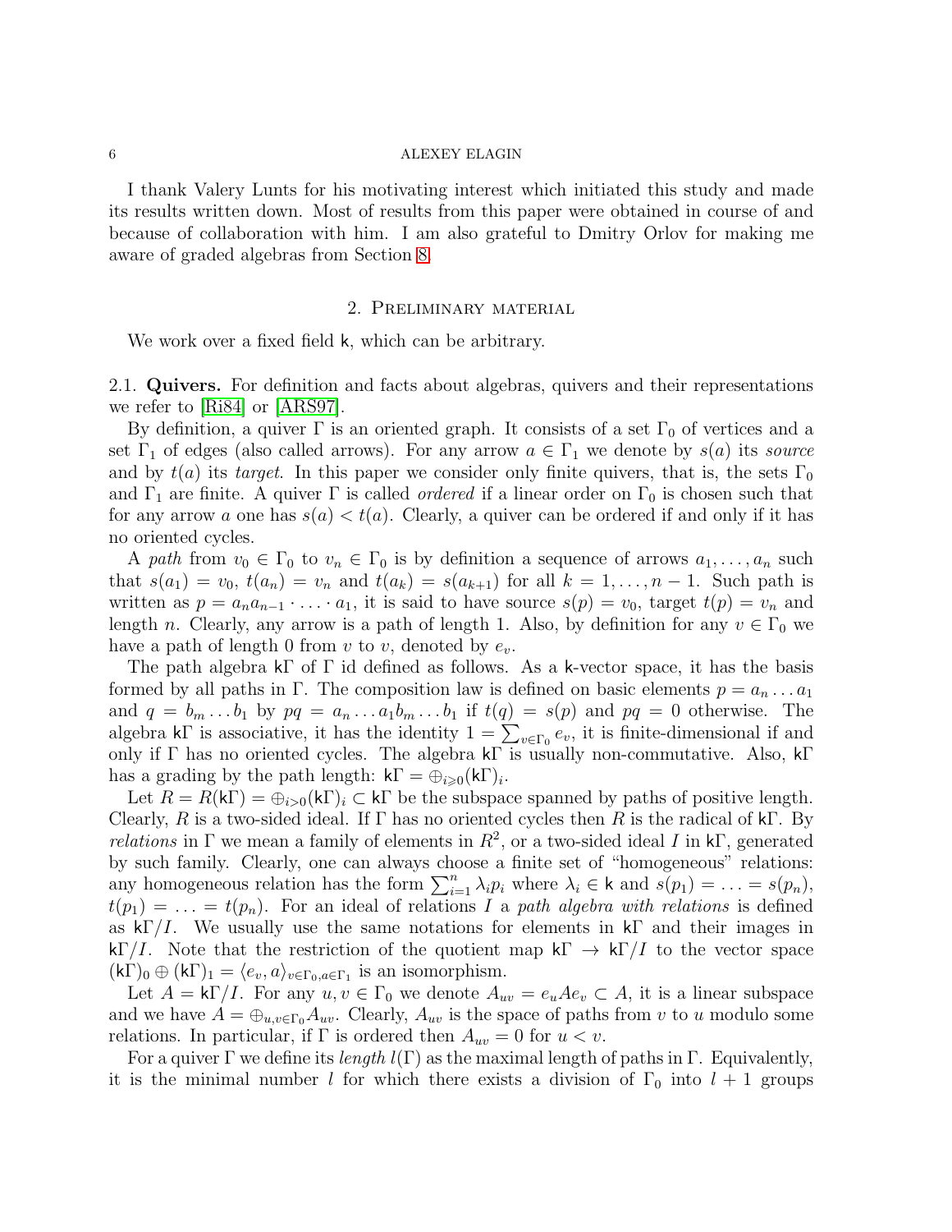I thank Valery Lunts for his motivating interest which initiated this study and made its results written down. Most of results from this paper were obtained in course of and because of collaboration with him. I am also grateful to Dmitry Orlov for making me aware of graded algebras from Section 8.

## 2. Preliminary material

We work over a fixed field $\mathsf{k}$, which can be arbitrary.

**2.1. Quivers.** For definition and facts about algebras, quivers and their representations we refer to [Ri84] or [ARS97].

By definition, a quiver $\Gamma$ is an oriented graph. It consists of a set $\Gamma_0$ of vertices and a set $\Gamma_1$ of edges (also called arrows). For any arrow $a \in \Gamma_1$ we denote by $s(a)$ its *source* and by $t(a)$ its *target*. In this paper we consider only finite quivers, that is, the sets $\Gamma_0$ and $\Gamma_1$ are finite. A quiver $\Gamma$ is called *ordered* if a linear order on $\Gamma_0$ is chosen such that for any arrow $a$ one has $s(a) < t(a)$. Clearly, a quiver can be ordered if and only if it has no oriented cycles.

A *path* from $v_0 \in \Gamma_0$ to $v_n \in \Gamma_0$ is by definition a sequence of arrows $a_1, \ldots, a_n$ such that $s(a_1) = v_0$, $t(a_n) = v_n$ and $t(a_k) = s(a_{k+1})$ for all $k = 1, \ldots, n-1$. Such path is written as $p = a_n a_{n-1} \cdot \ldots \cdot a_1$, it is said to have source $s(p) = v_0$, target $t(p) = v_n$ and length $n$. Clearly, any arrow is a path of length 1. Also, by definition for any $v \in \Gamma_0$ we have a path of length 0 from $v$ to $v$, denoted by $e_v$.

The path algebra $\mathsf{k}\Gamma$ of $\Gamma$ id defined as follows. As a $\mathsf{k}$-vector space, it has the basis formed by all paths in $\Gamma$. The composition law is defined on basic elements $p = a_n \ldots a_1$ and $q = b_m \ldots b_1$ by $pq = a_n \ldots a_1 b_m \ldots b_1$ if $t(q) = s(p)$ and $pq = 0$ otherwise. The algebra $\mathsf{k}\Gamma$ is associative, it has the identity $1 = \sum_{v \in \Gamma_0} e_v$, it is finite-dimensional if and only if $\Gamma$ has no oriented cycles. The algebra $\mathsf{k}\Gamma$ is usually non-commutative. Also, $\mathsf{k}\Gamma$ has a grading by the path length: $\mathsf{k}\Gamma = \oplus_{i \geqslant 0} (\mathsf{k}\Gamma)_i$.

Let $R = R(\mathsf{k}\Gamma) = \oplus_{i>0}(\mathsf{k}\Gamma)_i \subset \mathsf{k}\Gamma$ be the subspace spanned by paths of positive length. Clearly, $R$ is a two-sided ideal. If $\Gamma$ has no oriented cycles then $R$ is the radical of $\mathsf{k}\Gamma$. By *relations* in $\Gamma$ we mean a family of elements in $R^2$, or a two-sided ideal $I$ in $\mathsf{k}\Gamma$, generated by such family. Clearly, one can always choose a finite set of "homogeneous" relations: any homogeneous relation has the form $\sum_{i=1}^n \lambda_i p_i$ where $\lambda_i \in \mathsf{k}$ and $s(p_1) = \ldots = s(p_n)$, $t(p_1) = \ldots = t(p_n)$. For an ideal of relations $I$ a *path algebra with relations* is defined as $\mathsf{k}\Gamma/I$. We usually use the same notations for elements in $\mathsf{k}\Gamma$ and their images in $\mathsf{k}\Gamma/I$. Note that the restriction of the quotient map $\mathsf{k}\Gamma \to \mathsf{k}\Gamma/I$ to the vector space $(\mathsf{k}\Gamma)_0 \oplus (\mathsf{k}\Gamma)_1 = \langle e_v, a \rangle_{v \in \Gamma_0, a \in \Gamma_1}$ is an isomorphism.

Let $A = \mathsf{k}\Gamma/I$. For any $u, v \in \Gamma_0$ we denote $A_{uv} = e_u A e_v \subset A$, it is a linear subspace and we have $A = \oplus_{u,v \in \Gamma_0} A_{uv}$. Clearly, $A_{uv}$ is the space of paths from $v$ to $u$ modulo some relations. In particular, if $\Gamma$ is ordered then $A_{uv} = 0$ for $u < v$.

For a quiver $\Gamma$ we define its *length* $l(\Gamma)$ as the maximal length of paths in $\Gamma$. Equivalently, it is the minimal number $l$ for which there exists a division of $\Gamma_0$ into $l + 1$ groups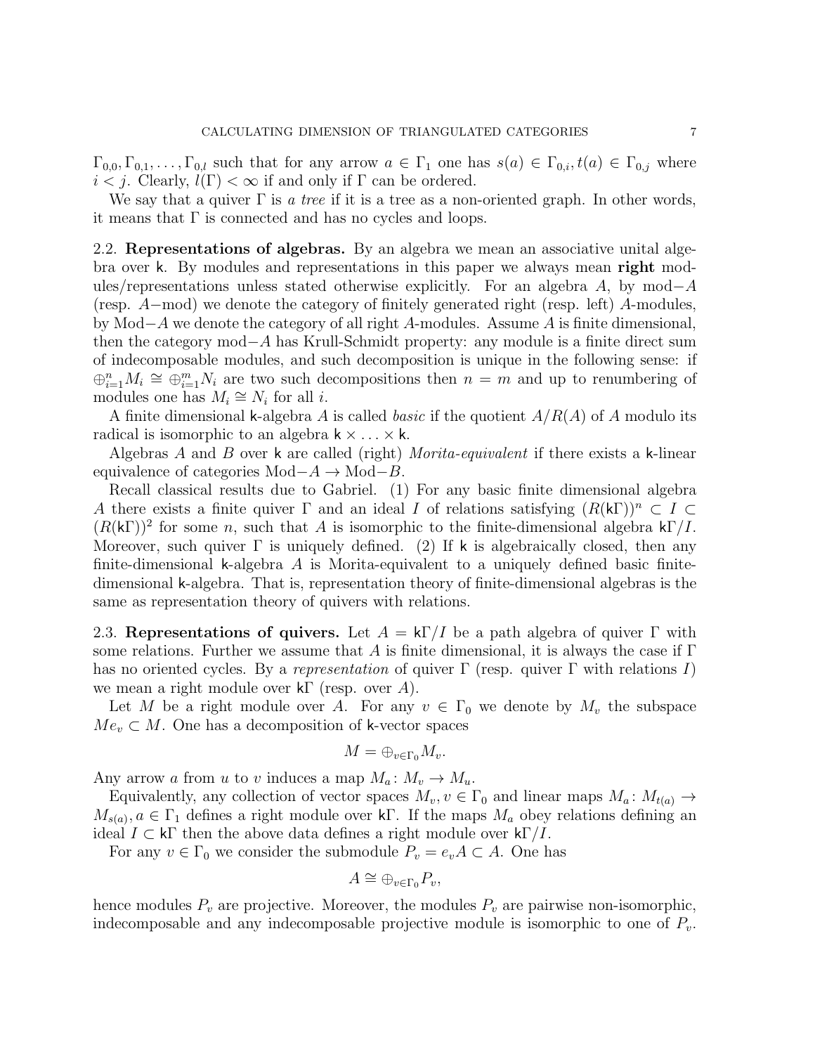$\Gamma_{0,0}, \Gamma_{0,1}, \ldots, \Gamma_{0,l}$ such that for any arrow $a \in \Gamma_1$ one has $s(a) \in \Gamma_{0,i}, t(a) \in \Gamma_{0,j}$ where $i < j$. Clearly, $l(\Gamma) < \infty$ if and only if $\Gamma$ can be ordered.

We say that a quiver $\Gamma$ is *a tree* if it is a tree as a non-oriented graph. In other words, it means that $\Gamma$ is connected and has no cycles and loops.

### 2.2. Representations of algebras.

By an algebra we mean an associative unital algebra over $\mathsf{k}$. By modules and representations in this paper we always mean **right** modules/representations unless stated otherwise explicitly. For an algebra $A$, by mod$-A$ (resp. $A-$mod) we denote the category of finitely generated right (resp. left) $A$-modules, by Mod$-A$ we denote the category of all right $A$-modules. Assume $A$ is finite dimensional, then the category mod$-A$ has Krull-Schmidt property: any module is a finite direct sum of indecomposable modules, and such decomposition is unique in the following sense: if $\oplus_{i=1}^n M_i \cong \oplus_{i=1}^m N_i$ are two such decompositions then $n = m$ and up to renumbering of modules one has $M_i \cong N_i$ for all $i$.

A finite dimensional $\mathsf{k}$-algebra $A$ is called *basic* if the quotient $A/R(A)$ of $A$ modulo its radical is isomorphic to an algebra $\mathsf{k} \times \ldots \times \mathsf{k}$.

Algebras $A$ and $B$ over $\mathsf{k}$ are called (right) *Morita-equivalent* if there exists a $\mathsf{k}$-linear equivalence of categories Mod$-A \to$ Mod$-B$.

Recall classical results due to Gabriel. (1) For any basic finite dimensional algebra $A$ there exists a finite quiver $\Gamma$ and an ideal $I$ of relations satisfying $(R(\mathsf{k}\Gamma))^n \subset I \subset (R(\mathsf{k}\Gamma))^2$ for some $n$, such that $A$ is isomorphic to the finite-dimensional algebra $\mathsf{k}\Gamma/I$. Moreover, such quiver $\Gamma$ is uniquely defined. (2) If $\mathsf{k}$ is algebraically closed, then any finite-dimensional $\mathsf{k}$-algebra $A$ is Morita-equivalent to a uniquely defined basic finite-dimensional $\mathsf{k}$-algebra. That is, representation theory of finite-dimensional algebras is the same as representation theory of quivers with relations.

### 2.3. Representations of quivers.

Let $A = \mathsf{k}\Gamma/I$ be a path algebra of quiver $\Gamma$ with some relations. Further we assume that $A$ is finite dimensional, it is always the case if $\Gamma$ has no oriented cycles. By a *representation* of quiver $\Gamma$ (resp. quiver $\Gamma$ with relations $I$) we mean a right module over $\mathsf{k}\Gamma$ (resp. over $A$).

Let $M$ be a right module over $A$. For any $v \in \Gamma_0$ we denote by $M_v$ the subspace $Me_v \subset M$. One has a decomposition of $\mathsf{k}$-vector spaces

$$M = \oplus_{v \in \Gamma_0} M_v.$$

Any arrow $a$ from $u$ to $v$ induces a map $M_a \colon M_v \to M_u$.

Equivalently, any collection of vector spaces $M_v, v \in \Gamma_0$ and linear maps $M_a \colon M_{t(a)} \to M_{s(a)}, a \in \Gamma_1$ defines a right module over $\mathsf{k}\Gamma$. If the maps $M_a$ obey relations defining an ideal $I \subset \mathsf{k}\Gamma$ then the above data defines a right module over $\mathsf{k}\Gamma/I$.

For any $v \in \Gamma_0$ we consider the submodule $P_v = e_v A \subset A$. One has

$$A \cong \oplus_{v \in \Gamma_0} P_v,$$

hence modules $P_v$ are projective. Moreover, the modules $P_v$ are pairwise non-isomorphic, indecomposable and any indecomposable projective module is isomorphic to one of $P_v$.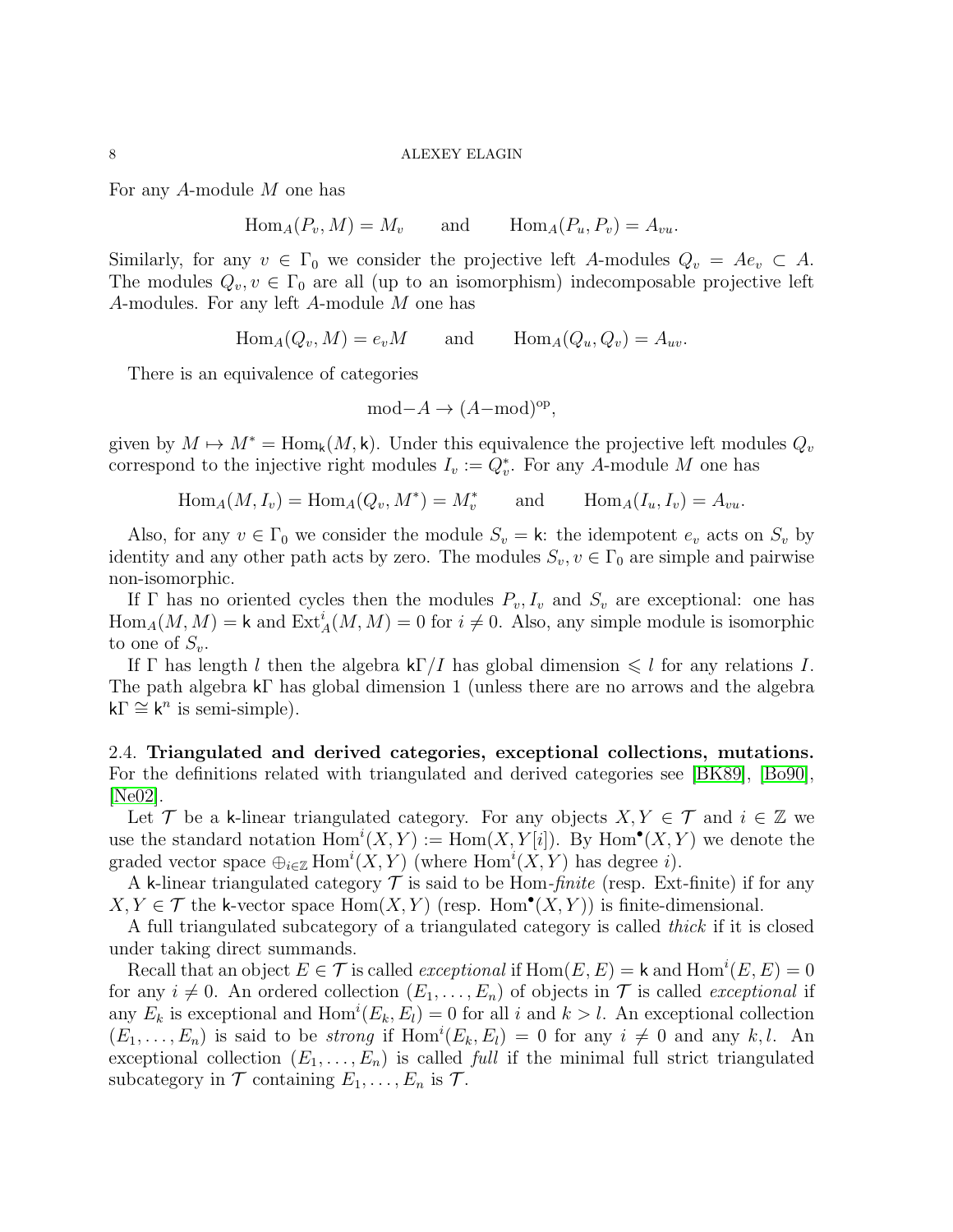For any $A$-module $M$ one has

$$\mathrm{Hom}_A(P_v, M) = M_v \qquad \text{and} \qquad \mathrm{Hom}_A(P_u, P_v) = A_{vu}.$$

Similarly, for any $v \in \Gamma_0$ we consider the projective left $A$-modules $Q_v = Ae_v \subset A$. The modules $Q_v, v \in \Gamma_0$ are all (up to an isomorphism) indecomposable projective left $A$-modules. For any left $A$-module $M$ one has

$$\mathrm{Hom}_A(Q_v, M) = e_v M \qquad \text{and} \qquad \mathrm{Hom}_A(Q_u, Q_v) = A_{uv}.$$

There is an equivalence of categories

$$\mathrm{mod}{-}A \to (A{-}\mathrm{mod})^{\mathrm{op}},$$

given by $M \mapsto M^* = \mathrm{Hom}_{\mathsf{k}}(M, \mathsf{k})$. Under this equivalence the projective left modules $Q_v$ correspond to the injective right modules $I_v := Q_v^*$. For any $A$-module $M$ one has

$$\mathrm{Hom}_A(M, I_v) = \mathrm{Hom}_A(Q_v, M^*) = M_v^* \qquad \text{and} \qquad \mathrm{Hom}_A(I_u, I_v) = A_{vu}.$$

Also, for any $v \in \Gamma_0$ we consider the module $S_v = \mathsf{k}$: the idempotent $e_v$ acts on $S_v$ by identity and any other path acts by zero. The modules $S_v, v \in \Gamma_0$ are simple and pairwise non-isomorphic.

If $\Gamma$ has no oriented cycles then the modules $P_v, I_v$ and $S_v$ are exceptional: one has $\mathrm{Hom}_A(M, M) = \mathsf{k}$ and $\mathrm{Ext}^i_A(M, M) = 0$ for $i \neq 0$. Also, any simple module is isomorphic to one of $S_v$.

If $\Gamma$ has length $l$ then the algebra $\mathsf{k}\Gamma/I$ has global dimension $\leqslant l$ for any relations $I$. The path algebra $\mathsf{k}\Gamma$ has global dimension 1 (unless there are no arrows and the algebra $\mathsf{k}\Gamma \cong \mathsf{k}^n$ is semi-simple).

**2.4. Triangulated and derived categories, exceptional collections, mutations.** For the definitions related with triangulated and derived categories see [BK89], [Bo90], [Ne02].

Let $\mathcal{T}$ be a $\mathsf{k}$-linear triangulated category. For any objects $X, Y \in \mathcal{T}$ and $i \in \mathbb{Z}$ we use the standard notation $\mathrm{Hom}^i(X, Y) := \mathrm{Hom}(X, Y[i])$. By $\mathrm{Hom}^\bullet(X, Y)$ we denote the graded vector space $\oplus_{i \in \mathbb{Z}} \mathrm{Hom}^i(X, Y)$ (where $\mathrm{Hom}^i(X, Y)$ has degree $i$).

A $\mathsf{k}$-linear triangulated category $\mathcal{T}$ is said to be Hom-*finite* (resp. Ext-finite) if for any $X, Y \in \mathcal{T}$ the $\mathsf{k}$-vector space $\mathrm{Hom}(X, Y)$ (resp. $\mathrm{Hom}^\bullet(X, Y)$) is finite-dimensional.

A full triangulated subcategory of a triangulated category is called *thick* if it is closed under taking direct summands.

Recall that an object $E \in \mathcal{T}$ is called *exceptional* if $\mathrm{Hom}(E, E) = \mathsf{k}$ and $\mathrm{Hom}^i(E, E) = 0$ for any $i \neq 0$. An ordered collection $(E_1, \ldots, E_n)$ of objects in $\mathcal{T}$ is called *exceptional* if any $E_k$ is exceptional and $\mathrm{Hom}^i(E_k, E_l) = 0$ for all $i$ and $k > l$. An exceptional collection $(E_1, \ldots, E_n)$ is said to be *strong* if $\mathrm{Hom}^i(E_k, E_l) = 0$ for any $i \neq 0$ and any $k, l$. An exceptional collection $(E_1, \ldots, E_n)$ is called *full* if the minimal full strict triangulated subcategory in $\mathcal{T}$ containing $E_1, \ldots, E_n$ is $\mathcal{T}$.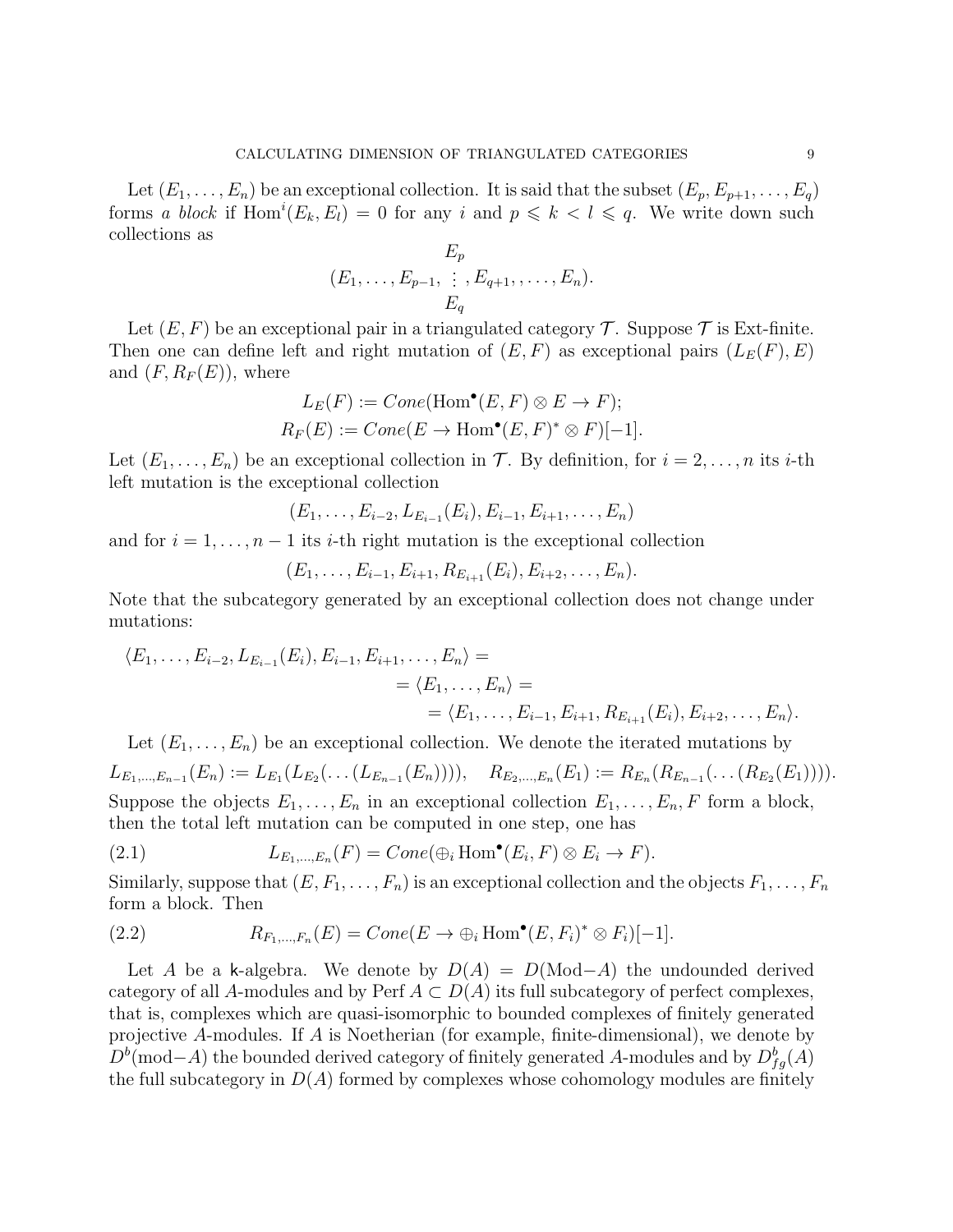Let $(E_1, \ldots, E_n)$ be an exceptional collection. It is said that the subset $(E_p, E_{p+1}, \ldots, E_q)$ forms *a block* if $\mathrm{Hom}^i(E_k, E_l) = 0$ for any $i$ and $p \leqslant k < l \leqslant q$. We write down such collections as

$$(E_1, \ldots, E_{p-1}, \begin{matrix} E_p \\ \vdots \\ E_q \end{matrix}, E_{q+1}, \ldots, E_n).$$

Let $(E, F)$ be an exceptional pair in a triangulated category $\mathcal{T}$. Suppose $\mathcal{T}$ is Ext-finite. Then one can define left and right mutation of $(E, F)$ as exceptional pairs $(L_E(F), E)$ and $(F, R_F(E))$, where

$$L_E(F) := Cone(\mathrm{Hom}^\bullet(E, F) \otimes E \to F);$$
$$R_F(E) := Cone(E \to \mathrm{Hom}^\bullet(E, F)^* \otimes F)[-1].$$

Let $(E_1, \ldots, E_n)$ be an exceptional collection in $\mathcal{T}$. By definition, for $i = 2, \ldots, n$ its $i$-th left mutation is the exceptional collection

$$(E_1, \ldots, E_{i-2}, L_{E_{i-1}}(E_i), E_{i-1}, E_{i+1}, \ldots, E_n)$$

and for $i = 1, \ldots, n-1$ its $i$-th right mutation is the exceptional collection

$$(E_1, \ldots, E_{i-1}, E_{i+1}, R_{E_{i+1}}(E_i), E_{i+2}, \ldots, E_n).$$

Note that the subcategory generated by an exceptional collection does not change under mutations:

$$\begin{aligned}\langle E_1, \ldots, E_{i-2}, L_{E_{i-1}}(E_i), E_{i-1}, E_{i+1}, \ldots, E_n\rangle &= \\ &= \langle E_1, \ldots, E_n\rangle = \\ &= \langle E_1, \ldots, E_{i-1}, E_{i+1}, R_{E_{i+1}}(E_i), E_{i+2}, \ldots, E_n\rangle.\end{aligned}$$

Let $(E_1, \ldots, E_n)$ be an exceptional collection. We denote the iterated mutations by

$$L_{E_1,\ldots,E_{n-1}}(E_n) := L_{E_1}(L_{E_2}(\ldots(L_{E_{n-1}}(E_n)))), \quad R_{E_2,\ldots,E_n}(E_1) := R_{E_n}(R_{E_{n-1}}(\ldots(R_{E_2}(E_1)))).$$

Suppose the objects $E_1, \ldots, E_n$ in an exceptional collection $E_1, \ldots, E_n, F$ form a block, then the total left mutation can be computed in one step, one has

$$L_{E_1,\ldots,E_n}(F) = Cone(\oplus_i \mathrm{Hom}^\bullet(E_i, F) \otimes E_i \to F). \tag{2.1}$$

Similarly, suppose that $(E, F_1, \ldots, F_n)$ is an exceptional collection and the objects $F_1, \ldots, F_n$ form a block. Then

$$R_{F_1,\ldots,F_n}(E) = Cone(E \to \oplus_i \mathrm{Hom}^\bullet(E, F_i)^* \otimes F_i)[-1]. \tag{2.2}$$

Let $A$ be a $\mathsf{k}$-algebra. We denote by $D(A) = D(\mathrm{Mod}{-}A)$ the undounded derived category of all $A$-modules and by $\mathrm{Perf}\, A \subset D(A)$ its full subcategory of perfect complexes, that is, complexes which are quasi-isomorphic to bounded complexes of finitely generated projective $A$-modules. If $A$ is Noetherian (for example, finite-dimensional), we denote by $D^b(\mathrm{mod}{-}A)$ the bounded derived category of finitely generated $A$-modules and by $D^b_{fg}(A)$ the full subcategory in $D(A)$ formed by complexes whose cohomology modules are finitely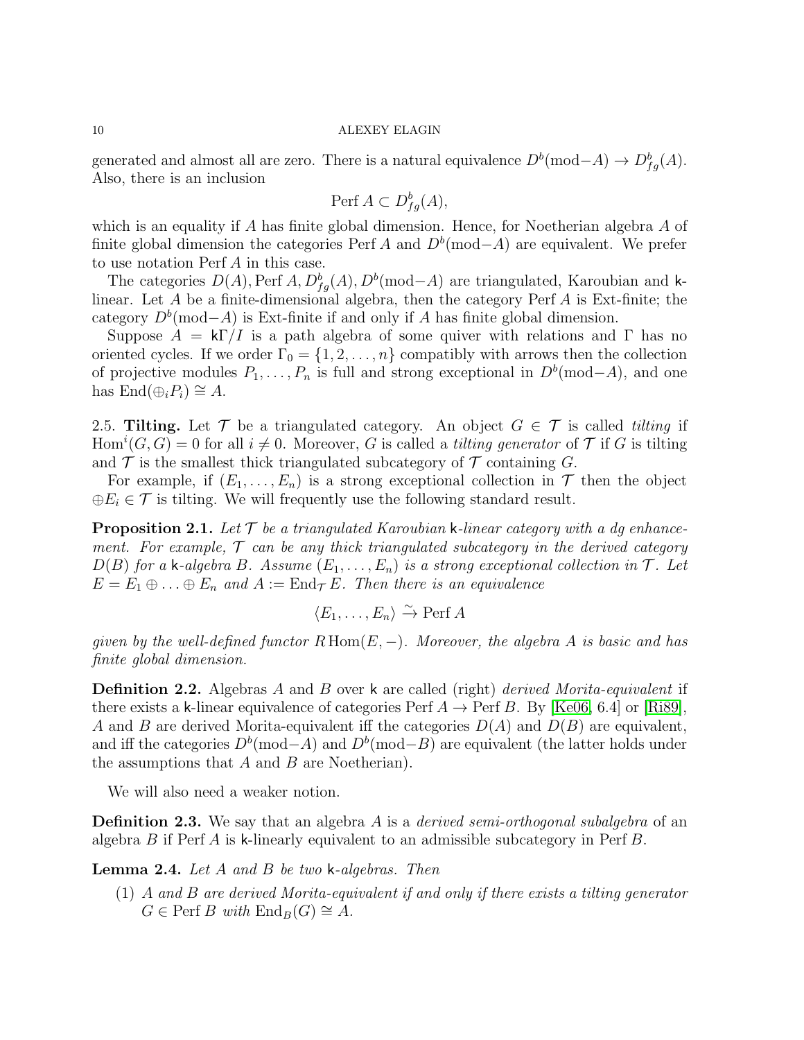generated and almost all are zero. There is a natural equivalence $D^b(\mathrm{mod}{-}A) \to D^b_{fg}(A)$. Also, there is an inclusion

$$\operatorname{Perf} A \subset D^b_{fg}(A),$$

which is an equality if $A$ has finite global dimension. Hence, for Noetherian algebra $A$ of finite global dimension the categories $\operatorname{Perf} A$ and $D^b(\mathrm{mod}{-}A)$ are equivalent. We prefer to use notation $\operatorname{Perf} A$ in this case.

The categories $D(A), \operatorname{Perf} A, D^b_{fg}(A), D^b(\mathrm{mod}{-}A)$ are triangulated, Karoubian and $\mathsf{k}$-linear. Let $A$ be a finite-dimensional algebra, then the category $\operatorname{Perf} A$ is Ext-finite; the category $D^b(\mathrm{mod}{-}A)$ is Ext-finite if and only if $A$ has finite global dimension.

Suppose $A = \mathsf{k}\Gamma/I$ is a path algebra of some quiver with relations and $\Gamma$ has no oriented cycles. If we order $\Gamma_0 = \{1, 2, \ldots, n\}$ compatibly with arrows then the collection of projective modules $P_1, \ldots, P_n$ is full and strong exceptional in $D^b(\mathrm{mod}{-}A)$, and one has $\operatorname{End}(\oplus_i P_i) \cong A$.

2.5. **Tilting.** Let $\mathcal{T}$ be a triangulated category. An object $G \in \mathcal{T}$ is called *tilting* if $\operatorname{Hom}^i(G, G) = 0$ for all $i \neq 0$. Moreover, $G$ is called a *tilting generator* of $\mathcal{T}$ if $G$ is tilting and $\mathcal{T}$ is the smallest thick triangulated subcategory of $\mathcal{T}$ containing $G$.

For example, if $(E_1, \ldots, E_n)$ is a strong exceptional collection in $\mathcal{T}$ then the object $\oplus E_i \in \mathcal{T}$ is tilting. We will frequently use the following standard result.

**Proposition 2.1.** *Let $\mathcal{T}$ be a triangulated Karoubian $\mathsf{k}$-linear category with a dg enhancement. For example, $\mathcal{T}$ can be any thick triangulated subcategory in the derived category $D(B)$ for a $\mathsf{k}$-algebra $B$. Assume $(E_1, \ldots, E_n)$ is a strong exceptional collection in $\mathcal{T}$. Let $E = E_1 \oplus \ldots \oplus E_n$ and $A := \operatorname{End}_{\mathcal{T}} E$. Then there is an equivalence*

$$\langle E_1, \ldots, E_n \rangle \xrightarrow{\sim} \operatorname{Perf} A$$

*given by the well-defined functor $R\operatorname{Hom}(E, -)$. Moreover, the algebra $A$ is basic and has finite global dimension.*

**Definition 2.2.** Algebras $A$ and $B$ over $\mathsf{k}$ are called (right) *derived Morita-equivalent* if there exists a $\mathsf{k}$-linear equivalence of categories $\operatorname{Perf} A \to \operatorname{Perf} B$. By [Ke06, 6.4] or [Ri89], $A$ and $B$ are derived Morita-equivalent iff the categories $D(A)$ and $D(B)$ are equivalent, and iff the categories $D^b(\mathrm{mod}{-}A)$ and $D^b(\mathrm{mod}{-}B)$ are equivalent (the latter holds under the assumptions that $A$ and $B$ are Noetherian).

We will also need a weaker notion.

**Definition 2.3.** We say that an algebra $A$ is a *derived semi-orthogonal subalgebra* of an algebra $B$ if $\operatorname{Perf} A$ is $\mathsf{k}$-linearly equivalent to an admissible subcategory in $\operatorname{Perf} B$.

**Lemma 2.4.** *Let $A$ and $B$ be two $\mathsf{k}$-algebras. Then*

1. *$A$ and $B$ are derived Morita-equivalent if and only if there exists a tilting generator $G \in \operatorname{Perf} B$ with $\operatorname{End}_B(G) \cong A$.*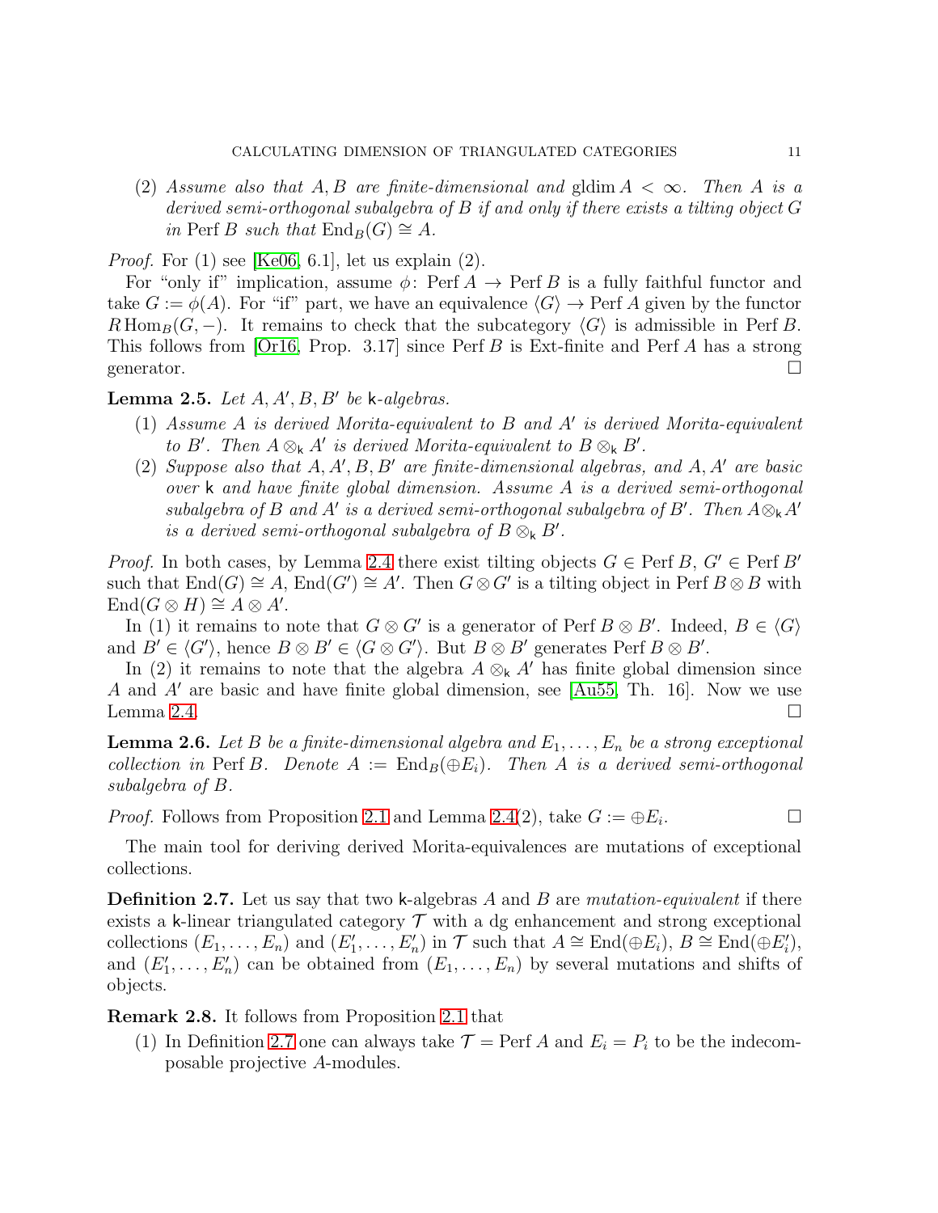(2) *Assume also that $A, B$ are finite-dimensional and $\operatorname{gldim} A < \infty$. Then $A$ is a derived semi-orthogonal subalgebra of $B$ if and only if there exists a tilting object $G$ in $\operatorname{Perf} B$ such that $\operatorname{End}_B(G) \cong A$.*

*Proof.* For (1) see [Ke06, 6.1], let us explain (2).

For "only if" implication, assume $\phi\colon \operatorname{Perf} A \to \operatorname{Perf} B$ is a fully faithful functor and take $G := \phi(A)$. For "if" part, we have an equivalence $\langle G\rangle \to \operatorname{Perf} A$ given by the functor $R\operatorname{Hom}_B(G, -)$. It remains to check that the subcategory $\langle G\rangle$ is admissible in $\operatorname{Perf} B$. This follows from [Or16, Prop. 3.17] since $\operatorname{Perf} B$ is Ext-finite and $\operatorname{Perf} A$ has a strong generator. □

**Lemma 2.5.** *Let $A, A', B, B'$ be $\mathsf{k}$-algebras.*

1. *Assume $A$ is derived Morita-equivalent to $B$ and $A'$ is derived Morita-equivalent to $B'$. Then $A \otimes_{\mathsf{k}} A'$ is derived Morita-equivalent to $B \otimes_{\mathsf{k}} B'$.*
2. *Suppose also that $A, A', B, B'$ are finite-dimensional algebras, and $A, A'$ are basic over $\mathsf{k}$ and have finite global dimension. Assume $A$ is a derived semi-orthogonal subalgebra of $B$ and $A'$ is a derived semi-orthogonal subalgebra of $B'$. Then $A \otimes_{\mathsf{k}} A'$ is a derived semi-orthogonal subalgebra of $B \otimes_{\mathsf{k}} B'$.*

*Proof.* In both cases, by Lemma 2.4 there exist tilting objects $G \in \operatorname{Perf} B$, $G' \in \operatorname{Perf} B'$ such that $\operatorname{End}(G) \cong A$, $\operatorname{End}(G') \cong A'$. Then $G \otimes G'$ is a tilting object in $\operatorname{Perf} B \otimes B$ with $\operatorname{End}(G \otimes H) \cong A \otimes A'$.

In (1) it remains to note that $G \otimes G'$ is a generator of $\operatorname{Perf} B \otimes B'$. Indeed, $B \in \langle G\rangle$ and $B' \in \langle G'\rangle$, hence $B \otimes B' \in \langle G \otimes G'\rangle$. But $B \otimes B'$ generates $\operatorname{Perf} B \otimes B'$.

In (2) it remains to note that the algebra $A \otimes_{\mathsf{k}} A'$ has finite global dimension since $A$ and $A'$ are basic and have finite global dimension, see [Au55, Th. 16]. Now we use Lemma 2.4. □

**Lemma 2.6.** *Let $B$ be a finite-dimensional algebra and $E_1, \dots, E_n$ be a strong exceptional collection in $\operatorname{Perf} B$. Denote $A := \operatorname{End}_B(\oplus E_i)$. Then $A$ is a derived semi-orthogonal subalgebra of $B$.*

*Proof.* Follows from Proposition 2.1 and Lemma 2.4(2), take $G := \oplus E_i$. □

The main tool for deriving derived Morita-equivalences are mutations of exceptional collections.

**Definition 2.7.** Let us say that two $\mathsf{k}$-algebras $A$ and $B$ are *mutation-equivalent* if there exists a $\mathsf{k}$-linear triangulated category $\mathcal{T}$ with a dg enhancement and strong exceptional collections $(E_1, \dots, E_n)$ and $(E'_1, \dots, E'_n)$ in $\mathcal{T}$ such that $A \cong \operatorname{End}(\oplus E_i)$, $B \cong \operatorname{End}(\oplus E'_i)$, and $(E'_1, \dots, E'_n)$ can be obtained from $(E_1, \dots, E_n)$ by several mutations and shifts of objects.

**Remark 2.8.** It follows from Proposition 2.1 that

1. In Definition 2.7 one can always take $\mathcal{T} = \operatorname{Perf} A$ and $E_i = P_i$ to be the indecomposable projective $A$-modules.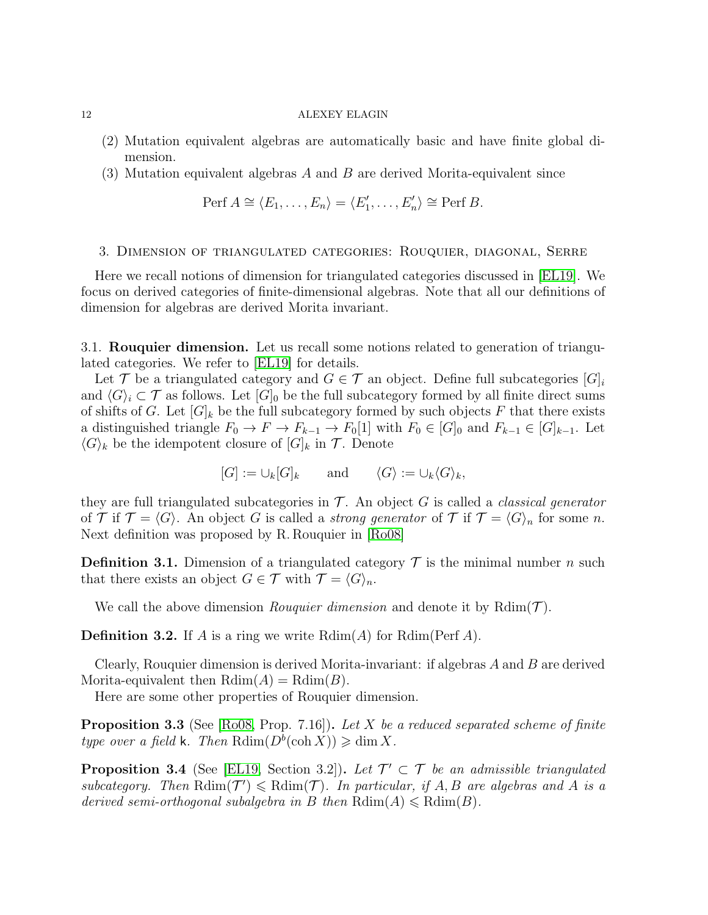(2) Mutation equivalent algebras are automatically basic and have finite global dimension.
(3) Mutation equivalent algebras $A$ and $B$ are derived Morita-equivalent since

$$\operatorname{Perf} A \cong \langle E_1, \ldots, E_n \rangle = \langle E'_1, \ldots, E'_n \rangle \cong \operatorname{Perf} B.$$

## 3. Dimension of triangulated categories: Rouquier, diagonal, Serre

Here we recall notions of dimension for triangulated categories discussed in [EL19]. We focus on derived categories of finite-dimensional algebras. Note that all our definitions of dimension for algebras are derived Morita invariant.

### 3.1. Rouquier dimension.

Let us recall some notions related to generation of triangulated categories. We refer to [EL19] for details.

Let $\mathcal{T}$ be a triangulated category and $G \in \mathcal{T}$ an object. Define full subcategories $[G]_i$ and $\langle G \rangle_i \subset \mathcal{T}$ as follows. Let $[G]_0$ be the full subcategory formed by all finite direct sums of shifts of $G$. Let $[G]_k$ be the full subcategory formed by such objects $F$ that there exists a distinguished triangle $F_0 \to F \to F_{k-1} \to F_0[1]$ with $F_0 \in [G]_0$ and $F_{k-1} \in [G]_{k-1}$. Let $\langle G \rangle_k$ be the idempotent closure of $[G]_k$ in $\mathcal{T}$. Denote

$$[G] := \cup_k [G]_k \qquad \text{and} \qquad \langle G \rangle := \cup_k \langle G \rangle_k,$$

they are full triangulated subcategories in $\mathcal{T}$. An object $G$ is called a *classical generator* of $\mathcal{T}$ if $\mathcal{T} = \langle G \rangle$. An object $G$ is called a *strong generator* of $\mathcal{T}$ if $\mathcal{T} = \langle G \rangle_n$ for some $n$. Next definition was proposed by R. Rouquier in [Ro08]

**Definition 3.1.** Dimension of a triangulated category $\mathcal{T}$ is the minimal number $n$ such that there exists an object $G \in \mathcal{T}$ with $\mathcal{T} = \langle G \rangle_n$.

We call the above dimension *Rouquier dimension* and denote it by $\operatorname{Rdim}(\mathcal{T})$.

**Definition 3.2.** If $A$ is a ring we write $\operatorname{Rdim}(A)$ for $\operatorname{Rdim}(\operatorname{Perf} A)$.

Clearly, Rouquier dimension is derived Morita-invariant: if algebras $A$ and $B$ are derived Morita-equivalent then $\operatorname{Rdim}(A) = \operatorname{Rdim}(B)$.

Here are some other properties of Rouquier dimension.

**Proposition 3.3** (See [Ro08, Prop. 7.16])**.** *Let $X$ be a reduced separated scheme of finite type over a field $\mathsf{k}$. Then $\operatorname{Rdim}(D^b(\operatorname{coh} X)) \geqslant \dim X$.*

**Proposition 3.4** (See [EL19, Section 3.2])**.** *Let $\mathcal{T}' \subset \mathcal{T}$ be an admissible triangulated subcategory. Then $\operatorname{Rdim}(\mathcal{T}') \leqslant \operatorname{Rdim}(\mathcal{T})$. In particular, if $A, B$ are algebras and $A$ is a derived semi-orthogonal subalgebra in $B$ then $\operatorname{Rdim}(A) \leqslant \operatorname{Rdim}(B)$.*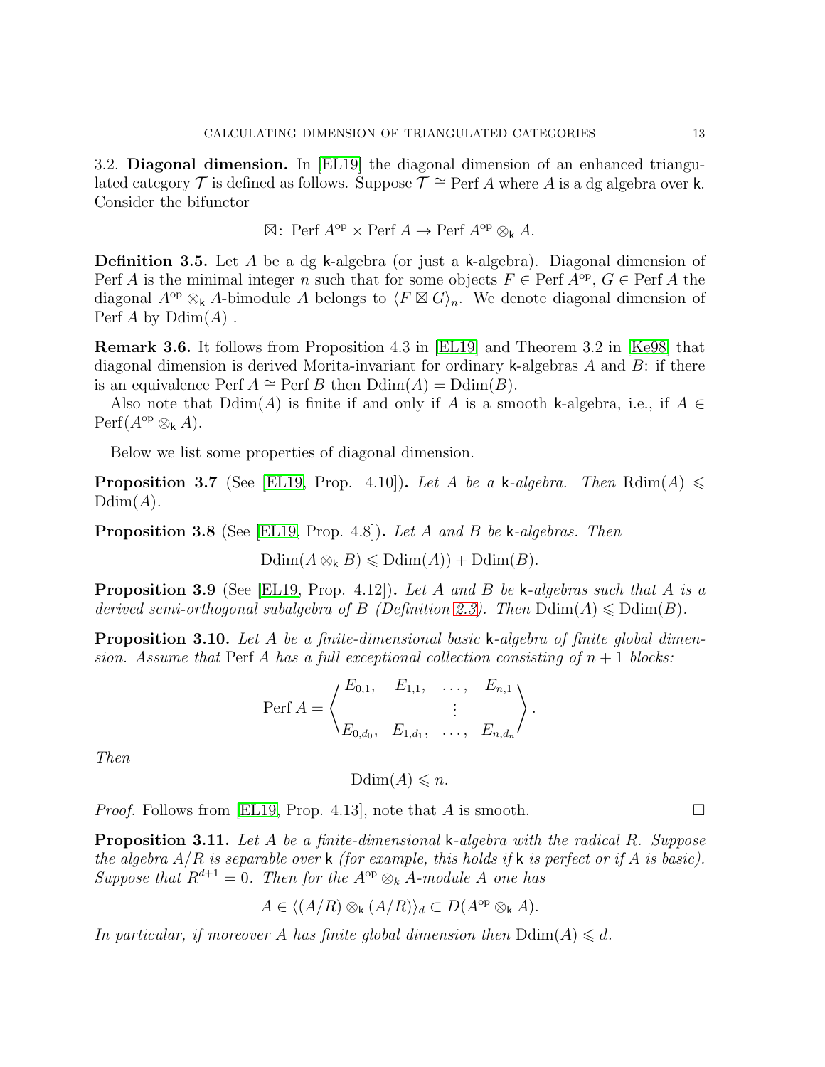### 3.2. Diagonal dimension.

In [EL19] the diagonal dimension of an enhanced triangulated category $\mathcal{T}$ is defined as follows. Suppose $\mathcal{T} \cong \operatorname{Perf} A$ where $A$ is a dg algebra over $\mathsf{k}$. Consider the bifunctor

$$\boxtimes\colon \operatorname{Perf} A^{\mathrm{op}} \times \operatorname{Perf} A \to \operatorname{Perf} A^{\mathrm{op}} \otimes_{\mathsf{k}} A.$$

**Definition 3.5.** Let $A$ be a dg $\mathsf{k}$-algebra (or just a $\mathsf{k}$-algebra). Diagonal dimension of $\operatorname{Perf} A$ is the minimal integer $n$ such that for some objects $F \in \operatorname{Perf} A^{\mathrm{op}}$, $G \in \operatorname{Perf} A$ the diagonal $A^{\mathrm{op}} \otimes_{\mathsf{k}} A$-bimodule $A$ belongs to $\langle F \boxtimes G\rangle_n$. We denote diagonal dimension of $\operatorname{Perf} A$ by $\operatorname{Ddim}(A)$ .

**Remark 3.6.** It follows from Proposition 4.3 in [EL19] and Theorem 3.2 in [Ke98] that diagonal dimension is derived Morita-invariant for ordinary $\mathsf{k}$-algebras $A$ and $B$: if there is an equivalence $\operatorname{Perf} A \cong \operatorname{Perf} B$ then $\operatorname{Ddim}(A) = \operatorname{Ddim}(B)$.

Also note that $\operatorname{Ddim}(A)$ is finite if and only if $A$ is a smooth $\mathsf{k}$-algebra, i.e., if $A \in \operatorname{Perf}(A^{\mathrm{op}} \otimes_{\mathsf{k}} A)$.

Below we list some properties of diagonal dimension.

**Proposition 3.7** (See [EL19, Prop. 4.10])**.** *Let $A$ be a $\mathsf{k}$-algebra. Then $\operatorname{Rdim}(A) \leqslant \operatorname{Ddim}(A)$.*

**Proposition 3.8** (See [EL19, Prop. 4.8])**.** *Let $A$ and $B$ be $\mathsf{k}$-algebras. Then*

$$\operatorname{Ddim}(A \otimes_{\mathsf{k}} B) \leqslant \operatorname{Ddim}(A)) + \operatorname{Ddim}(B).$$

**Proposition 3.9** (See [EL19, Prop. 4.12])**.** *Let $A$ and $B$ be $\mathsf{k}$-algebras such that $A$ is a derived semi-orthogonal subalgebra of $B$ (Definition 2.3). Then $\operatorname{Ddim}(A) \leqslant \operatorname{Ddim}(B)$.*

**Proposition 3.10.** *Let $A$ be a finite-dimensional basic $\mathsf{k}$-algebra of finite global dimension. Assume that $\operatorname{Perf} A$ has a full exceptional collection consisting of $n+1$ blocks:*

$$\operatorname{Perf} A = \left\langle \begin{matrix} E_{0,1}, & E_{1,1}, & \ldots, & E_{n,1} \\ & & \vdots & \\ E_{0,d_0}, & E_{1,d_1}, & \ldots, & E_{n,d_n} \end{matrix} \right\rangle.$$

*Then*

$$\operatorname{Ddim}(A) \leqslant n.$$

*Proof.* Follows from [EL19, Prop. 4.13], note that $A$ is smooth. □

**Proposition 3.11.** *Let $A$ be a finite-dimensional $\mathsf{k}$-algebra with the radical $R$. Suppose the algebra $A/R$ is separable over $\mathsf{k}$ (for example, this holds if $\mathsf{k}$ is perfect or if $A$ is basic). Suppose that $R^{d+1} = 0$. Then for the $A^{\mathrm{op}} \otimes_k A$-module $A$ one has*

$$A \in \langle (A/R) \otimes_{\mathsf{k}} (A/R)\rangle_d \subset D(A^{\mathrm{op}} \otimes_{\mathsf{k}} A).$$

*In particular, if moreover $A$ has finite global dimension then $\operatorname{Ddim}(A) \leqslant d$.*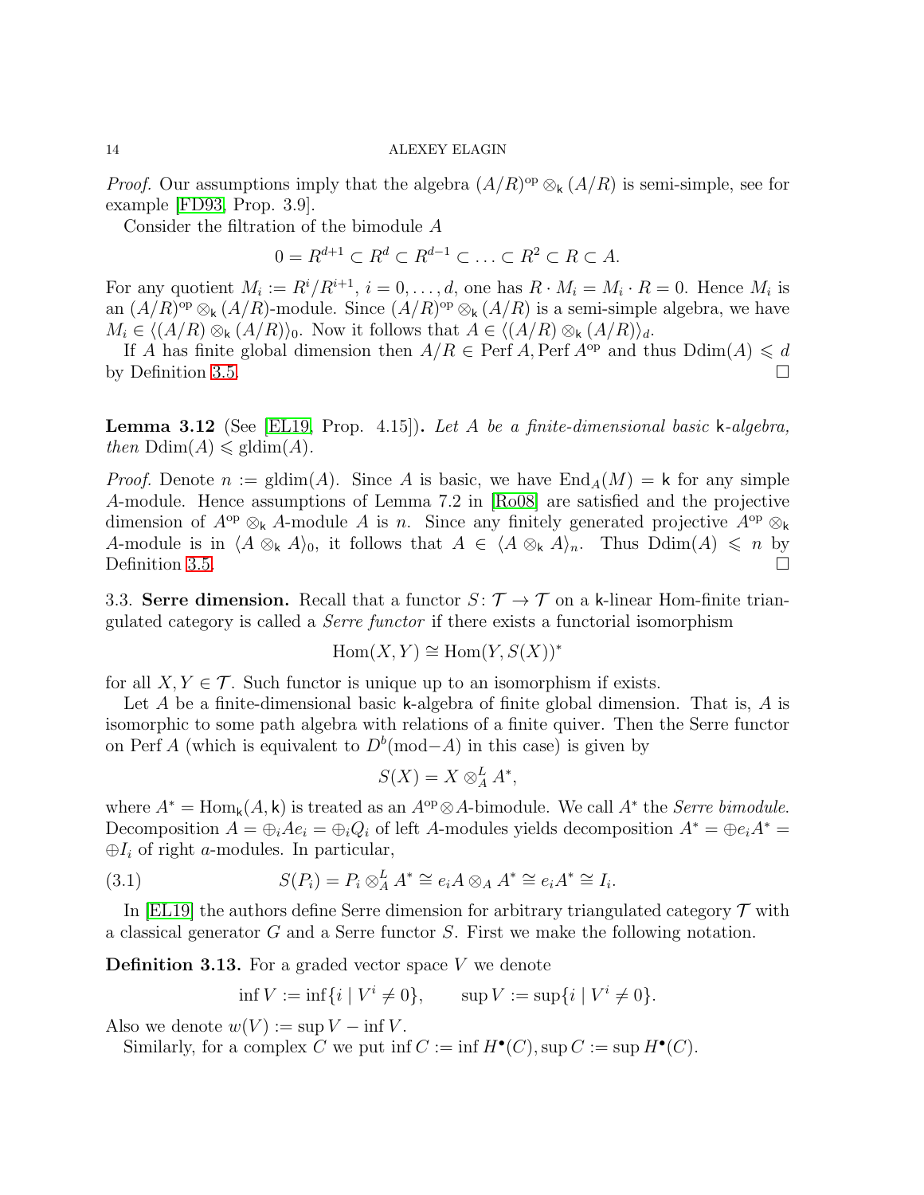*Proof.* Our assumptions imply that the algebra $(A/R)^{\mathrm{op}} \otimes_{\mathsf{k}} (A/R)$ is semi-simple, see for example [FD93, Prop. 3.9].

Consider the filtration of the bimodule $A$

$$0 = R^{d+1} \subset R^d \subset R^{d-1} \subset \ldots \subset R^2 \subset R \subset A.$$

For any quotient $M_i := R^i/R^{i+1}$, $i = 0, \ldots, d$, one has $R \cdot M_i = M_i \cdot R = 0$. Hence $M_i$ is an $(A/R)^{\mathrm{op}} \otimes_{\mathsf{k}} (A/R)$-module. Since $(A/R)^{\mathrm{op}} \otimes_{\mathsf{k}} (A/R)$ is a semi-simple algebra, we have $M_i \in \langle (A/R) \otimes_{\mathsf{k}} (A/R) \rangle_0$. Now it follows that $A \in \langle (A/R) \otimes_{\mathsf{k}} (A/R) \rangle_d$.

If $A$ has finite global dimension then $A/R \in \operatorname{Perf} A, \operatorname{Perf} A^{\mathrm{op}}$ and thus $\operatorname{Ddim}(A) \leqslant d$ by Definition 3.5. $\square$

**Lemma 3.12** (See [EL19, Prop. 4.15])**.** *Let $A$ be a finite-dimensional basic $\mathsf{k}$-algebra, then $\operatorname{Ddim}(A) \leqslant \operatorname{gldim}(A)$.*

*Proof.* Denote $n := \operatorname{gldim}(A)$. Since $A$ is basic, we have $\operatorname{End}_A(M) = \mathsf{k}$ for any simple $A$-module. Hence assumptions of Lemma 7.2 in [Ro08] are satisfied and the projective dimension of $A^{\mathrm{op}} \otimes_{\mathsf{k}} A$-module $A$ is $n$. Since any finitely generated projective $A^{\mathrm{op}} \otimes_{\mathsf{k}} A$-module is in $\langle A \otimes_{\mathsf{k}} A \rangle_0$, it follows that $A \in \langle A \otimes_{\mathsf{k}} A \rangle_n$. Thus $\operatorname{Ddim}(A) \leqslant n$ by Definition 3.5. $\square$

3.3. **Serre dimension.** Recall that a functor $S \colon \mathcal{T} \to \mathcal{T}$ on a $\mathsf{k}$-linear Hom-finite triangulated category is called a *Serre functor* if there exists a functorial isomorphism

$$\operatorname{Hom}(X, Y) \cong \operatorname{Hom}(Y, S(X))^*$$

for all $X, Y \in \mathcal{T}$. Such functor is unique up to an isomorphism if exists.

Let $A$ be a finite-dimensional basic $\mathsf{k}$-algebra of finite global dimension. That is, $A$ is isomorphic to some path algebra with relations of a finite quiver. Then the Serre functor on $\operatorname{Perf} A$ (which is equivalent to $D^b(\mathrm{mod}{-}A)$ in this case) is given by

$$S(X) = X \otimes^L_A A^*,$$

where $A^* = \operatorname{Hom}_{\mathsf{k}}(A, \mathsf{k})$ is treated as an $A^{\mathrm{op}} \otimes A$-bimodule. We call $A^*$ the *Serre bimodule*. Decomposition $A = \oplus_i Ae_i = \oplus_i Q_i$ of left $A$-modules yields decomposition $A^* = \oplus e_i A^* = \oplus I_i$ of right $a$-modules. In particular,

$$S(P_i) = P_i \otimes^L_A A^* \cong e_i A \otimes_A A^* \cong e_i A^* \cong I_i. \tag{3.1}$$

In [EL19] the authors define Serre dimension for arbitrary triangulated category $\mathcal{T}$ with a classical generator $G$ and a Serre functor $S$. First we make the following notation.

**Definition 3.13.** For a graded vector space $V$ we denote

$$\inf V := \inf\{i \mid V^i \neq 0\}, \qquad \sup V := \sup\{i \mid V^i \neq 0\}.$$

Also we denote $w(V) := \sup V - \inf V$.

Similarly, for a complex $C$ we put $\inf C := \inf H^\bullet(C), \sup C := \sup H^\bullet(C)$.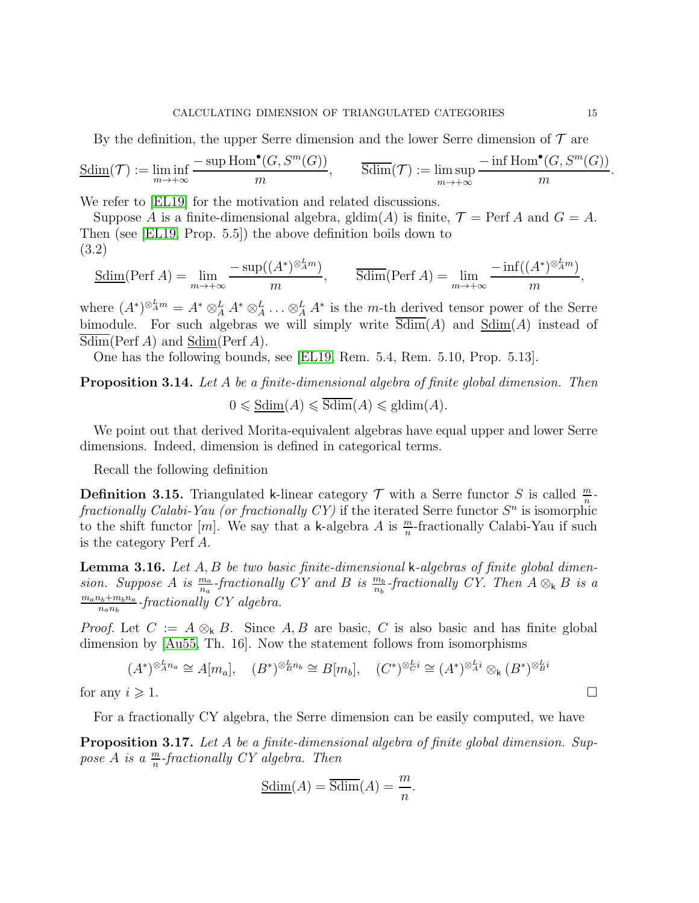By the definition, the upper Serre dimension and the lower Serre dimension of $\mathcal{T}$ are

$$\underline{\mathrm{Sdim}}(\mathcal{T}) := \liminf_{m\to+\infty} \frac{-\sup \mathrm{Hom}^\bullet(G, S^m(G))}{m}, \qquad \overline{\mathrm{Sdim}}(\mathcal{T}) := \limsup_{m\to+\infty} \frac{-\inf \mathrm{Hom}^\bullet(G, S^m(G))}{m}.$$

We refer to [EL19] for the motivation and related discussions.

Suppose $A$ is a finite-dimensional algebra, $\mathrm{gldim}(A)$ is finite, $\mathcal{T} = \mathrm{Perf}\, A$ and $G = A$. Then (see [EL19, Prop. 5.5]) the above definition boils down to

(3.2)
$$\underline{\mathrm{Sdim}}(\mathrm{Perf}\, A) = \lim_{m\to+\infty} \frac{-\sup((A^*)^{\otimes^L_A m})}{m}, \qquad \overline{\mathrm{Sdim}}(\mathrm{Perf}\, A) = \lim_{m\to+\infty} \frac{-\inf((A^*)^{\otimes^L_A m})}{m},$$

where $(A^*)^{\otimes^L_A m} = A^* \otimes^L_A A^* \otimes^L_A \ldots \otimes^L_A A^*$ is the $m$-th derived tensor power of the Serre bimodule. For such algebras we will simply write $\overline{\mathrm{Sdim}}(A)$ and $\underline{\mathrm{Sdim}}(A)$ instead of $\overline{\mathrm{Sdim}}(\mathrm{Perf}\, A)$ and $\underline{\mathrm{Sdim}}(\mathrm{Perf}\, A)$.

One has the following bounds, see [EL19, Rem. 5.4, Rem. 5.10, Prop. 5.13].

**Proposition 3.14.** *Let $A$ be a finite-dimensional algebra of finite global dimension. Then*

$$0 \leqslant \underline{\mathrm{Sdim}}(A) \leqslant \overline{\mathrm{Sdim}}(A) \leqslant \mathrm{gldim}(A).$$

We point out that derived Morita-equivalent algebras have equal upper and lower Serre dimensions. Indeed, dimension is defined in categorical terms.

Recall the following definition

**Definition 3.15.** Triangulated $\mathsf{k}$-linear category $\mathcal{T}$ with a Serre functor $S$ is called $\frac{m}{n}$-*fractionally Calabi-Yau (or fractionally CY)* if the iterated Serre functor $S^n$ is isomorphic to the shift functor $[m]$. We say that a $\mathsf{k}$-algebra $A$ is $\frac{m}{n}$-fractionally Calabi-Yau if such is the category $\mathrm{Perf}\, A$.

**Lemma 3.16.** *Let $A, B$ be two basic finite-dimensional $\mathsf{k}$-algebras of finite global dimension. Suppose $A$ is $\frac{m_a}{n_a}$-fractionally CY and $B$ is $\frac{m_b}{n_b}$-fractionally CY. Then $A \otimes_{\mathsf{k}} B$ is a $\frac{m_a n_b + m_b n_a}{n_a n_b}$-fractionally CY algebra.*

*Proof.* Let $C := A \otimes_{\mathsf{k}} B$. Since $A, B$ are basic, $C$ is also basic and has finite global dimension by [Au55, Th. 16]. Now the statement follows from isomorphisms

$$(A^*)^{\otimes^L_A n_a} \cong A[m_a], \quad (B^*)^{\otimes^L_B n_b} \cong B[m_b], \quad (C^*)^{\otimes^L_C i} \cong (A^*)^{\otimes^L_A i} \otimes_{\mathsf{k}} (B^*)^{\otimes^L_B i}$$

for any $i \geqslant 1$. $\square$

For a fractionally CY algebra, the Serre dimension can be easily computed, we have

**Proposition 3.17.** *Let $A$ be a finite-dimensional algebra of finite global dimension. Suppose $A$ is a $\frac{m}{n}$-fractionally CY algebra. Then*

$$\underline{\mathrm{Sdim}}(A) = \overline{\mathrm{Sdim}}(A) = \frac{m}{n}.$$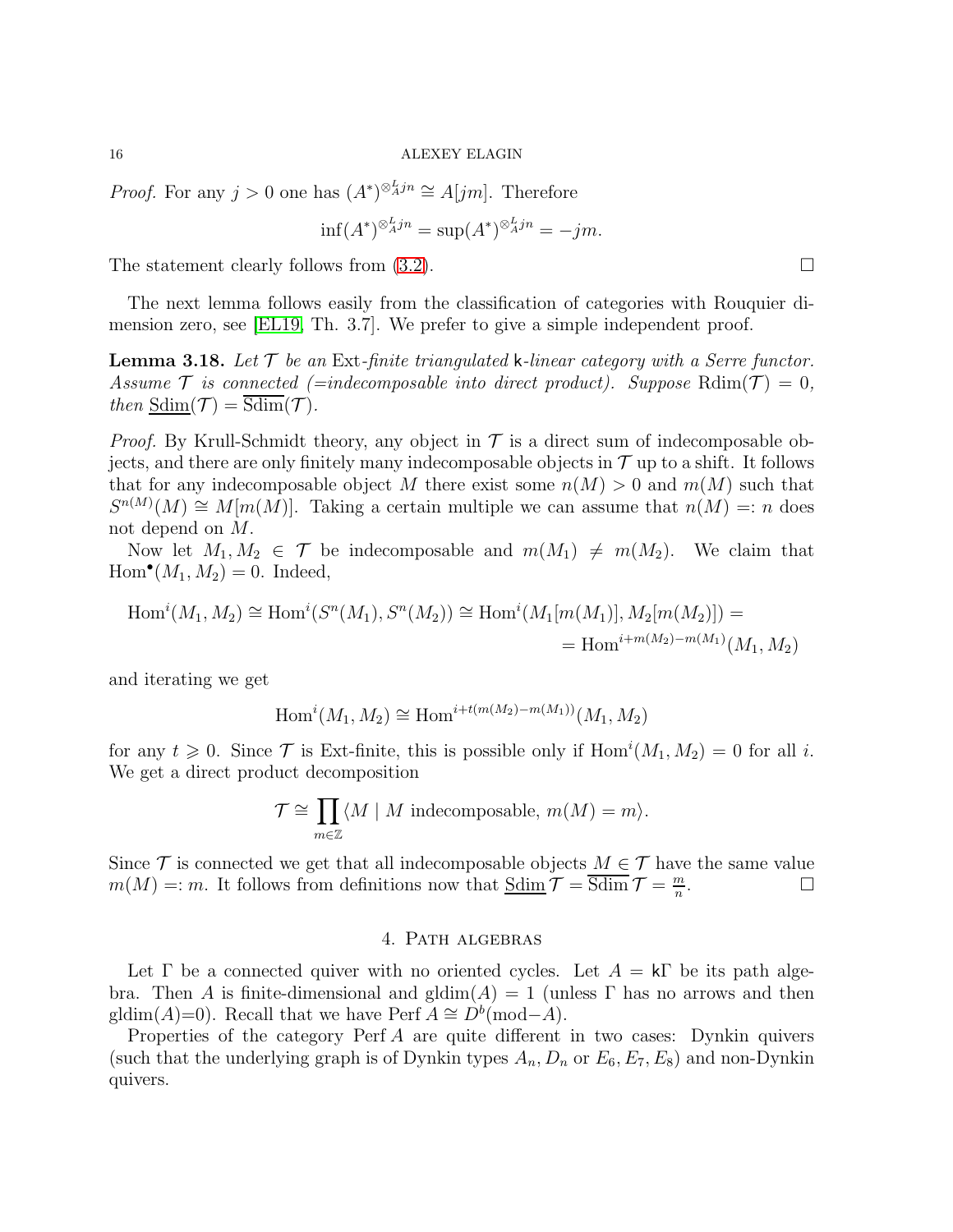*Proof.* For any $j > 0$ one has $(A^*)^{\otimes_A^L jn} \cong A[jm]$. Therefore

$$\inf(A^*)^{\otimes_A^L jn} = \sup(A^*)^{\otimes_A^L jn} = -jm.$$

The statement clearly follows from (3.2). □

The next lemma follows easily from the classification of categories with Rouquier dimension zero, see [EL19, Th. 3.7]. We prefer to give a simple independent proof.

**Lemma 3.18.** *Let $\mathcal{T}$ be an* Ext*-finite triangulated* $\mathsf{k}$*-linear category with a Serre functor. Assume $\mathcal{T}$ is connected (=indecomposable into direct product). Suppose* $\mathrm{Rdim}(\mathcal{T}) = 0$*, then* $\underline{\mathrm{Sdim}}(\mathcal{T}) = \overline{\mathrm{Sdim}}(\mathcal{T})$.

*Proof.* By Krull-Schmidt theory, any object in $\mathcal{T}$ is a direct sum of indecomposable objects, and there are only finitely many indecomposable objects in $\mathcal{T}$ up to a shift. It follows that for any indecomposable object $M$ there exist some $n(M) > 0$ and $m(M)$ such that $S^{n(M)}(M) \cong M[m(M)]$. Taking a certain multiple we can assume that $n(M) =: n$ does not depend on $M$.

Now let $M_1, M_2 \in \mathcal{T}$ be indecomposable and $m(M_1) \neq m(M_2)$. We claim that $\mathrm{Hom}^\bullet(M_1, M_2) = 0$. Indeed,

$$\begin{aligned}\mathrm{Hom}^i(M_1, M_2) \cong \mathrm{Hom}^i(S^n(M_1), S^n(M_2)) \cong \mathrm{Hom}^i(M_1[m(M_1)], M_2[m(M_2)]) = \\ = \mathrm{Hom}^{i+m(M_2)-m(M_1)}(M_1, M_2)\end{aligned}$$

and iterating we get

$$\mathrm{Hom}^i(M_1, M_2) \cong \mathrm{Hom}^{i+t(m(M_2)-m(M_1))}(M_1, M_2)$$

for any $t \geqslant 0$. Since $\mathcal{T}$ is Ext-finite, this is possible only if $\mathrm{Hom}^i(M_1, M_2) = 0$ for all $i$. We get a direct product decomposition

$$\mathcal{T} \cong \prod_{m \in \mathbb{Z}} \langle M \mid M \text{ indecomposable}, \, m(M) = m \rangle.$$

Since $\mathcal{T}$ is connected we get that all indecomposable objects $M \in \mathcal{T}$ have the same value $m(M) =: m$. It follows from definitions now that $\underline{\mathrm{Sdim}}\,\mathcal{T} = \overline{\mathrm{Sdim}}\,\mathcal{T} = \frac{m}{n}$. □

## 4. Path algebras

Let $\Gamma$ be a connected quiver with no oriented cycles. Let $A = \mathsf{k}\Gamma$ be its path algebra. Then $A$ is finite-dimensional and $\mathrm{gldim}(A) = 1$ (unless $\Gamma$ has no arrows and then $\mathrm{gldim}(A)$=0). Recall that we have $\mathrm{Perf}\, A \cong D^b(\mathrm{mod}{-}A)$.

Properties of the category $\mathrm{Perf}\, A$ are quite different in two cases: Dynkin quivers (such that the underlying graph is of Dynkin types $A_n, D_n$ or $E_6, E_7, E_8$) and non-Dynkin quivers.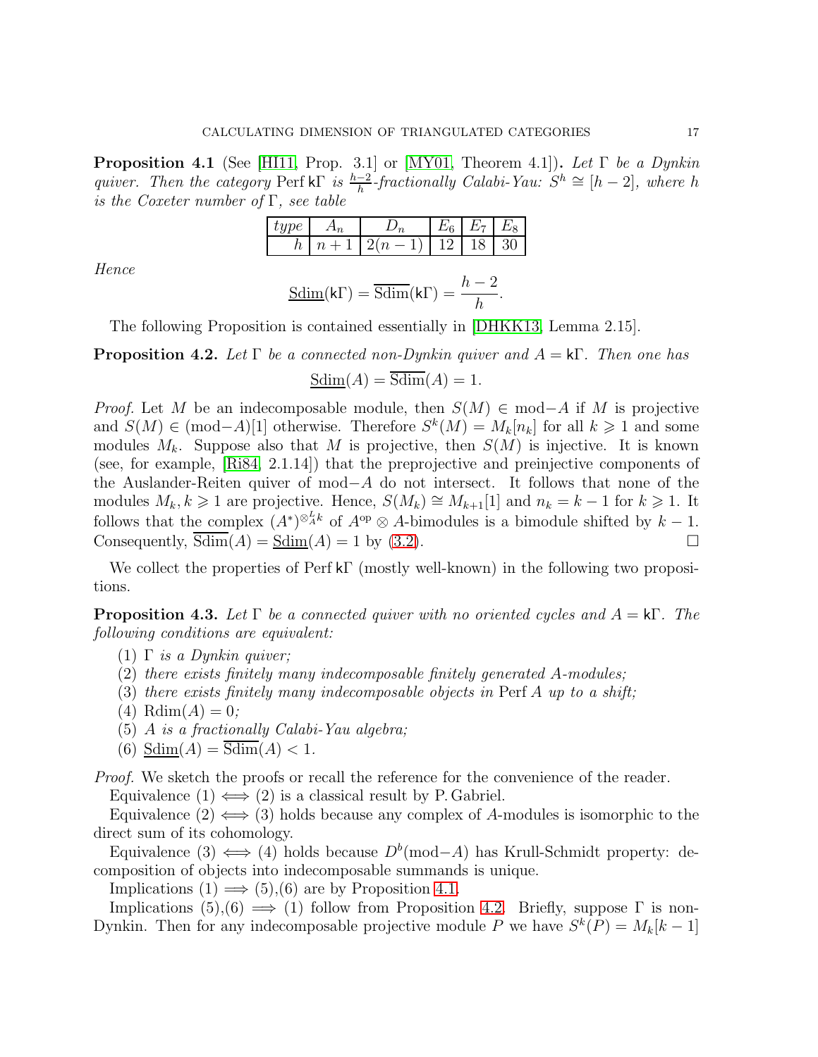**Proposition 4.1** (See [HI11, Prop. 3.1] or [MY01, Theorem 4.1])**.** *Let $\Gamma$ be a Dynkin quiver. Then the category* $\operatorname{Perf} \mathsf{k}\Gamma$ *is* $\frac{h-2}{h}$*-fractionally Calabi-Yau:* $S^h \cong [h-2]$*, where* $h$ *is the Coxeter number of* $\Gamma$*, see table*

| *type* | $A_n$ | $D_n$ | $E_6$ | $E_7$ | $E_8$ |
|---|---|---|---|---|---|
| $h$ | $n+1$ | $2(n-1)$ | 12 | 18 | 30 |

*Hence*

$$\underline{\operatorname{Sdim}}(\mathsf{k}\Gamma) = \overline{\operatorname{Sdim}}(\mathsf{k}\Gamma) = \frac{h-2}{h}.$$

The following Proposition is contained essentially in [DHKK13, Lemma 2.15].

**Proposition 4.2.** *Let $\Gamma$ be a connected non-Dynkin quiver and $A = \mathsf{k}\Gamma$. Then one has*

$$\underline{\operatorname{Sdim}}(A) = \overline{\operatorname{Sdim}}(A) = 1.$$

*Proof.* Let $M$ be an indecomposable module, then $S(M) \in \operatorname{mod}-A$ if $M$ is projective and $S(M) \in (\operatorname{mod}-A)[1]$ otherwise. Therefore $S^k(M) = M_k[n_k]$ for all $k \geqslant 1$ and some modules $M_k$. Suppose also that $M$ is projective, then $S(M)$ is injective. It is known (see, for example, [Ri84, 2.1.14]) that the preprojective and preinjective components of the Auslander-Reiten quiver of $\operatorname{mod}-A$ do not intersect. It follows that none of the modules $M_k, k \geqslant 1$ are projective. Hence, $S(M_k) \cong M_{k+1}[1]$ and $n_k = k-1$ for $k \geqslant 1$. It follows that the complex $(A^*)^{\otimes^L_A k}$ of $A^{\mathrm{op}} \otimes A$-bimodules is a bimodule shifted by $k-1$. Consequently, $\overline{\operatorname{Sdim}}(A) = \underline{\operatorname{Sdim}}(A) = 1$ by (3.2). $\square$

We collect the properties of $\operatorname{Perf} \mathsf{k}\Gamma$ (mostly well-known) in the following two propositions.

**Proposition 4.3.** *Let $\Gamma$ be a connected quiver with no oriented cycles and $A = \mathsf{k}\Gamma$. The following conditions are equivalent:*

1. *$\Gamma$ is a Dynkin quiver;*
2. *there exists finitely many indecomposable finitely generated $A$-modules;*
3. *there exists finitely many indecomposable objects in* $\operatorname{Perf} A$ *up to a shift;*
4. $\operatorname{Rdim}(A) = 0$*;*
5. *$A$ is a fractionally Calabi-Yau algebra;*
6. $\underline{\operatorname{Sdim}}(A) = \overline{\operatorname{Sdim}}(A) < 1$*.*

*Proof.* We sketch the proofs or recall the reference for the convenience of the reader.

Equivalence (1) $\iff$ (2) is a classical result by P. Gabriel.

Equivalence (2) $\iff$ (3) holds because any complex of $A$-modules is isomorphic to the direct sum of its cohomology.

Equivalence (3) $\iff$ (4) holds because $D^b(\operatorname{mod}-A)$ has Krull-Schmidt property: decomposition of objects into indecomposable summands is unique.

Implications (1) $\implies$ (5),(6) are by Proposition 4.1.

Implications (5),(6) $\implies$ (1) follow from Proposition 4.2. Briefly, suppose $\Gamma$ is non-Dynkin. Then for any indecomposable projective module $P$ we have $S^k(P) = M_k[k-1]$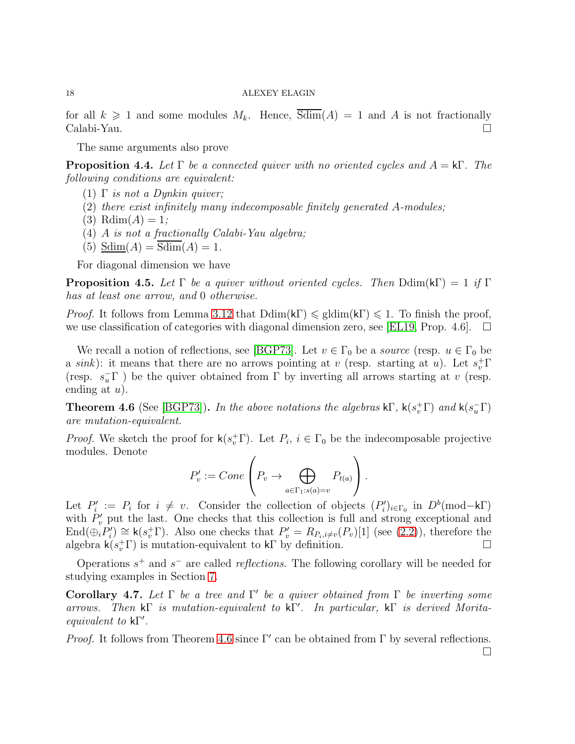for all $k \geqslant 1$ and some modules $M_k$. Hence, $\overline{\mathrm{Sdim}}(A) = 1$ and $A$ is not fractionally Calabi-Yau. $\square$

The same arguments also prove

**Proposition 4.4.** *Let $\Gamma$ be a connected quiver with no oriented cycles and $A = \mathsf{k}\Gamma$. The following conditions are equivalent:*

1. *$\Gamma$ is not a Dynkin quiver;*
2. *there exist infinitely many indecomposable finitely generated $A$-modules;*
3. *$\mathrm{Rdim}(A) = 1$;*
4. *$A$ is not a fractionally Calabi-Yau algebra;*
5. *$\underline{\mathrm{Sdim}}(A) = \overline{\mathrm{Sdim}}(A) = 1$.*

For diagonal dimension we have

**Proposition 4.5.** *Let $\Gamma$ be a quiver without oriented cycles. Then $\mathrm{Ddim}(\mathsf{k}\Gamma) = 1$ if $\Gamma$ has at least one arrow, and $0$ otherwise.*

*Proof.* It follows from Lemma 3.12 that $\mathrm{Ddim}(\mathsf{k}\Gamma) \leqslant \mathrm{gldim}(\mathsf{k}\Gamma) \leqslant 1$. To finish the proof, we use classification of categories with diagonal dimension zero, see [EL19, Prop. 4.6]. $\square$

We recall a notion of reflections, see [BGP73]. Let $v \in \Gamma_0$ be a *source* (resp. $u \in \Gamma_0$ be a *sink*): it means that there are no arrows pointing at $v$ (resp. starting at $u$). Let $s_v^+\Gamma$ (resp. $s_u^-\Gamma$ ) be the quiver obtained from $\Gamma$ by inverting all arrows starting at $v$ (resp. ending at $u$).

**Theorem 4.6** (See [BGP73])**.** *In the above notations the algebras $\mathsf{k}\Gamma$, $\mathsf{k}(s_v^+\Gamma)$ and $\mathsf{k}(s_u^-\Gamma)$ are mutation-equivalent.*

*Proof.* We sketch the proof for $\mathsf{k}(s_v^+\Gamma)$. Let $P_i$, $i \in \Gamma_0$ be the indecomposable projective modules. Denote

$$P_v' := Cone\left(P_v \to \bigoplus_{a \in \Gamma_1 : s(a) = v} P_{t(a)}\right).$$

Let $P_i' := P_i$ for $i \neq v$. Consider the collection of objects $(P_i')_{i \in \Gamma_0}$ in $D^b(\mathrm{mod}-\mathsf{k}\Gamma)$ with $P_v'$ put the last. One checks that this collection is full and strong exceptional and $\mathrm{End}(\oplus_i P_i') \cong \mathsf{k}(s_v^+\Gamma)$. Also one checks that $P_v' = R_{P_i, i \neq v}(P_v)[1]$ (see (2.2)), therefore the algebra $\mathsf{k}(s_v^+\Gamma)$ is mutation-equivalent to $\mathsf{k}\Gamma$ by definition. $\square$

Operations $s^+$ and $s^-$ are called *reflections*. The following corollary will be needed for studying examples in Section 7.

**Corollary 4.7.** *Let $\Gamma$ be a tree and $\Gamma'$ be a quiver obtained from $\Gamma$ be inverting some arrows. Then $\mathsf{k}\Gamma$ is mutation-equivalent to $\mathsf{k}\Gamma'$. In particular, $\mathsf{k}\Gamma$ is derived Morita-equivalent to $\mathsf{k}\Gamma'$.*

*Proof.* It follows from Theorem 4.6 since $\Gamma'$ can be obtained from $\Gamma$ by several reflections. $\square$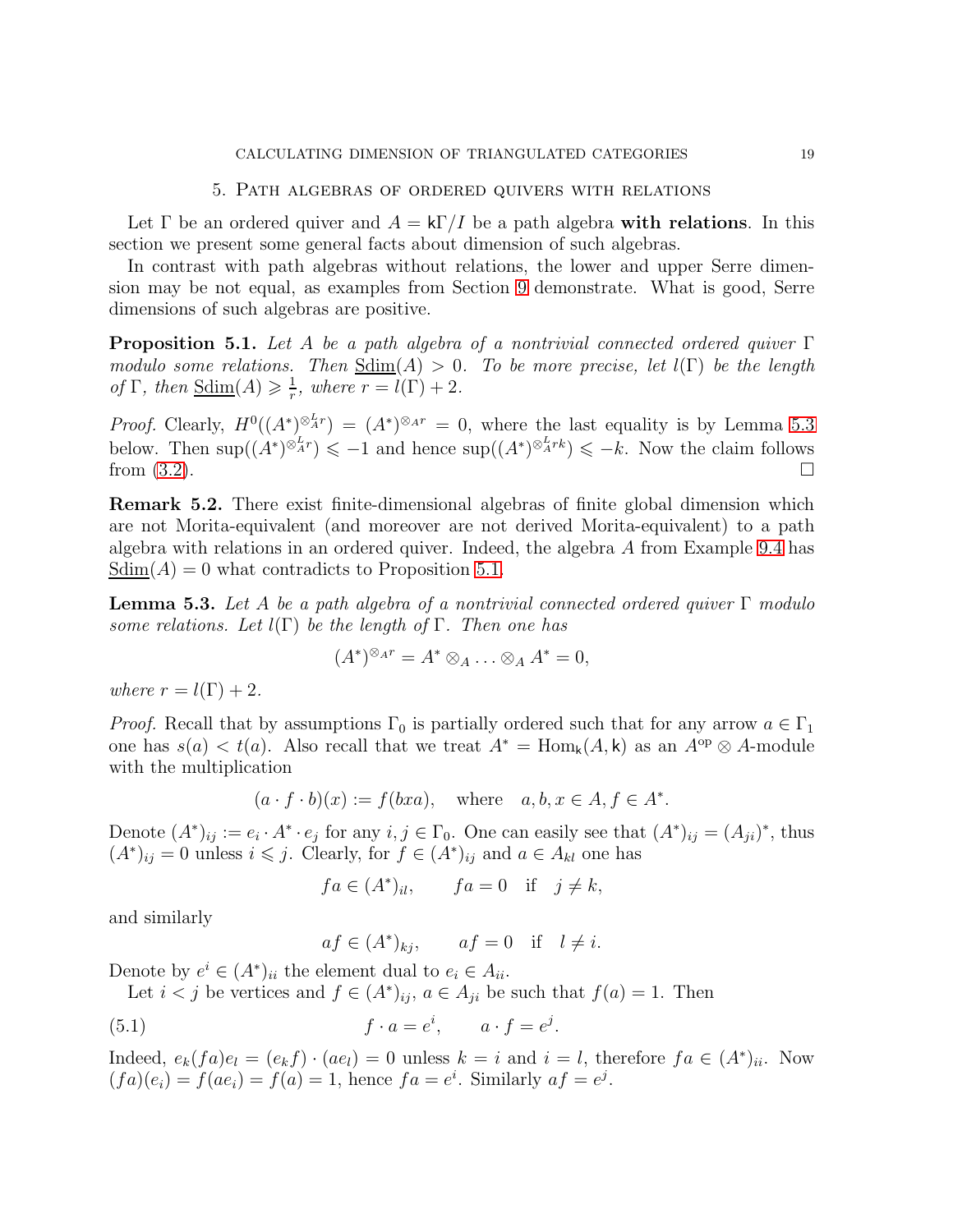## 5. Path algebras of ordered quivers with relations

Let $\Gamma$ be an ordered quiver and $A = \mathsf{k}\Gamma/I$ be a path algebra **with relations**. In this section we present some general facts about dimension of such algebras.

In contrast with path algebras without relations, the lower and upper Serre dimension may be not equal, as examples from Section 9 demonstrate. What is good, Serre dimensions of such algebras are positive.

**Proposition 5.1.** *Let $A$ be a path algebra of a nontrivial connected ordered quiver $\Gamma$ modulo some relations. Then $\underline{\mathrm{Sdim}}(A) > 0$. To be more precise, let $l(\Gamma)$ be the length of $\Gamma$, then $\underline{\mathrm{Sdim}}(A) \geqslant \frac{1}{r}$, where $r = l(\Gamma) + 2$.*

*Proof.* Clearly, $H^0((A^*)^{\otimes^L_A r}) = (A^*)^{\otimes_A r} = 0$, where the last equality is by Lemma 5.3 below. Then $\sup((A^*)^{\otimes^L_A r}) \leqslant -1$ and hence $\sup((A^*)^{\otimes^L_A rk}) \leqslant -k$. Now the claim follows from (3.2). $\square$

**Remark 5.2.** There exist finite-dimensional algebras of finite global dimension which are not Morita-equivalent (and moreover are not derived Morita-equivalent) to a path algebra with relations in an ordered quiver. Indeed, the algebra $A$ from Example 9.4 has $\underline{\mathrm{Sdim}}(A) = 0$ what contradicts to Proposition 5.1.

**Lemma 5.3.** *Let $A$ be a path algebra of a nontrivial connected ordered quiver $\Gamma$ modulo some relations. Let $l(\Gamma)$ be the length of $\Gamma$. Then one has*

$$(A^*)^{\otimes_A r} = A^* \otimes_A \ldots \otimes_A A^* = 0,$$

*where $r = l(\Gamma) + 2$.*

*Proof.* Recall that by assumptions $\Gamma_0$ is partially ordered such that for any arrow $a \in \Gamma_1$ one has $s(a) < t(a)$. Also recall that we treat $A^* = \mathrm{Hom}_{\mathsf{k}}(A, \mathsf{k})$ as an $A^{\mathrm{op}} \otimes A$-module with the multiplication

$$(a \cdot f \cdot b)(x) := f(bxa), \quad \text{where} \quad a, b, x \in A, f \in A^*.$$

Denote $(A^*)_{ij} := e_i \cdot A^* \cdot e_j$ for any $i, j \in \Gamma_0$. One can easily see that $(A^*)_{ij} = (A_{ji})^*$, thus $(A^*)_{ij} = 0$ unless $i \leqslant j$. Clearly, for $f \in (A^*)_{ij}$ and $a \in A_{kl}$ one has

$$fa \in (A^*)_{il}, \qquad fa = 0 \quad \text{if} \quad j \neq k,$$

and similarly

$$af \in (A^*)_{kj}, \qquad af = 0 \quad \text{if} \quad l \neq i.$$

Denote by $e^i \in (A^*)_{ii}$ the element dual to $e_i \in A_{ii}$.

Let $i < j$ be vertices and $f \in (A^*)_{ij}$, $a \in A_{ji}$ be such that $f(a) = 1$. Then

$$f \cdot a = e^i, \qquad a \cdot f = e^j. \tag{5.1}$$

Indeed, $e_k(fa)e_l = (e_k f) \cdot (a e_l) = 0$ unless $k = i$ and $i = l$, therefore $fa \in (A^*)_{ii}$. Now $(fa)(e_i) = f(ae_i) = f(a) = 1$, hence $fa = e^i$. Similarly $af = e^j$.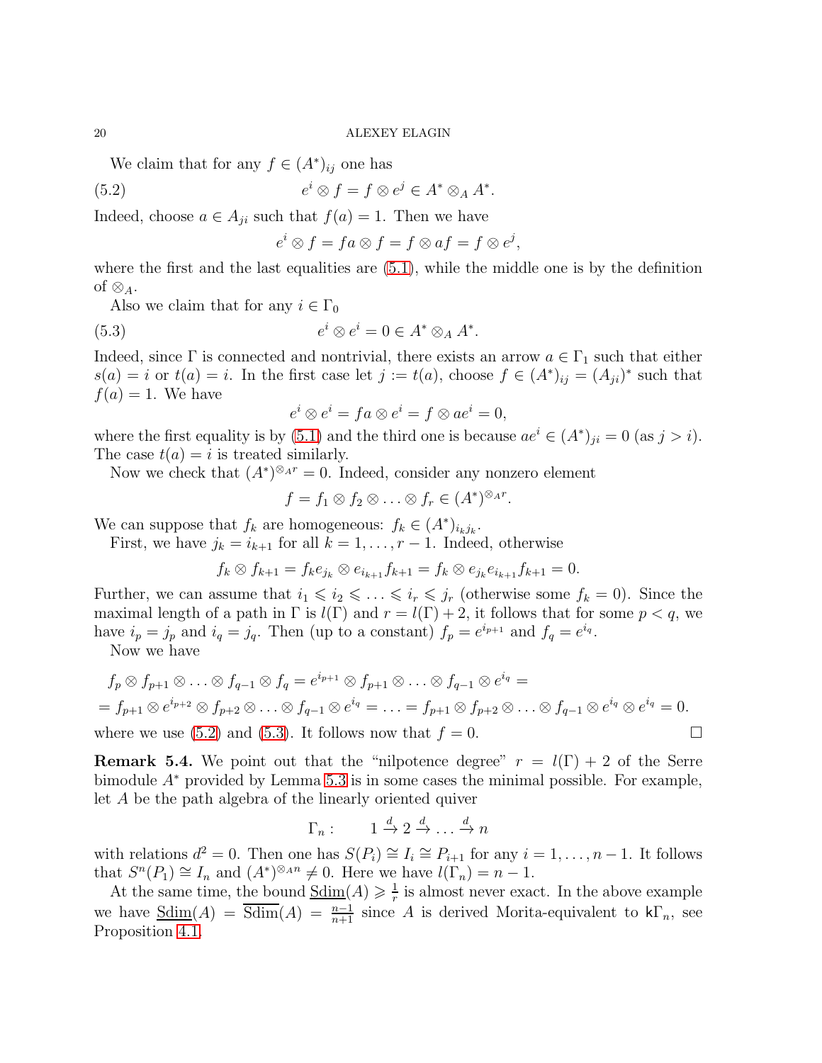We claim that for any $f \in (A^*)_{ij}$ one has

$$e^i \otimes f = f \otimes e^j \in A^* \otimes_A A^*. \tag{5.2}$$

Indeed, choose $a \in A_{ji}$ such that $f(a) = 1$. Then we have

$$e^i \otimes f = fa \otimes f = f \otimes af = f \otimes e^j,$$

where the first and the last equalities are (5.1), while the middle one is by the definition of $\otimes_A$.

Also we claim that for any $i \in \Gamma_0$

$$e^i \otimes e^i = 0 \in A^* \otimes_A A^*. \tag{5.3}$$

Indeed, since $\Gamma$ is connected and nontrivial, there exists an arrow $a \in \Gamma_1$ such that either $s(a) = i$ or $t(a) = i$. In the first case let $j := t(a)$, choose $f \in (A^*)_{ij} = (A_{ji})^*$ such that $f(a) = 1$. We have

$$e^i \otimes e^i = fa \otimes e^i = f \otimes ae^i = 0,$$

where the first equality is by (5.1) and the third one is because $ae^i \in (A^*)_{ji} = 0$ (as $j > i$). The case $t(a) = i$ is treated similarly.

Now we check that $(A^*)^{\otimes_A r} = 0$. Indeed, consider any nonzero element

$$f = f_1 \otimes f_2 \otimes \ldots \otimes f_r \in (A^*)^{\otimes_A r}.$$

We can suppose that $f_k$ are homogeneous: $f_k \in (A^*)_{i_k j_k}$.

First, we have $j_k = i_{k+1}$ for all $k = 1, \ldots, r-1$. Indeed, otherwise

$$f_k \otimes f_{k+1} = f_k e_{j_k} \otimes e_{i_{k+1}} f_{k+1} = f_k \otimes e_{j_k} e_{i_{k+1}} f_{k+1} = 0.$$

Further, we can assume that $i_1 \leqslant i_2 \leqslant \ldots \leqslant i_r \leqslant j_r$ (otherwise some $f_k = 0$). Since the maximal length of a path in $\Gamma$ is $l(\Gamma)$ and $r = l(\Gamma) + 2$, it follows that for some $p < q$, we have $i_p = j_p$ and $i_q = j_q$. Then (up to a constant) $f_p = e^{i_{p+1}}$ and $f_q = e^{i_q}$.

Now we have

$$\begin{aligned}
&f_p \otimes f_{p+1} \otimes \ldots \otimes f_{q-1} \otimes f_q = e^{i_{p+1}} \otimes f_{p+1} \otimes \ldots \otimes f_{q-1} \otimes e^{i_q} = \\
&= f_{p+1} \otimes e^{i_{p+2}} \otimes f_{p+2} \otimes \ldots \otimes f_{q-1} \otimes e^{i_q} = \ldots = f_{p+1} \otimes f_{p+2} \otimes \ldots \otimes f_{q-1} \otimes e^{i_q} \otimes e^{i_q} = 0.
\end{aligned}$$

where we use (5.2) and (5.3). It follows now that $f = 0$. $\square$

**Remark 5.4.** We point out that the "nilpotence degree" $r = l(\Gamma) + 2$ of the Serre bimodule $A^*$ provided by Lemma 5.3 is in some cases the minimal possible. For example, let $A$ be the path algebra of the linearly oriented quiver

$$\Gamma_n: \qquad 1 \xrightarrow{d} 2 \xrightarrow{d} \ldots \xrightarrow{d} n$$

with relations $d^2 = 0$. Then one has $S(P_i) \cong I_i \cong P_{i+1}$ for any $i = 1, \ldots, n-1$. It follows that $S^n(P_1) \cong I_n$ and $(A^*)^{\otimes_A n} \neq 0$. Here we have $l(\Gamma_n) = n - 1$.

At the same time, the bound $\underline{\mathrm{Sdim}}(A) \geqslant \frac{1}{r}$ is almost never exact. In the above example we have $\underline{\mathrm{Sdim}}(A) = \overline{\mathrm{Sdim}}(A) = \frac{n-1}{n+1}$ since $A$ is derived Morita-equivalent to $\mathsf{k}\Gamma_n$, see Proposition 4.1.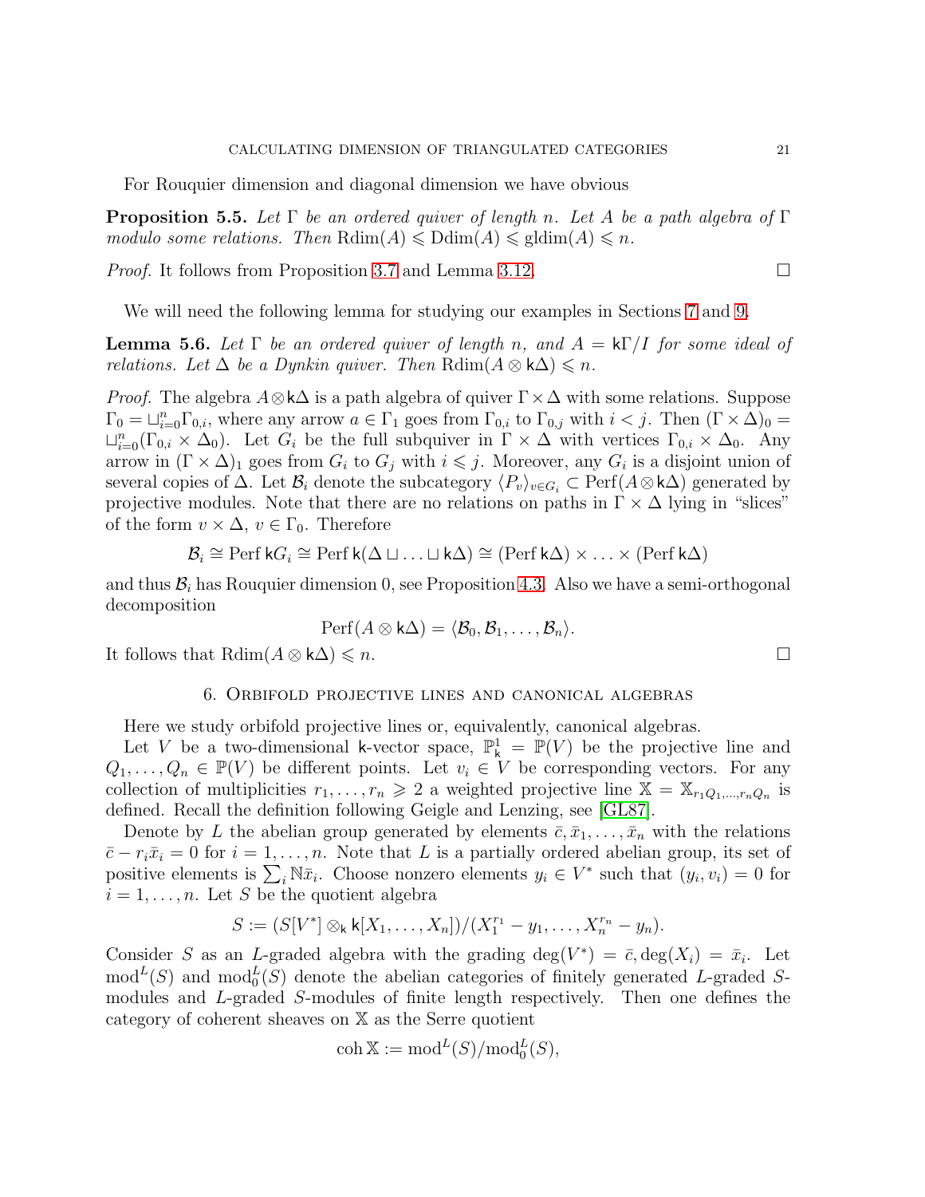For Rouquier dimension and diagonal dimension we have obvious

**Proposition 5.5.** *Let $\Gamma$ be an ordered quiver of length $n$. Let $A$ be a path algebra of $\Gamma$ modulo some relations. Then $\mathrm{Rdim}(A) \leqslant \mathrm{Ddim}(A) \leqslant \mathrm{gldim}(A) \leqslant n$.*

*Proof.* It follows from Proposition 3.7 and Lemma 3.12. □

We will need the following lemma for studying our examples in Sections 7 and 9.

**Lemma 5.6.** *Let $\Gamma$ be an ordered quiver of length $n$, and $A = \mathsf{k}\Gamma/I$ for some ideal of relations. Let $\Delta$ be a Dynkin quiver. Then $\mathrm{Rdim}(A \otimes \mathsf{k}\Delta) \leqslant n$.*

*Proof.* The algebra $A \otimes \mathsf{k}\Delta$ is a path algebra of quiver $\Gamma \times \Delta$ with some relations. Suppose $\Gamma_0 = \sqcup_{i=0}^n \Gamma_{0,i}$, where any arrow $a \in \Gamma_1$ goes from $\Gamma_{0,i}$ to $\Gamma_{0,j}$ with $i < j$. Then $(\Gamma \times \Delta)_0 = \sqcup_{i=0}^n (\Gamma_{0,i} \times \Delta_0)$. Let $G_i$ be the full subquiver in $\Gamma \times \Delta$ with vertices $\Gamma_{0,i} \times \Delta_0$. Any arrow in $(\Gamma \times \Delta)_1$ goes from $G_i$ to $G_j$ with $i \leqslant j$. Moreover, any $G_i$ is a disjoint union of several copies of $\Delta$. Let $\mathcal{B}_i$ denote the subcategory $\langle P_v \rangle_{v \in G_i} \subset \mathrm{Perf}(A \otimes \mathsf{k}\Delta)$ generated by projective modules. Note that there are no relations on paths in $\Gamma \times \Delta$ lying in "slices" of the form $v \times \Delta$, $v \in \Gamma_0$. Therefore

$$\mathcal{B}_i \cong \mathrm{Perf}\, \mathsf{k}G_i \cong \mathrm{Perf}\, \mathsf{k}(\Delta \sqcup \ldots \sqcup \mathsf{k}\Delta) \cong (\mathrm{Perf}\, \mathsf{k}\Delta) \times \ldots \times (\mathrm{Perf}\, \mathsf{k}\Delta)$$

and thus $\mathcal{B}_i$ has Rouquier dimension 0, see Proposition 4.3. Also we have a semi-orthogonal decomposition

$$\mathrm{Perf}(A \otimes \mathsf{k}\Delta) = \langle \mathcal{B}_0, \mathcal{B}_1, \ldots, \mathcal{B}_n \rangle.$$

It follows that $\mathrm{Rdim}(A \otimes \mathsf{k}\Delta) \leqslant n$. □

## 6. Orbifold projective lines and canonical algebras

Here we study orbifold projective lines or, equivalently, canonical algebras.

Let $V$ be a two-dimensional $\mathsf{k}$-vector space, $\mathbb{P}^1_{\mathsf{k}} = \mathbb{P}(V)$ be the projective line and $Q_1, \ldots, Q_n \in \mathbb{P}(V)$ be different points. Let $v_i \in V$ be corresponding vectors. For any collection of multiplicities $r_1, \ldots, r_n \geqslant 2$ a weighted projective line $\mathbb{X} = \mathbb{X}_{r_1 Q_1, \ldots, r_n Q_n}$ is defined. Recall the definition following Geigle and Lenzing, see [GL87].

Denote by $L$ the abelian group generated by elements $\bar{c}, \bar{x}_1, \ldots, \bar{x}_n$ with the relations $\bar{c} - r_i \bar{x}_i = 0$ for $i = 1, \ldots, n$. Note that $L$ is a partially ordered abelian group, its set of positive elements is $\sum_i \mathbb{N}\bar{x}_i$. Choose nonzero elements $y_i \in V^*$ such that $(y_i, v_i) = 0$ for $i = 1, \ldots, n$. Let $S$ be the quotient algebra

$$S := (S[V^*] \otimes_{\mathsf{k}} \mathsf{k}[X_1, \ldots, X_n])/(X_1^{r_1} - y_1, \ldots, X_n^{r_n} - y_n).$$

Consider $S$ as an $L$-graded algebra with the grading $\deg(V^*) = \bar{c}, \deg(X_i) = \bar{x}_i$. Let $\mathrm{mod}^L(S)$ and $\mathrm{mod}^L_0(S)$ denote the abelian categories of finitely generated $L$-graded $S$-modules and $L$-graded $S$-modules of finite length respectively. Then one defines the category of coherent sheaves on $\mathbb{X}$ as the Serre quotient

$$\mathrm{coh}\, \mathbb{X} := \mathrm{mod}^L(S)/\mathrm{mod}^L_0(S),$$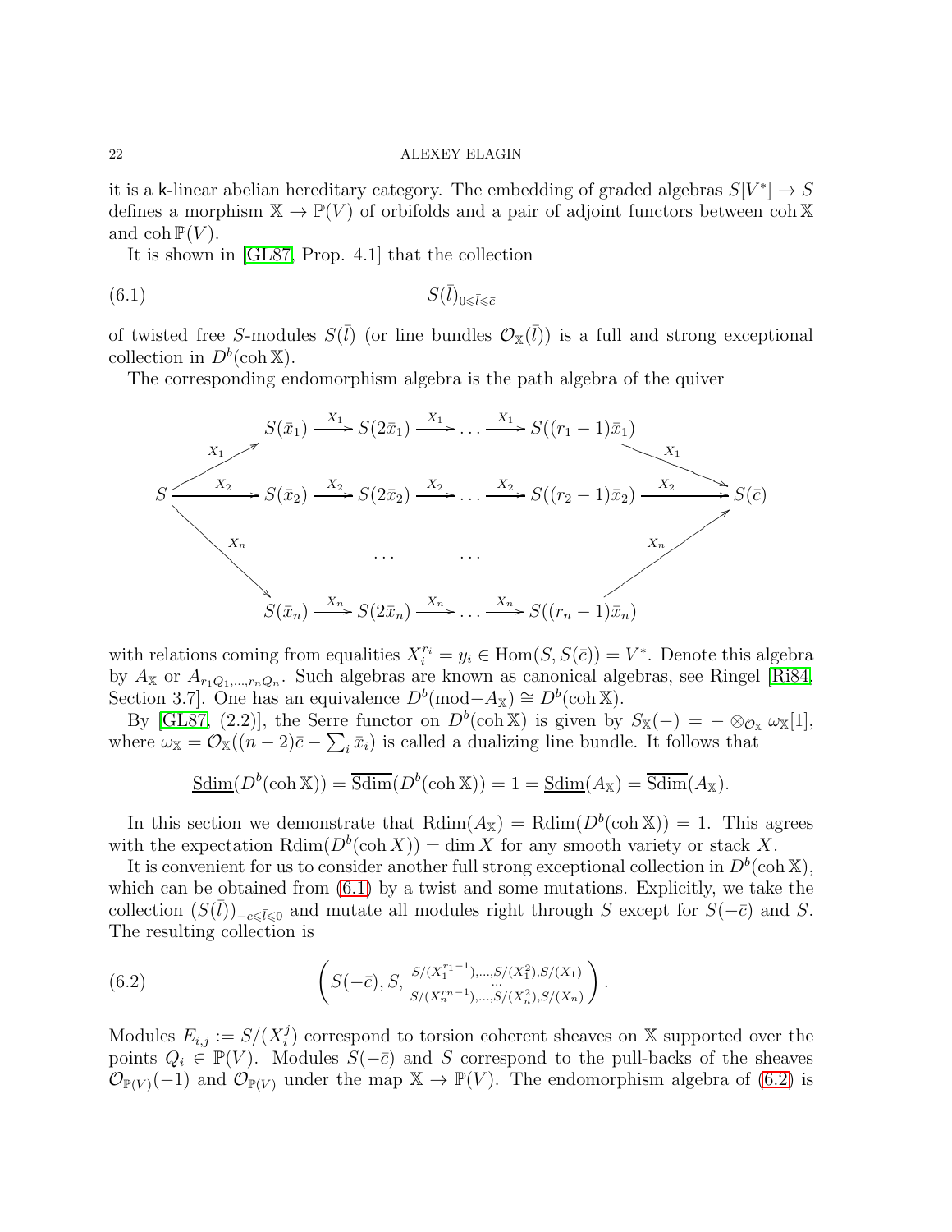it is a k-linear abelian hereditary category. The embedding of graded algebras $S[V^*] \to S$ defines a morphism $\mathbb{X} \to \mathbb{P}(V)$ of orbifolds and a pair of adjoint functors between $\operatorname{coh} \mathbb{X}$ and $\operatorname{coh} \mathbb{P}(V)$.

It is shown in [GL87, Prop. 4.1] that the collection

$$S(\bar{l})_{0 \leqslant \bar{l} \leqslant \bar{c}} \tag{6.1}$$

of twisted free $S$-modules $S(\bar{l})$ (or line bundles $\mathcal{O}_{\mathbb{X}}(\bar{l})$) is a full and strong exceptional collection in $D^b(\operatorname{coh} \mathbb{X})$.

The corresponding endomorphism algebra is the path algebra of the quiver

$$\begin{array}{ccccccccc}
 & & S(\bar{x}_1) & \xrightarrow{X_1} & S(2\bar{x}_1) & \xrightarrow{X_1} \dots \xrightarrow{X_1} & S((r_1-1)\bar{x}_1) & & \\
 & \nearrow^{X_1} & & & & & & \searrow^{X_1} & \\
S & \xrightarrow{X_2} & S(\bar{x}_2) & \xrightarrow{X_2} & S(2\bar{x}_2) & \xrightarrow{X_2} \dots \xrightarrow{X_2} & S((r_2-1)\bar{x}_2) & \xrightarrow{X_2} & S(\bar{c}) \\
 & \searrow_{X_n} & & & \dots & \dots & & \nearrow_{X_n} & \\
 & & S(\bar{x}_n) & \xrightarrow{X_n} & S(2\bar{x}_n) & \xrightarrow{X_n} \dots \xrightarrow{X_n} & S((r_n-1)\bar{x}_n) & &
\end{array}$$

with relations coming from equalities $X_i^{r_i} = y_i \in \operatorname{Hom}(S, S(\bar{c})) = V^*$. Denote this algebra by $A_{\mathbb{X}}$ or $A_{r_1Q_1,\dots,r_nQ_n}$. Such algebras are known as canonical algebras, see Ringel [Ri84, Section 3.7]. One has an equivalence $D^b(\text{mod}-A_{\mathbb{X}}) \cong D^b(\operatorname{coh} \mathbb{X})$.

By [GL87, (2.2)], the Serre functor on $D^b(\operatorname{coh} \mathbb{X})$ is given by $S_{\mathbb{X}}(-) = - \otimes_{\mathcal{O}_{\mathbb{X}}} \omega_{\mathbb{X}}[1]$, where $\omega_{\mathbb{X}} = \mathcal{O}_{\mathbb{X}}((n-2)\bar{c} - \sum_i \bar{x}_i)$ is called a dualizing line bundle. It follows that

$$\underline{\operatorname{Sdim}}(D^b(\operatorname{coh} \mathbb{X})) = \overline{\operatorname{Sdim}}(D^b(\operatorname{coh} \mathbb{X})) = 1 = \underline{\operatorname{Sdim}}(A_{\mathbb{X}}) = \overline{\operatorname{Sdim}}(A_{\mathbb{X}}).$$

In this section we demonstrate that $\operatorname{Rdim}(A_{\mathbb{X}}) = \operatorname{Rdim}(D^b(\operatorname{coh} \mathbb{X})) = 1$. This agrees with the expectation $\operatorname{Rdim}(D^b(\operatorname{coh} X)) = \dim X$ for any smooth variety or stack $X$.

It is convenient for us to consider another full strong exceptional collection in $D^b(\operatorname{coh} \mathbb{X})$, which can be obtained from (6.1) by a twist and some mutations. Explicitly, we take the collection $(S(\bar{l}))_{-\bar{c} \leqslant \bar{l} \leqslant 0}$ and mutate all modules right through $S$ except for $S(-\bar{c})$ and $S$. The resulting collection is

$$\left( S(-\bar{c}), S, \begin{smallmatrix} S/(X_1^{r_1-1}),\dots,S/(X_1^2),S/(X_1) \\ \dots \\ S/(X_n^{r_n-1}),\dots,S/(X_n^2),S/(X_n) \end{smallmatrix} \right). \tag{6.2}$$

Modules $E_{i,j} := S/(X_i^j)$ correspond to torsion coherent sheaves on $\mathbb{X}$ supported over the points $Q_i \in \mathbb{P}(V)$. Modules $S(-\bar{c})$ and $S$ correspond to the pull-backs of the sheaves $\mathcal{O}_{\mathbb{P}(V)}(-1)$ and $\mathcal{O}_{\mathbb{P}(V)}$ under the map $\mathbb{X} \to \mathbb{P}(V)$. The endomorphism algebra of (6.2) is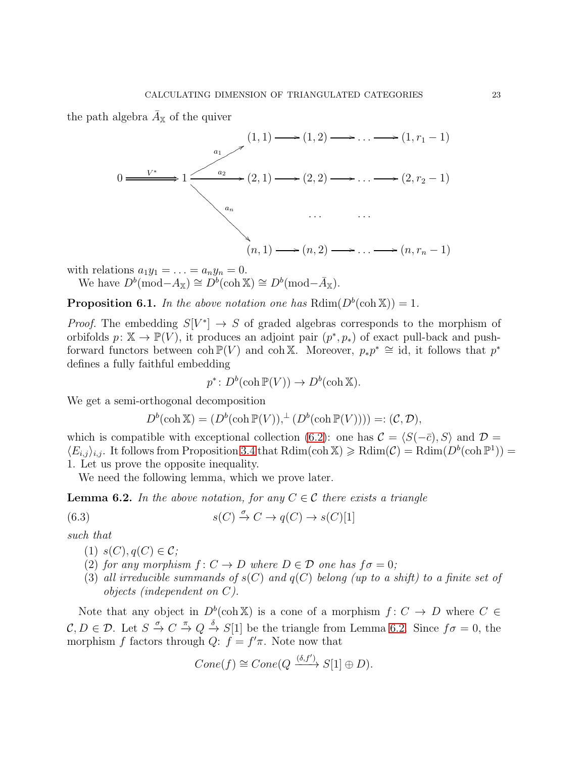the path algebra $\bar{A}_{\mathbb{X}}$ of the quiver

$$
\begin{array}{ccccccc}
 & & & (1,1) \longrightarrow (1,2) \longrightarrow \ldots \longrightarrow (1, r_1-1) \\
 & & \overset{a_1}{\nearrow} & \\
0 & \overset{V^*}{\Longrightarrow} & 1 \xrightarrow{a_2} & (2,1) \longrightarrow (2,2) \longrightarrow \ldots \longrightarrow (2, r_2-1) \\
 & & \overset{a_n}{\searrow} & \ldots \qquad \ldots \\
 & & & (n,1) \longrightarrow (n,2) \longrightarrow \ldots \longrightarrow (n, r_n-1)
\end{array}
$$

with relations $a_1 y_1 = \ldots = a_n y_n = 0$.

We have $D^b(\mathrm{mod}-A_{\mathbb{X}}) \cong D^b(\mathrm{coh}\,\mathbb{X}) \cong D^b(\mathrm{mod}-\bar{A}_{\mathbb{X}})$.

**Proposition 6.1.** *In the above notation one has* $\mathrm{Rdim}(D^b(\mathrm{coh}\,\mathbb{X})) = 1$.

*Proof.* The embedding $S[V^*] \to S$ of graded algebras corresponds to the morphism of orbifolds $p\colon \mathbb{X} \to \mathbb{P}(V)$, it produces an adjoint pair $(p^*, p_*)$ of exact pull-back and push-forward functors between $\mathrm{coh}\,\mathbb{P}(V)$ and $\mathrm{coh}\,\mathbb{X}$. Moreover, $p_* p^* \cong \mathrm{id}$, it follows that $p^*$ defines a fully faithful embedding

$$p^*\colon D^b(\mathrm{coh}\,\mathbb{P}(V)) \to D^b(\mathrm{coh}\,\mathbb{X}).$$

We get a semi-orthogonal decomposition

$$D^b(\mathrm{coh}\,\mathbb{X}) = (D^b(\mathrm{coh}\,\mathbb{P}(V)),^{\perp}(D^b(\mathrm{coh}\,\mathbb{P}(V)))) =: (\mathcal{C}, \mathcal{D}),$$

which is compatible with exceptional collection (6.2): one has $\mathcal{C} = \langle S(-\bar{c}), S\rangle$ and $\mathcal{D} = \langle E_{i,j}\rangle_{i,j}$. It follows from Proposition 3.4 that $\mathrm{Rdim}(\mathrm{coh}\,\mathbb{X}) \geqslant \mathrm{Rdim}(\mathcal{C}) = \mathrm{Rdim}(D^b(\mathrm{coh}\,\mathbb{P}^1)) = 1$. Let us prove the opposite inequality.

We need the following lemma, which we prove later.

**Lemma 6.2.** *In the above notation, for any $C \in \mathcal{C}$ there exists a triangle*

$$s(C) \xrightarrow{\sigma} C \to q(C) \to s(C)[1] \tag{6.3}$$

*such that*

1. $s(C), q(C) \in \mathcal{C}$;
2. *for any morphism $f\colon C \to D$ where $D \in \mathcal{D}$ one has $f\sigma = 0$;*
3. *all irreducible summands of $s(C)$ and $q(C)$ belong (up to a shift) to a finite set of objects (independent on $C$).*

Note that any object in $D^b(\mathrm{coh}\,\mathbb{X})$ is a cone of a morphism $f\colon C \to D$ where $C \in \mathcal{C}, D \in \mathcal{D}$. Let $S \xrightarrow{\sigma} C \xrightarrow{\pi} Q \xrightarrow{\delta} S[1]$ be the triangle from Lemma 6.2. Since $f\sigma = 0$, the morphism $f$ factors through $Q$: $f = f'\pi$. Note now that

$$Cone(f) \cong Cone(Q \xrightarrow{(\delta, f')} S[1] \oplus D).$$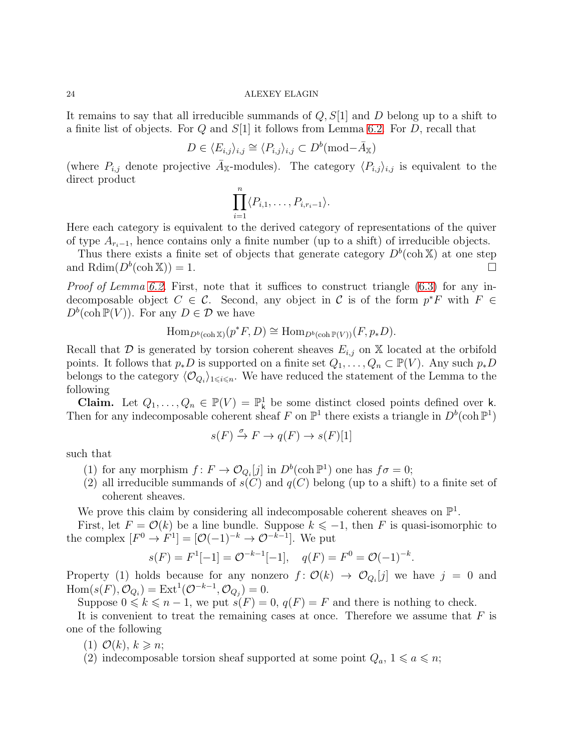It remains to say that all irreducible summands of $Q, S[1]$ and $D$ belong up to a shift to a finite list of objects. For $Q$ and $S[1]$ it follows from Lemma 6.2. For $D$, recall that

$$D \in \langle E_{i,j} \rangle_{i,j} \cong \langle P_{i,j} \rangle_{i,j} \subset D^b(\mathrm{mod}-\bar{A}_{\mathbb{X}})$$

(where $P_{i,j}$ denote projective $\bar{A}_{\mathbb{X}}$-modules). The category $\langle P_{i,j} \rangle_{i,j}$ is equivalent to the direct product

$$\prod_{i=1}^{n} \langle P_{i,1}, \ldots, P_{i,r_i-1} \rangle.$$

Here each category is equivalent to the derived category of representations of the quiver of type $A_{r_i-1}$, hence contains only a finite number (up to a shift) of irreducible objects.

Thus there exists a finite set of objects that generate category $D^b(\mathrm{coh}\,\mathbb{X})$ at one step and $\mathrm{Rdim}(D^b(\mathrm{coh}\,\mathbb{X})) = 1$. $\square$

*Proof of Lemma 6.2.* First, note that it suffices to construct triangle (6.3) for any indecomposable object $C \in \mathcal{C}$. Second, any object in $\mathcal{C}$ is of the form $p^*F$ with $F \in D^b(\mathrm{coh}\,\mathbb{P}(V))$. For any $D \in \mathcal{D}$ we have

$$\mathrm{Hom}_{D^b(\mathrm{coh}\,\mathbb{X})}(p^*F, D) \cong \mathrm{Hom}_{D^b(\mathrm{coh}\,\mathbb{P}(V))}(F, p_*D).$$

Recall that $\mathcal{D}$ is generated by torsion coherent sheaves $E_{i,j}$ on $\mathbb{X}$ located at the orbifold points. It follows that $p_*D$ is supported on a finite set $Q_1, \ldots, Q_n \subset \mathbb{P}(V)$. Any such $p_*D$ belongs to the category $\langle \mathcal{O}_{Q_i} \rangle_{1 \leqslant i \leqslant n}$. We have reduced the statement of the Lemma to the following

**Claim.** Let $Q_1, \ldots, Q_n \in \mathbb{P}(V) = \mathbb{P}^1_{\mathsf{k}}$ be some distinct closed points defined over $\mathsf{k}$. Then for any indecomposable coherent sheaf $F$ on $\mathbb{P}^1$ there exists a triangle in $D^b(\mathrm{coh}\,\mathbb{P}^1)$

$$s(F) \xrightarrow{\sigma} F \to q(F) \to s(F)[1]$$

such that

1. for any morphism $f \colon F \to \mathcal{O}_{Q_i}[j]$ in $D^b(\mathrm{coh}\,\mathbb{P}^1)$ one has $f\sigma = 0$;
2. all irreducible summands of $s(C)$ and $q(C)$ belong (up to a shift) to a finite set of coherent sheaves.

We prove this claim by considering all indecomposable coherent sheaves on $\mathbb{P}^1$.

First, let $F = \mathcal{O}(k)$ be a line bundle. Suppose $k \leqslant -1$, then $F$ is quasi-isomorphic to the complex $[F^0 \to F^1] = [\mathcal{O}(-1)^{-k} \to \mathcal{O}^{-k-1}]$. We put

$$s(F) = F^1[-1] = \mathcal{O}^{-k-1}[-1], \quad q(F) = F^0 = \mathcal{O}(-1)^{-k}.$$

Property (1) holds because for any nonzero $f \colon \mathcal{O}(k) \to \mathcal{O}_{Q_i}[j]$ we have $j = 0$ and $\mathrm{Hom}(s(F), \mathcal{O}_{Q_i}) = \mathrm{Ext}^1(\mathcal{O}^{-k-1}, \mathcal{O}_{Q_j}) = 0$.

Suppose $0 \leqslant k \leqslant n-1$, we put $s(F) = 0$, $q(F) = F$ and there is nothing to check.

It is convenient to treat the remaining cases at once. Therefore we assume that $F$ is one of the following

1. $\mathcal{O}(k)$, $k \geqslant n$;
2. indecomposable torsion sheaf supported at some point $Q_a$, $1 \leqslant a \leqslant n$;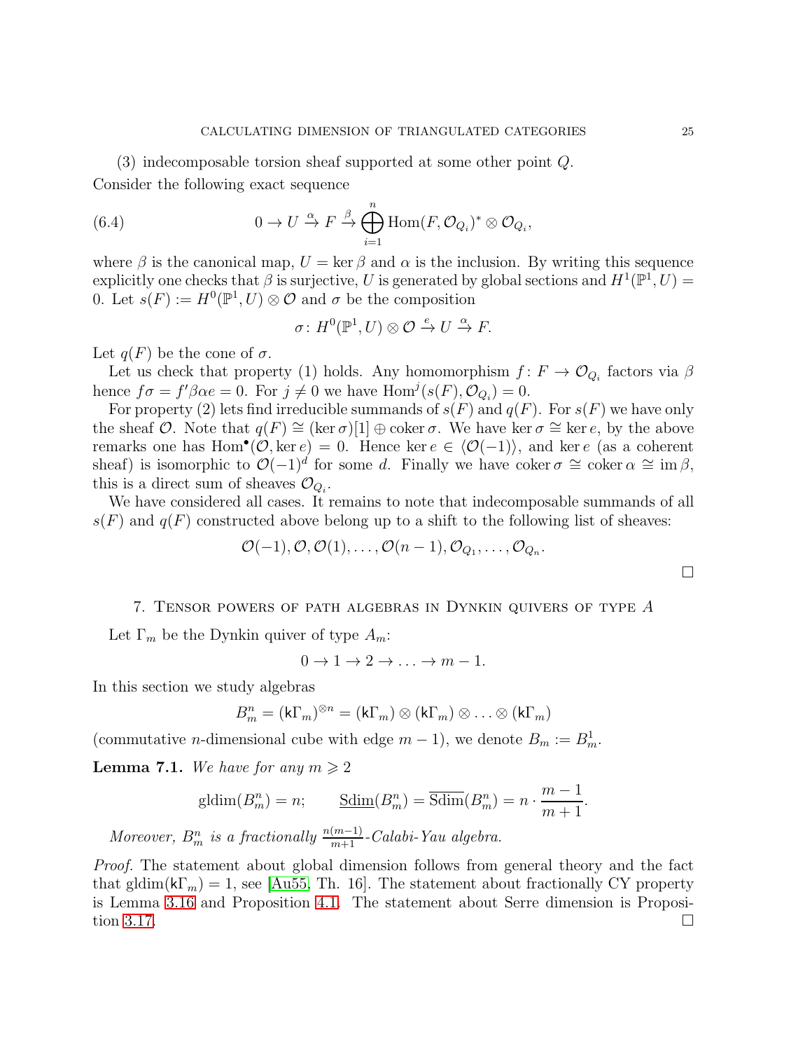(3) indecomposable torsion sheaf supported at some other point $Q$.

Consider the following exact sequence

$$0 \to U \xrightarrow{\alpha} F \xrightarrow{\beta} \bigoplus_{i=1}^{n} \mathrm{Hom}(F, \mathcal{O}_{Q_i})^* \otimes \mathcal{O}_{Q_i}, \tag{6.4}$$

where $\beta$ is the canonical map, $U = \ker \beta$ and $\alpha$ is the inclusion. By writing this sequence explicitly one checks that $\beta$ is surjective, $U$ is generated by global sections and $H^1(\mathbb{P}^1, U) = 0$. Let $s(F) := H^0(\mathbb{P}^1, U) \otimes \mathcal{O}$ and $\sigma$ be the composition

$$\sigma \colon H^0(\mathbb{P}^1, U) \otimes \mathcal{O} \xrightarrow{e} U \xrightarrow{\alpha} F.$$

Let $q(F)$ be the cone of $\sigma$.

Let us check that property (1) holds. Any homomorphism $f \colon F \to \mathcal{O}_{Q_i}$ factors via $\beta$ hence $f\sigma = f'\beta\alpha e = 0$. For $j \neq 0$ we have $\mathrm{Hom}^j(s(F), \mathcal{O}_{Q_i}) = 0$.

For property (2) lets find irreducible summands of $s(F)$ and $q(F)$. For $s(F)$ we have only the sheaf $\mathcal{O}$. Note that $q(F) \cong (\ker \sigma)[1] \oplus \operatorname{coker} \sigma$. We have $\ker \sigma \cong \ker e$, by the above remarks one has $\mathrm{Hom}^\bullet(\mathcal{O}, \ker e) = 0$. Hence $\ker e \in \langle \mathcal{O}(-1) \rangle$, and $\ker e$ (as a coherent sheaf) is isomorphic to $\mathcal{O}(-1)^d$ for some $d$. Finally we have $\operatorname{coker} \sigma \cong \operatorname{coker} \alpha \cong \operatorname{im} \beta$, this is a direct sum of sheaves $\mathcal{O}_{Q_i}$.

We have considered all cases. It remains to note that indecomposable summands of all $s(F)$ and $q(F)$ constructed above belong up to a shift to the following list of sheaves:

$$\mathcal{O}(-1), \mathcal{O}, \mathcal{O}(1), \ldots, \mathcal{O}(n-1), \mathcal{O}_{Q_1}, \ldots, \mathcal{O}_{Q_n}.$$

□

## 7. Tensor powers of path algebras in Dynkin quivers of type $A$

Let $\Gamma_m$ be the Dynkin quiver of type $A_m$:

$$0 \to 1 \to 2 \to \ldots \to m-1.$$

In this section we study algebras

$$B_m^n = (\mathsf{k}\Gamma_m)^{\otimes n} = (\mathsf{k}\Gamma_m) \otimes (\mathsf{k}\Gamma_m) \otimes \ldots \otimes (\mathsf{k}\Gamma_m)$$

(commutative $n$-dimensional cube with edge $m-1$), we denote $B_m := B_m^1$.

**Lemma 7.1.** *We have for any $m \geqslant 2$*

$$\mathrm{gldim}(B_m^n) = n; \qquad \underline{\mathrm{Sdim}}(B_m^n) = \overline{\mathrm{Sdim}}(B_m^n) = n \cdot \frac{m-1}{m+1}.$$

*Moreover, $B_m^n$ is a fractionally $\frac{n(m-1)}{m+1}$-Calabi-Yau algebra.*

*Proof.* The statement about global dimension follows from general theory and the fact that $\mathrm{gldim}(\mathsf{k}\Gamma_m) = 1$, see [Au55, Th. 16]. The statement about fractionally CY property is Lemma 3.16 and Proposition 4.1. The statement about Serre dimension is Proposition 3.17. □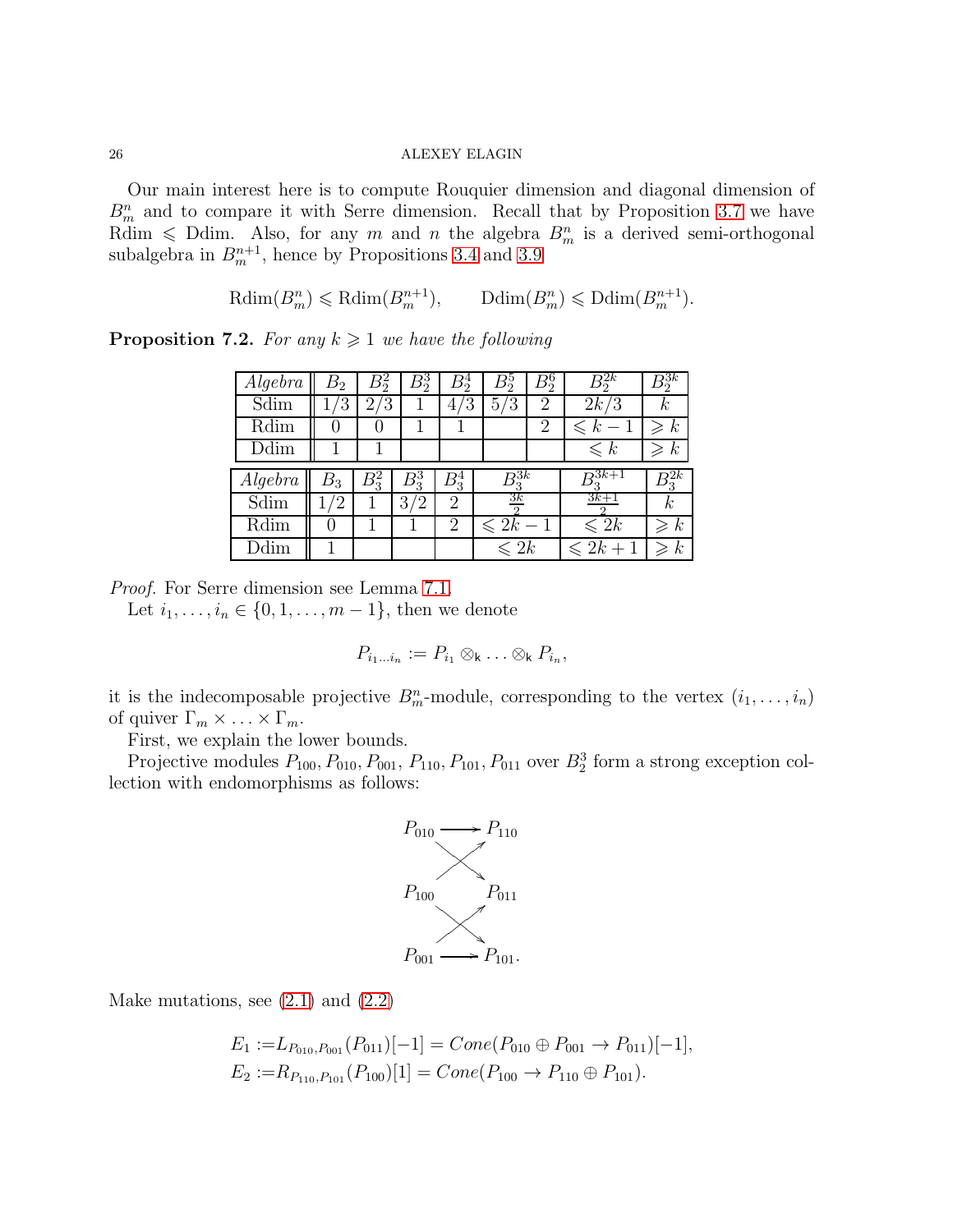Our main interest here is to compute Rouquier dimension and diagonal dimension of $B_m^n$ and to compare it with Serre dimension. Recall that by Proposition 3.7 we have Rdim $\leqslant$ Ddim. Also, for any $m$ and $n$ the algebra $B_m^n$ is a derived semi-orthogonal subalgebra in $B_m^{n+1}$, hence by Propositions 3.4 and 3.9

$$\mathrm{Rdim}(B_m^n) \leqslant \mathrm{Rdim}(B_m^{n+1}), \qquad \mathrm{Ddim}(B_m^n) \leqslant \mathrm{Ddim}(B_m^{n+1}).$$

**Proposition 7.2.** *For any $k \geqslant 1$ we have the following*

| *Algebra* | $B_2$ | $B_2^2$ | $B_2^3$ | $B_2^4$ | $B_2^5$ | $B_2^6$ | $B_2^{2k}$ | $B_2^{3k}$ |
|---|---|---|---|---|---|---|---|---|
| Sdim | $1/3$ | $2/3$ | $1$ | $4/3$ | $5/3$ | $2$ | $2k/3$ | $k$ |
| Rdim | $0$ | $0$ | $1$ | $1$ | | $2$ | $\leqslant k-1$ | $\geqslant k$ |
| Ddim | $1$ | $1$ | | | | | $\leqslant k$ | $\geqslant k$ |

| *Algebra* | $B_3$ | $B_3^2$ | $B_3^3$ | $B_3^4$ | $B_3^{3k}$ | $B_3^{3k+1}$ | $B_3^{2k}$ |
|---|---|---|---|---|---|---|---|
| Sdim | $1/2$ | $1$ | $3/2$ | $2$ | $\frac{3k}{2}$ | $\frac{3k+1}{2}$ | $k$ |
| Rdim | $0$ | $1$ | $1$ | $2$ | $\leqslant 2k-1$ | $\leqslant 2k$ | $\geqslant k$ |
| Ddim | $1$ | | | | $\leqslant 2k$ | $\leqslant 2k+1$ | $\geqslant k$ |

*Proof.* For Serre dimension see Lemma 7.1.

Let $i_1, \ldots, i_n \in \{0, 1, \ldots, m-1\}$, then we denote

$$P_{i_1 \ldots i_n} := P_{i_1} \otimes_{\mathsf{k}} \ldots \otimes_{\mathsf{k}} P_{i_n},$$

it is the indecomposable projective $B_m^n$-module, corresponding to the vertex $(i_1, \ldots, i_n)$ of quiver $\Gamma_m \times \ldots \times \Gamma_m$.

First, we explain the lower bounds.

Projective modules $P_{100}, P_{010}, P_{001}, P_{110}, P_{101}, P_{011}$ over $B_2^3$ form a strong exception collection with endomorphisms as follows:

$$\begin{array}{ccc} P_{010} & \longrightarrow & P_{110} \\ & \times & \\ P_{100} & & P_{011} \\ & \times & \\ P_{001} & \longrightarrow & P_{101}. \end{array}$$

Make mutations, see (2.1) and (2.2)

$$\begin{aligned} E_1 &:= L_{P_{010}, P_{001}}(P_{011})[-1] = Cone(P_{010} \oplus P_{001} \to P_{011})[-1], \\ E_2 &:= R_{P_{110}, P_{101}}(P_{100})[1] = Cone(P_{100} \to P_{110} \oplus P_{101}). \end{aligned}$$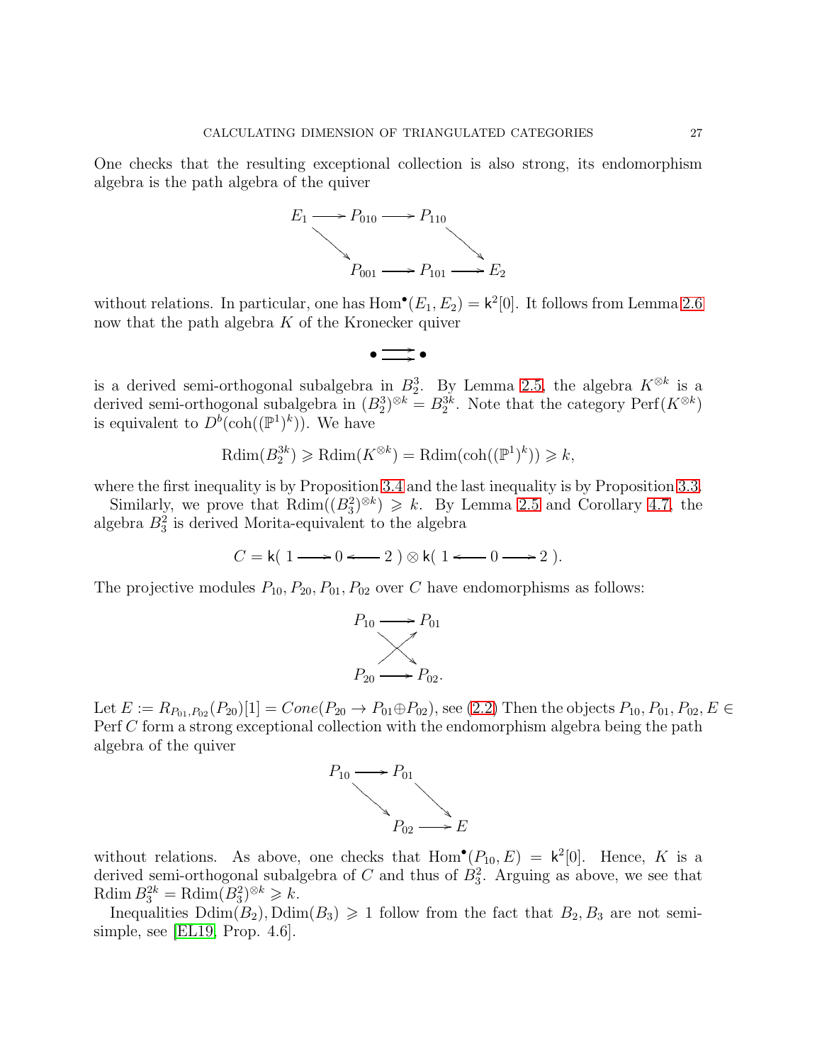One checks that the resulting exceptional collection is also strong, its endomorphism algebra is the path algebra of the quiver

$$\begin{array}{ccccc} E_1 & \longrightarrow & P_{010} & \longrightarrow & P_{110} \\ & \searrow & & & \searrow \\ & & P_{001} & \longrightarrow & P_{101} \longrightarrow E_2 \end{array}$$

without relations. In particular, one has $\mathrm{Hom}^\bullet(E_1, E_2) = \mathsf{k}^2[0]$. It follows from Lemma 2.6 now that the path algebra $K$ of the Kronecker quiver

$$\bullet \rightrightarrows \bullet$$

is a derived semi-orthogonal subalgebra in $B_2^3$. By Lemma 2.5, the algebra $K^{\otimes k}$ is a derived semi-orthogonal subalgebra in $(B_2^3)^{\otimes k} = B_2^{3k}$. Note that the category $\mathrm{Perf}(K^{\otimes k})$ is equivalent to $D^b(\mathrm{coh}((\mathbb{P}^1)^k))$. We have

$$\mathrm{Rdim}(B_2^{3k}) \geqslant \mathrm{Rdim}(K^{\otimes k}) = \mathrm{Rdim}(\mathrm{coh}((\mathbb{P}^1)^k)) \geqslant k,$$

where the first inequality is by Proposition 3.4 and the last inequality is by Proposition 3.3.

Similarly, we prove that $\mathrm{Rdim}((B_3^2)^{\otimes k}) \geqslant k$. By Lemma 2.5 and Corollary 4.7, the algebra $B_3^2$ is derived Morita-equivalent to the algebra

$$C = \mathsf{k}(\ 1 \longrightarrow 0 \longleftarrow 2\ ) \otimes \mathsf{k}(\ 1 \longleftarrow 0 \longrightarrow 2\ ).$$

The projective modules $P_{10}, P_{20}, P_{01}, P_{02}$ over $C$ have endomorphisms as follows:

$$\begin{array}{ccc} P_{10} & \longrightarrow & P_{01} \\ & \times & \\ P_{20} & \longrightarrow & P_{02}. \end{array}$$

Let $E := R_{P_{01},P_{02}}(P_{20})[1] = Cone(P_{20} \to P_{01} \oplus P_{02})$, see (2.2) Then the objects $P_{10}, P_{01}, P_{02}, E \in \mathrm{Perf}\, C$ form a strong exceptional collection with the endomorphism algebra being the path algebra of the quiver

$$\begin{array}{ccccc} P_{10} & \longrightarrow & P_{01} & & \\ & \searrow & & \searrow & \\ & & P_{02} & \longrightarrow & E \end{array}$$

without relations. As above, one checks that $\mathrm{Hom}^\bullet(P_{10}, E) = \mathsf{k}^2[0]$. Hence, $K$ is a derived semi-orthogonal subalgebra of $C$ and thus of $B_3^2$. Arguing as above, we see that $\mathrm{Rdim}\, B_3^{2k} = \mathrm{Rdim}(B_3^2)^{\otimes k} \geqslant k$.

Inequalities $\mathrm{Ddim}(B_2), \mathrm{Ddim}(B_3) \geqslant 1$ follow from the fact that $B_2, B_3$ are not semi-simple, see [EL19, Prop. 4.6].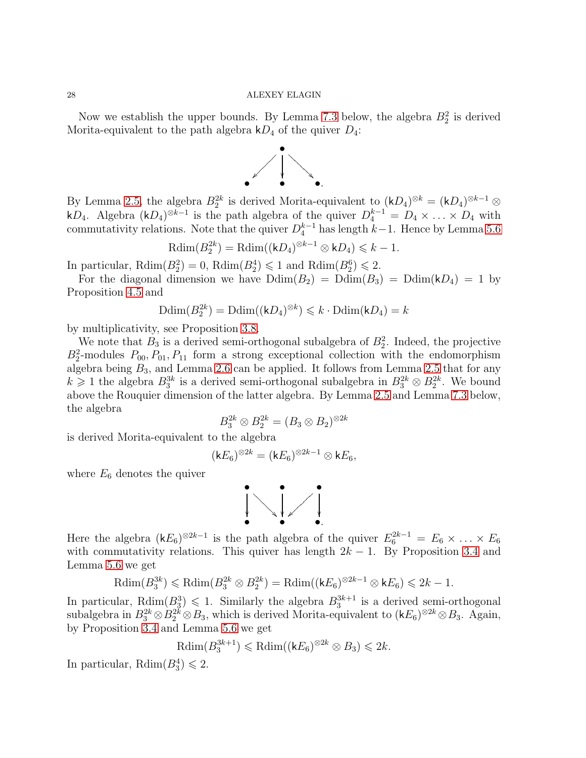Now we establish the upper bounds. By Lemma 7.3 below, the algebra $B_2^2$ is derived Morita-equivalent to the path algebra $\mathsf{k}D_4$ of the quiver $D_4$:

$$\begin{array}{ccc} & \bullet & \\ \swarrow & \downarrow & \searrow \\ \bullet & \bullet & \bullet. \end{array}$$

By Lemma 2.5, the algebra $B_2^{2k}$ is derived Morita-equivalent to $(\mathsf{k}D_4)^{\otimes k} = (\mathsf{k}D_4)^{\otimes k-1} \otimes \mathsf{k}D_4$. Algebra $(\mathsf{k}D_4)^{\otimes k-1}$ is the path algebra of the quiver $D_4^{k-1} = D_4 \times \ldots \times D_4$ with commutativity relations. Note that the quiver $D_4^{k-1}$ has length $k-1$. Hence by Lemma 5.6

$$\mathrm{Rdim}(B_2^{2k}) = \mathrm{Rdim}((\mathsf{k}D_4)^{\otimes k-1} \otimes \mathsf{k}D_4) \leqslant k-1.$$

In particular, $\mathrm{Rdim}(B_2^2) = 0$, $\mathrm{Rdim}(B_2^4) \leqslant 1$ and $\mathrm{Rdim}(B_2^6) \leqslant 2$.

For the diagonal dimension we have $\mathrm{Ddim}(B_2) = \mathrm{Ddim}(B_3) = \mathrm{Ddim}(\mathsf{k}D_4) = 1$ by Proposition 4.5 and

$$\mathrm{Ddim}(B_2^{2k}) = \mathrm{Ddim}((\mathsf{k}D_4)^{\otimes k}) \leqslant k \cdot \mathrm{Ddim}(\mathsf{k}D_4) = k$$

by multiplicativity, see Proposition 3.8.

We note that $B_3$ is a derived semi-orthogonal subalgebra of $B_2^2$. Indeed, the projective $B_2^2$-modules $P_{00}, P_{01}, P_{11}$ form a strong exceptional collection with the endomorphism algebra being $B_3$, and Lemma 2.6 can be applied. It follows from Lemma 2.5 that for any $k \geqslant 1$ the algebra $B_3^{3k}$ is a derived semi-orthogonal subalgebra in $B_3^{2k} \otimes B_2^{2k}$. We bound above the Rouquier dimension of the latter algebra. By Lemma 2.5 and Lemma 7.3 below, the algebra

$$B_3^{2k} \otimes B_2^{2k} = (B_3 \otimes B_2)^{\otimes 2k}$$

is derived Morita-equivalent to the algebra

$$(\mathsf{k}E_6)^{\otimes 2k} = (\mathsf{k}E_6)^{\otimes 2k-1} \otimes \mathsf{k}E_6,$$

where $E_6$ denotes the quiver

$$\begin{array}{ccccc} \bullet & & \bullet & & \bullet \\ \downarrow & \searrow & \downarrow & \swarrow & \downarrow \\ \bullet & & \bullet & & \bullet. \end{array}$$

Here the algebra $(\mathsf{k}E_6)^{\otimes 2k-1}$ is the path algebra of the quiver $E_6^{2k-1} = E_6 \times \ldots \times E_6$ with commutativity relations. This quiver has length $2k-1$. By Proposition 3.4 and Lemma 5.6 we get

$$\mathrm{Rdim}(B_3^{3k}) \leqslant \mathrm{Rdim}(B_3^{2k} \otimes B_2^{2k}) = \mathrm{Rdim}((\mathsf{k}E_6)^{\otimes 2k-1} \otimes \mathsf{k}E_6) \leqslant 2k-1.$$

In particular, $\mathrm{Rdim}(B_3^3) \leqslant 1$. Similarly the algebra $B_3^{3k+1}$ is a derived semi-orthogonal subalgebra in $B_3^{2k} \otimes B_2^{2k} \otimes B_3$, which is derived Morita-equivalent to $(\mathsf{k}E_6)^{\otimes 2k} \otimes B_3$. Again, by Proposition 3.4 and Lemma 5.6 we get

$$\mathrm{Rdim}(B_3^{3k+1}) \leqslant \mathrm{Rdim}((\mathsf{k}E_6)^{\otimes 2k} \otimes B_3) \leqslant 2k.$$

In particular, $\mathrm{Rdim}(B_3^4) \leqslant 2$.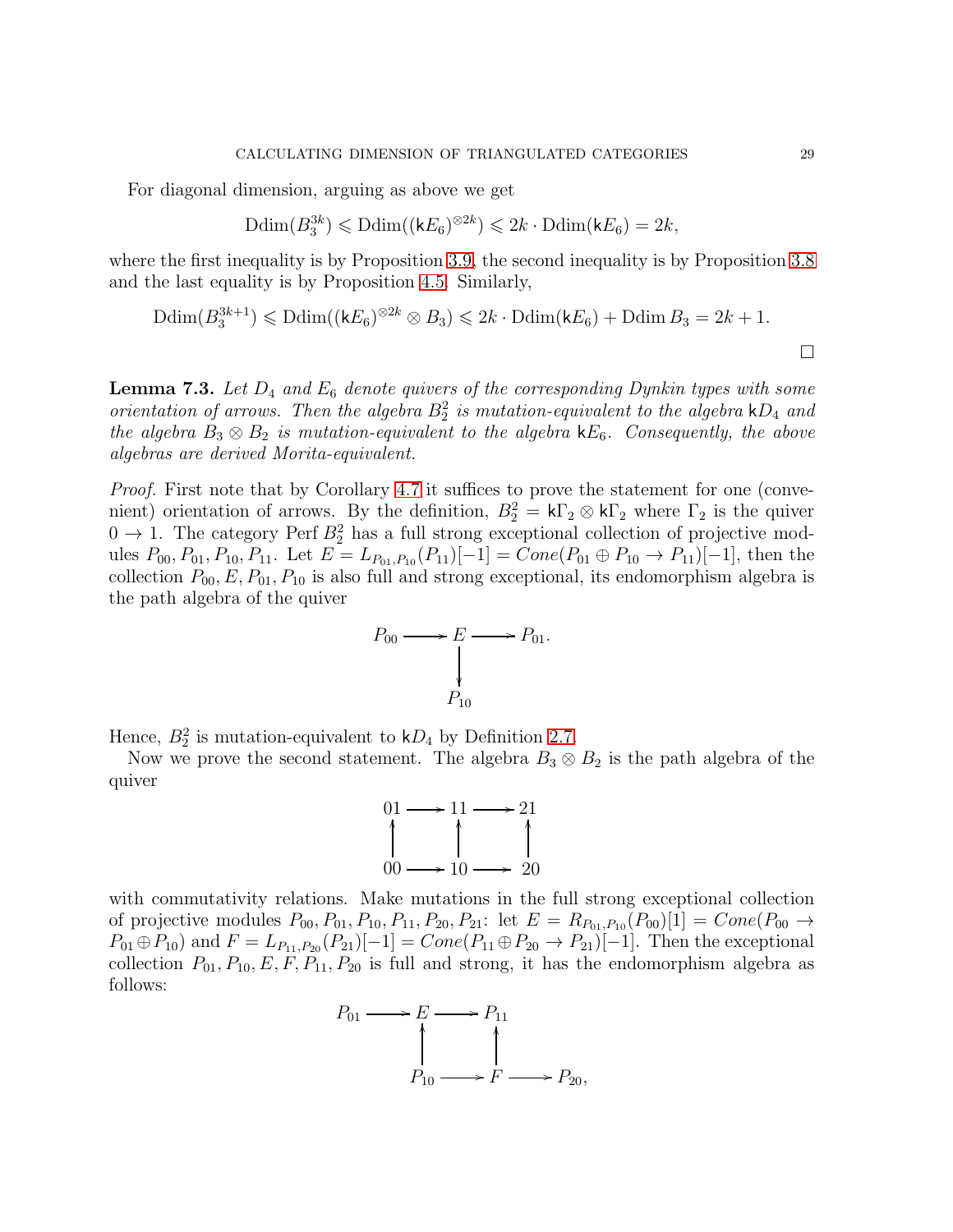For diagonal dimension, arguing as above we get

$$\operatorname{Ddim}(B_3^{3k}) \leqslant \operatorname{Ddim}((\mathsf{k}E_6)^{\otimes 2k}) \leqslant 2k \cdot \operatorname{Ddim}(\mathsf{k}E_6) = 2k,$$

where the first inequality is by Proposition 3.9, the second inequality is by Proposition 3.8 and the last equality is by Proposition 4.5. Similarly,

$$\operatorname{Ddim}(B_3^{3k+1}) \leqslant \operatorname{Ddim}((\mathsf{k}E_6)^{\otimes 2k} \otimes B_3) \leqslant 2k \cdot \operatorname{Ddim}(\mathsf{k}E_6) + \operatorname{Ddim} B_3 = 2k+1.$$

□

**Lemma 7.3.** *Let $D_4$ and $E_6$ denote quivers of the corresponding Dynkin types with some orientation of arrows. Then the algebra $B_2^2$ is mutation-equivalent to the algebra $\mathsf{k}D_4$ and the algebra $B_3 \otimes B_2$ is mutation-equivalent to the algebra $\mathsf{k}E_6$. Consequently, the above algebras are derived Morita-equivalent.*

*Proof.* First note that by Corollary 4.7 it suffices to prove the statement for one (convenient) orientation of arrows. By the definition, $B_2^2 = \mathsf{k}\Gamma_2 \otimes \mathsf{k}\Gamma_2$ where $\Gamma_2$ is the quiver $0 \to 1$. The category $\operatorname{Perf} B_2^2$ has a full strong exceptional collection of projective modules $P_{00}, P_{01}, P_{10}, P_{11}$. Let $E = L_{P_{01},P_{10}}(P_{11})[-1] = Cone(P_{01} \oplus P_{10} \to P_{11})[-1]$, then the collection $P_{00}, E, P_{01}, P_{10}$ is also full and strong exceptional, its endomorphism algebra is the path algebra of the quiver

$$\begin{array}{ccccc} P_{00} & \longrightarrow & E & \longrightarrow & P_{01}. \\ & & \downarrow & & \\ & & P_{10} & & \end{array}$$

Hence, $B_2^2$ is mutation-equivalent to $\mathsf{k}D_4$ by Definition 2.7.

Now we prove the second statement. The algebra $B_3 \otimes B_2$ is the path algebra of the quiver

$$\begin{array}{ccccc} 01 & \longrightarrow & 11 & \longrightarrow & 21 \\ \uparrow & & \uparrow & & \uparrow \\ 00 & \longrightarrow & 10 & \longrightarrow & 20 \end{array}$$

with commutativity relations. Make mutations in the full strong exceptional collection of projective modules $P_{00}, P_{01}, P_{10}, P_{11}, P_{20}, P_{21}$: let $E = R_{P_{01},P_{10}}(P_{00})[1] = Cone(P_{00} \to P_{01} \oplus P_{10})$ and $F = L_{P_{11},P_{20}}(P_{21})[-1] = Cone(P_{11} \oplus P_{20} \to P_{21})[-1]$. Then the exceptional collection $P_{01}, P_{10}, E, F, P_{11}, P_{20}$ is full and strong, it has the endomorphism algebra as follows:

$$\begin{array}{ccccc} P_{01} & \longrightarrow & E & \longrightarrow & P_{11} \\ & & \uparrow & & \uparrow \\ & & P_{10} & \longrightarrow & F & \longrightarrow & P_{20}, \end{array}$$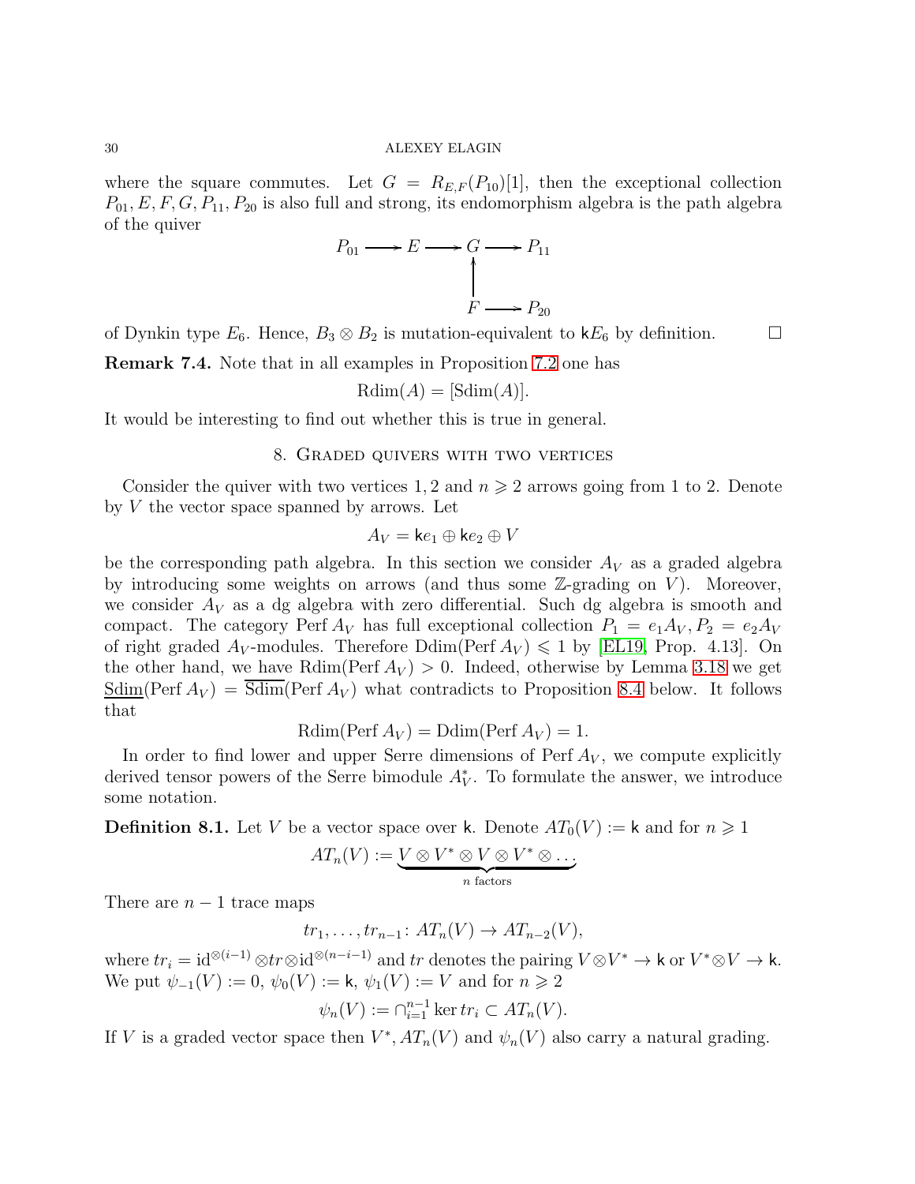where the square commutes. Let $G = R_{E,F}(P_{10})[1]$, then the exceptional collection $P_{01}, E, F, G, P_{11}, P_{20}$ is also full and strong, its endomorphism algebra is the path algebra of the quiver

$$\begin{array}{ccccccc} P_{01} & \longrightarrow & E & \longrightarrow & G & \longrightarrow & P_{11} \\ & & & & \uparrow & & \\ & & & & F & \longrightarrow & P_{20} \end{array}$$

of Dynkin type $E_6$. Hence, $B_3 \otimes B_2$ is mutation-equivalent to $\mathsf{k}E_6$ by definition. $\square$

**Remark 7.4.** Note that in all examples in Proposition 7.2 one has

$$\mathrm{Rdim}(A) = [\mathrm{Sdim}(A)].$$

It would be interesting to find out whether this is true in general.

## 8. Graded quivers with two vertices

Consider the quiver with two vertices $1, 2$ and $n \geqslant 2$ arrows going from 1 to 2. Denote by $V$ the vector space spanned by arrows. Let

$$A_V = \mathsf{k}e_1 \oplus \mathsf{k}e_2 \oplus V$$

be the corresponding path algebra. In this section we consider $A_V$ as a graded algebra by introducing some weights on arrows (and thus some $\mathbb{Z}$-grading on $V$). Moreover, we consider $A_V$ as a dg algebra with zero differential. Such dg algebra is smooth and compact. The category $\mathrm{Perf}\, A_V$ has full exceptional collection $P_1 = e_1 A_V, P_2 = e_2 A_V$ of right graded $A_V$-modules. Therefore $\mathrm{Ddim}(\mathrm{Perf}\, A_V) \leqslant 1$ by [EL19, Prop. 4.13]. On the other hand, we have $\mathrm{Rdim}(\mathrm{Perf}\, A_V) > 0$. Indeed, otherwise by Lemma 3.18 we get $\underline{\mathrm{Sdim}}(\mathrm{Perf}\, A_V) = \overline{\mathrm{Sdim}}(\mathrm{Perf}\, A_V)$ what contradicts to Proposition 8.4 below. It follows that

$$\mathrm{Rdim}(\mathrm{Perf}\, A_V) = \mathrm{Ddim}(\mathrm{Perf}\, A_V) = 1.$$

In order to find lower and upper Serre dimensions of $\mathrm{Perf}\, A_V$, we compute explicitly derived tensor powers of the Serre bimodule $A_V^*$. To formulate the answer, we introduce some notation.

**Definition 8.1.** Let $V$ be a vector space over $\mathsf{k}$. Denote $AT_0(V) := \mathsf{k}$ and for $n \geqslant 1$

$$AT_n(V) := \underbrace{V \otimes V^* \otimes V \otimes V^* \otimes \ldots}_{n \text{ factors}}$$

There are $n-1$ trace maps

$$tr_1, \ldots, tr_{n-1} \colon AT_n(V) \to AT_{n-2}(V),$$

where $tr_i = \mathrm{id}^{\otimes(i-1)} \otimes tr \otimes \mathrm{id}^{\otimes(n-i-1)}$ and $tr$ denotes the pairing $V \otimes V^* \to \mathsf{k}$ or $V^* \otimes V \to \mathsf{k}$. We put $\psi_{-1}(V) := 0$, $\psi_0(V) := \mathsf{k}$, $\psi_1(V) := V$ and for $n \geqslant 2$

$$\psi_n(V) := \cap_{i=1}^{n-1} \ker tr_i \subset AT_n(V).$$

If $V$ is a graded vector space then $V^*, AT_n(V)$ and $\psi_n(V)$ also carry a natural grading.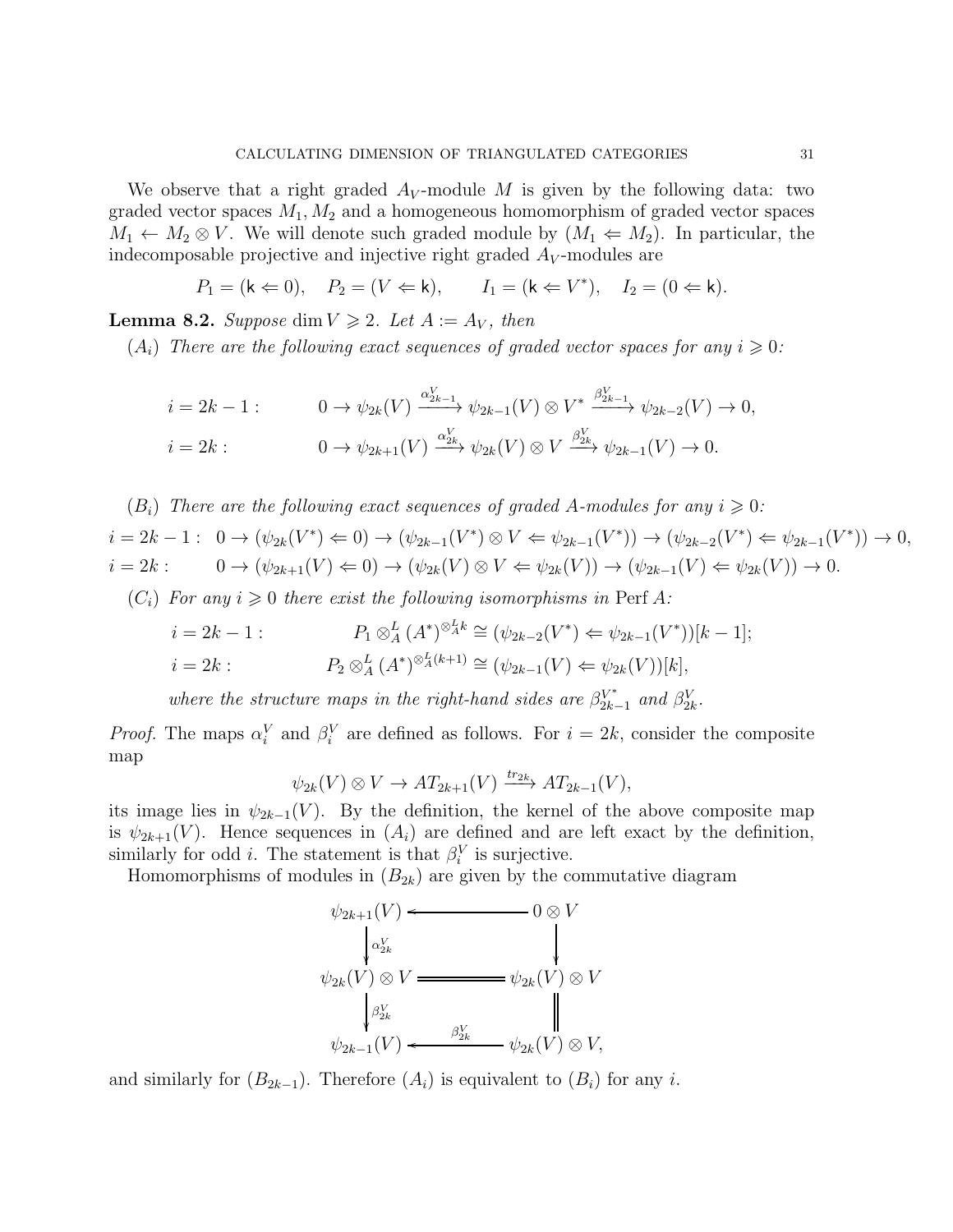We observe that a right graded $A_V$-module $M$ is given by the following data: two graded vector spaces $M_1, M_2$ and a homogeneous homomorphism of graded vector spaces $M_1 \leftarrow M_2 \otimes V$. We will denote such graded module by $(M_1 \Leftarrow M_2)$. In particular, the indecomposable projective and injective right graded $A_V$-modules are

$$P_1 = (\mathsf{k} \Leftarrow 0), \quad P_2 = (V \Leftarrow \mathsf{k}), \qquad I_1 = (\mathsf{k} \Leftarrow V^*), \quad I_2 = (0 \Leftarrow \mathsf{k}).$$

**Lemma 8.2.** *Suppose* $\dim V \geqslant 2$. *Let* $A := A_V$, *then*

$(A_i)$ *There are the following exact sequences of graded vector spaces for any* $i \geqslant 0$*:*

$$i = 2k-1: \qquad 0 \to \psi_{2k}(V) \xrightarrow{\alpha^V_{2k-1}} \psi_{2k-1}(V) \otimes V^* \xrightarrow{\beta^V_{2k-1}} \psi_{2k-2}(V) \to 0,$$

$$i = 2k: \qquad 0 \to \psi_{2k+1}(V) \xrightarrow{\alpha^V_{2k}} \psi_{2k}(V) \otimes V \xrightarrow{\beta^V_{2k}} \psi_{2k-1}(V) \to 0.$$

$(B_i)$ *There are the following exact sequences of graded* $A$*-modules for any* $i \geqslant 0$*:*

$$i = 2k-1: \quad 0 \to (\psi_{2k}(V^*) \Leftarrow 0) \to (\psi_{2k-1}(V^*) \otimes V \Leftarrow \psi_{2k-1}(V^*)) \to (\psi_{2k-2}(V^*) \Leftarrow \psi_{2k-1}(V^*)) \to 0,$$

$$i = 2k: \qquad 0 \to (\psi_{2k+1}(V) \Leftarrow 0) \to (\psi_{2k}(V) \otimes V \Leftarrow \psi_{2k}(V)) \to (\psi_{2k-1}(V) \Leftarrow \psi_{2k}(V)) \to 0.$$

$(C_i)$ *For any* $i \geqslant 0$ *there exist the following isomorphisms in* $\operatorname{Perf} A$*:*

$$i = 2k-1: \qquad P_1 \otimes^L_A (A^*)^{\otimes^L_A k} \cong (\psi_{2k-2}(V^*) \Leftarrow \psi_{2k-1}(V^*))[k-1];$$

$$i = 2k: \qquad P_2 \otimes^L_A (A^*)^{\otimes^L_A (k+1)} \cong (\psi_{2k-1}(V) \Leftarrow \psi_{2k}(V))[k],$$

*where the structure maps in the right-hand sides are* $\beta^{V^*}_{2k-1}$ *and* $\beta^V_{2k}$.

*Proof.* The maps $\alpha^V_i$ and $\beta^V_i$ are defined as follows. For $i = 2k$, consider the composite map

$$\psi_{2k}(V) \otimes V \to AT_{2k+1}(V) \xrightarrow{tr_{2k}} AT_{2k-1}(V),$$

its image lies in $\psi_{2k-1}(V)$. By the definition, the kernel of the above composite map is $\psi_{2k+1}(V)$. Hence sequences in $(A_i)$ are defined and are left exact by the definition, similarly for odd $i$. The statement is that $\beta^V_i$ is surjective.

Homomorphisms of modules in $(B_{2k})$ are given by the commutative diagram

$$\begin{array}{ccc}
\psi_{2k+1}(V) & \longleftarrow & 0 \otimes V \\
\downarrow {\scriptstyle \alpha^V_{2k}} & & \downarrow \\
\psi_{2k}(V) \otimes V & = & \psi_{2k}(V) \otimes V \\
\downarrow {\scriptstyle \beta^V_{2k}} & & \| \\
\psi_{2k-1}(V) & \xleftarrow{\beta^V_{2k}} & \psi_{2k}(V) \otimes V,
\end{array}$$

and similarly for $(B_{2k-1})$. Therefore $(A_i)$ is equivalent to $(B_i)$ for any $i$.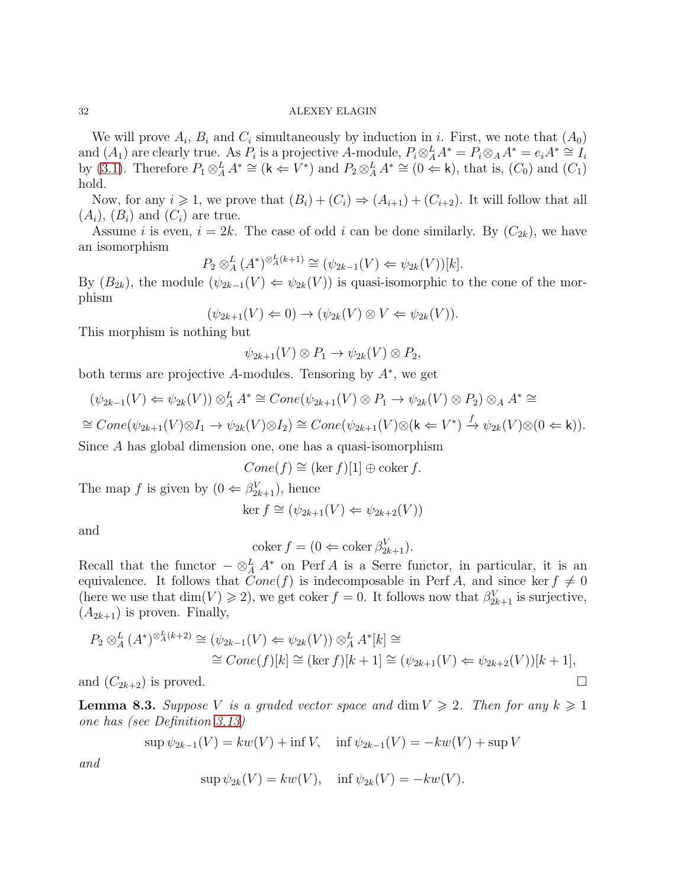We will prove $A_i$, $B_i$ and $C_i$ simultaneously by induction in $i$. First, we note that $(A_0)$ and $(A_1)$ are clearly true. As $P_i$ is a projective $A$-module, $P_i \otimes^L_A A^* = P_i \otimes_A A^* = e_i A^* \cong I_i$ by (3.1). Therefore $P_1 \otimes^L_A A^* \cong (\mathsf{k} \Leftarrow V^*)$ and $P_2 \otimes^L_A A^* \cong (0 \Leftarrow \mathsf{k})$, that is, $(C_0)$ and $(C_1)$ hold.

Now, for any $i \geqslant 1$, we prove that $(B_i) + (C_i) \Rightarrow (A_{i+1}) + (C_{i+2})$. It will follow that all $(A_i)$, $(B_i)$ and $(C_i)$ are true.

Assume $i$ is even, $i = 2k$. The case of odd $i$ can be done similarly. By $(C_{2k})$, we have an isomorphism

$$P_2 \otimes^L_A (A^*)^{\otimes^L_A (k+1)} \cong (\psi_{2k-1}(V) \Leftarrow \psi_{2k}(V))[k].$$

By $(B_{2k})$, the module $(\psi_{2k-1}(V) \Leftarrow \psi_{2k}(V))$ is quasi-isomorphic to the cone of the morphism

$$(\psi_{2k+1}(V) \Leftarrow 0) \to (\psi_{2k}(V) \otimes V \Leftarrow \psi_{2k}(V)).$$

This morphism is nothing but

$$\psi_{2k+1}(V) \otimes P_1 \to \psi_{2k}(V) \otimes P_2,$$

both terms are projective $A$-modules. Tensoring by $A^*$, we get

$$(\psi_{2k-1}(V) \Leftarrow \psi_{2k}(V)) \otimes^L_A A^* \cong Cone(\psi_{2k+1}(V) \otimes P_1 \to \psi_{2k}(V) \otimes P_2) \otimes_A A^* \cong$$

$$\cong Cone(\psi_{2k+1}(V) \otimes I_1 \to \psi_{2k}(V) \otimes I_2) \cong Cone(\psi_{2k+1}(V) \otimes (\mathsf{k} \Leftarrow V^*) \xrightarrow{f} \psi_{2k}(V) \otimes (0 \Leftarrow \mathsf{k})).$$

Since $A$ has global dimension one, one has a quasi-isomorphism

$$Cone(f) \cong (\ker f)[1] \oplus \operatorname{coker} f.$$

The map $f$ is given by $(0 \Leftarrow \beta^V_{2k+1})$, hence

$$\ker f \cong (\psi_{2k+1}(V) \Leftarrow \psi_{2k+2}(V))$$

and

$$\operatorname{coker} f = (0 \Leftarrow \operatorname{coker} \beta^V_{2k+1}).$$

Recall that the functor $- \otimes^L_A A^*$ on $\operatorname{Perf} A$ is a Serre functor, in particular, it is an equivalence. It follows that $Cone(f)$ is indecomposable in $\operatorname{Perf} A$, and since $\ker f \neq 0$ (here we use that $\dim(V) \geqslant 2$), we get $\operatorname{coker} f = 0$. It follows now that $\beta^V_{2k+1}$ is surjective, $(A_{2k+1})$ is proven. Finally,

$$P_2 \otimes^L_A (A^*)^{\otimes^L_A (k+2)} \cong (\psi_{2k-1}(V) \Leftarrow \psi_{2k}(V)) \otimes^L_A A^*[k] \cong$$
$$\cong Cone(f)[k] \cong (\ker f)[k+1] \cong (\psi_{2k+1}(V) \Leftarrow \psi_{2k+2}(V))[k+1],$$

and $(C_{2k+2})$ is proved. $\square$

**Lemma 8.3.** *Suppose $V$ is a graded vector space and $\dim V \geqslant 2$. Then for any $k \geqslant 1$ one has (see Definition 3.13)*

$$\sup \psi_{2k-1}(V) = kw(V) + \inf V, \quad \inf \psi_{2k-1}(V) = -kw(V) + \sup V$$

*and*

$$\sup \psi_{2k}(V) = kw(V), \quad \inf \psi_{2k}(V) = -kw(V).$$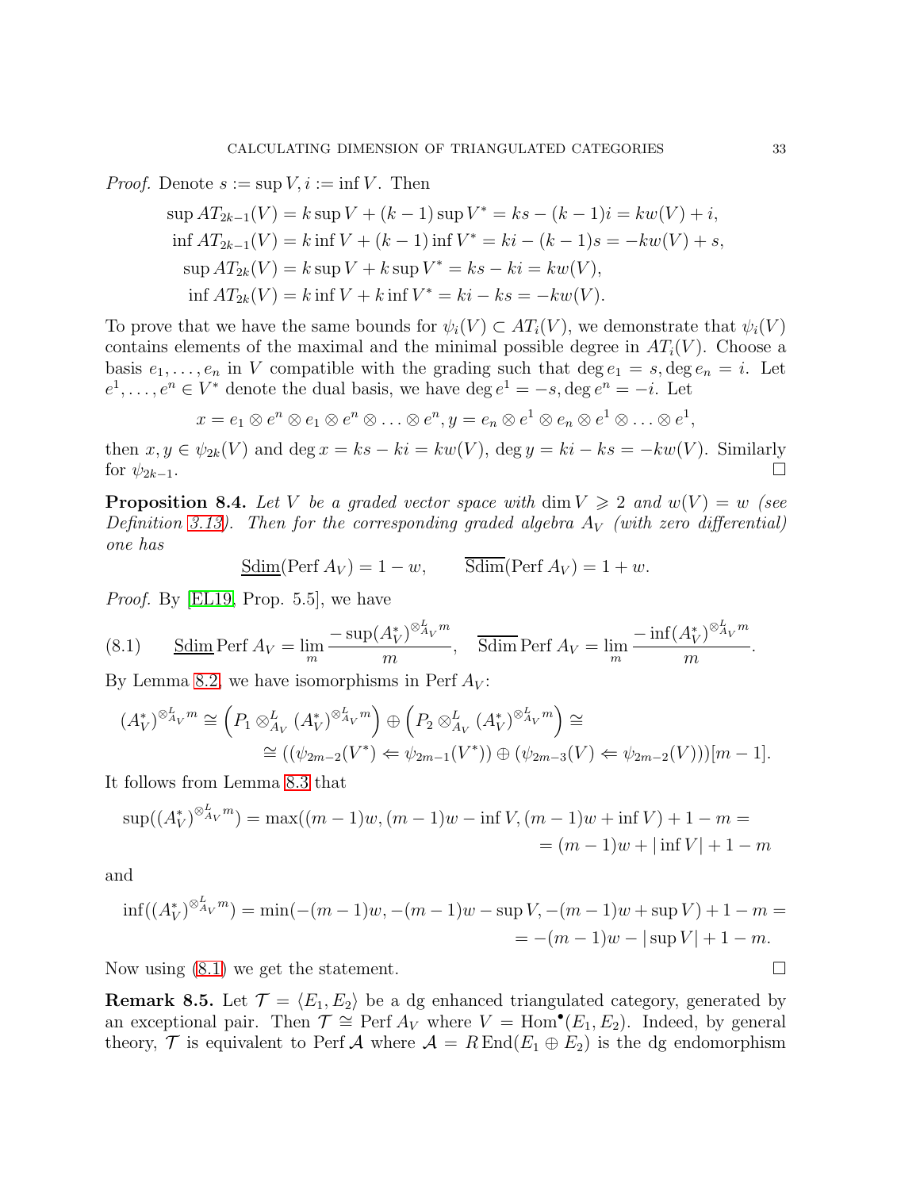*Proof.* Denote $s := \sup V, i := \inf V$. Then

$$\begin{aligned}
\sup AT_{2k-1}(V) &= k \sup V + (k-1) \sup V^* = ks - (k-1)i = kw(V) + i, \\
\inf AT_{2k-1}(V) &= k \inf V + (k-1) \inf V^* = ki - (k-1)s = -kw(V) + s, \\
\sup AT_{2k}(V) &= k \sup V + k \sup V^* = ks - ki = kw(V), \\
\inf AT_{2k}(V) &= k \inf V + k \inf V^* = ki - ks = -kw(V).
\end{aligned}$$

To prove that we have the same bounds for $\psi_i(V) \subset AT_i(V)$, we demonstrate that $\psi_i(V)$ contains elements of the maximal and the minimal possible degree in $AT_i(V)$. Choose a basis $e_1, \ldots, e_n$ in $V$ compatible with the grading such that $\deg e_1 = s, \deg e_n = i$. Let $e^1, \ldots, e^n \in V^*$ denote the dual basis, we have $\deg e^1 = -s, \deg e^n = -i$. Let

$$x = e_1 \otimes e^n \otimes e_1 \otimes e^n \otimes \ldots \otimes e^n, y = e_n \otimes e^1 \otimes e_n \otimes e^1 \otimes \ldots \otimes e^1,$$

then $x, y \in \psi_{2k}(V)$ and $\deg x = ks - ki = kw(V)$, $\deg y = ki - ks = -kw(V)$. Similarly for $\psi_{2k-1}$. □

**Proposition 8.4.** *Let $V$ be a graded vector space with $\dim V \geqslant 2$ and $w(V) = w$ (see Definition 3.13). Then for the corresponding graded algebra $A_V$ (with zero differential) one has*

$$\underline{\mathrm{Sdim}}(\mathrm{Perf}\, A_V) = 1 - w, \qquad \overline{\mathrm{Sdim}}(\mathrm{Perf}\, A_V) = 1 + w.$$

*Proof.* By [EL19, Prop. 5.5], we have

$$\underline{\mathrm{Sdim}}\,\mathrm{Perf}\, A_V = \lim_m \frac{-\sup (A_V^*)^{\otimes^L_{A_V} m}}{m}, \quad \overline{\mathrm{Sdim}}\,\mathrm{Perf}\, A_V = \lim_m \frac{-\inf (A_V^*)^{\otimes^L_{A_V} m}}{m}. \tag{8.1}$$

By Lemma 8.2, we have isomorphisms in $\mathrm{Perf}\, A_V$:

$$\begin{aligned}
(A_V^*)^{\otimes^L_{A_V} m} &\cong \left(P_1 \otimes^L_{A_V} (A_V^*)^{\otimes^L_{A_V} m}\right) \oplus \left(P_2 \otimes^L_{A_V} (A_V^*)^{\otimes^L_{A_V} m}\right) \cong \\
&\cong ((\psi_{2m-2}(V^*) \Leftarrow \psi_{2m-1}(V^*)) \oplus (\psi_{2m-3}(V) \Leftarrow \psi_{2m-2}(V)))[m-1].
\end{aligned}$$

It follows from Lemma 8.3 that

$$\begin{aligned}
\sup((A_V^*)^{\otimes^L_{A_V} m}) &= \max((m-1)w, (m-1)w - \inf V, (m-1)w + \inf V) + 1 - m = \\
&= (m-1)w + |\inf V| + 1 - m
\end{aligned}$$

and

$$\begin{aligned}
\inf((A_V^*)^{\otimes^L_{A_V} m}) &= \min(-(m-1)w, -(m-1)w - \sup V, -(m-1)w + \sup V) + 1 - m = \\
&= -(m-1)w - |\sup V| + 1 - m.
\end{aligned}$$

Now using (8.1) we get the statement. □

**Remark 8.5.** Let $\mathcal{T} = \langle E_1, E_2 \rangle$ be a dg enhanced triangulated category, generated by an exceptional pair. Then $\mathcal{T} \cong \mathrm{Perf}\, A_V$ where $V = \mathrm{Hom}^\bullet(E_1, E_2)$. Indeed, by general theory, $\mathcal{T}$ is equivalent to $\mathrm{Perf}\, \mathcal{A}$ where $\mathcal{A} = R\,\mathrm{End}(E_1 \oplus E_2)$ is the dg endomorphism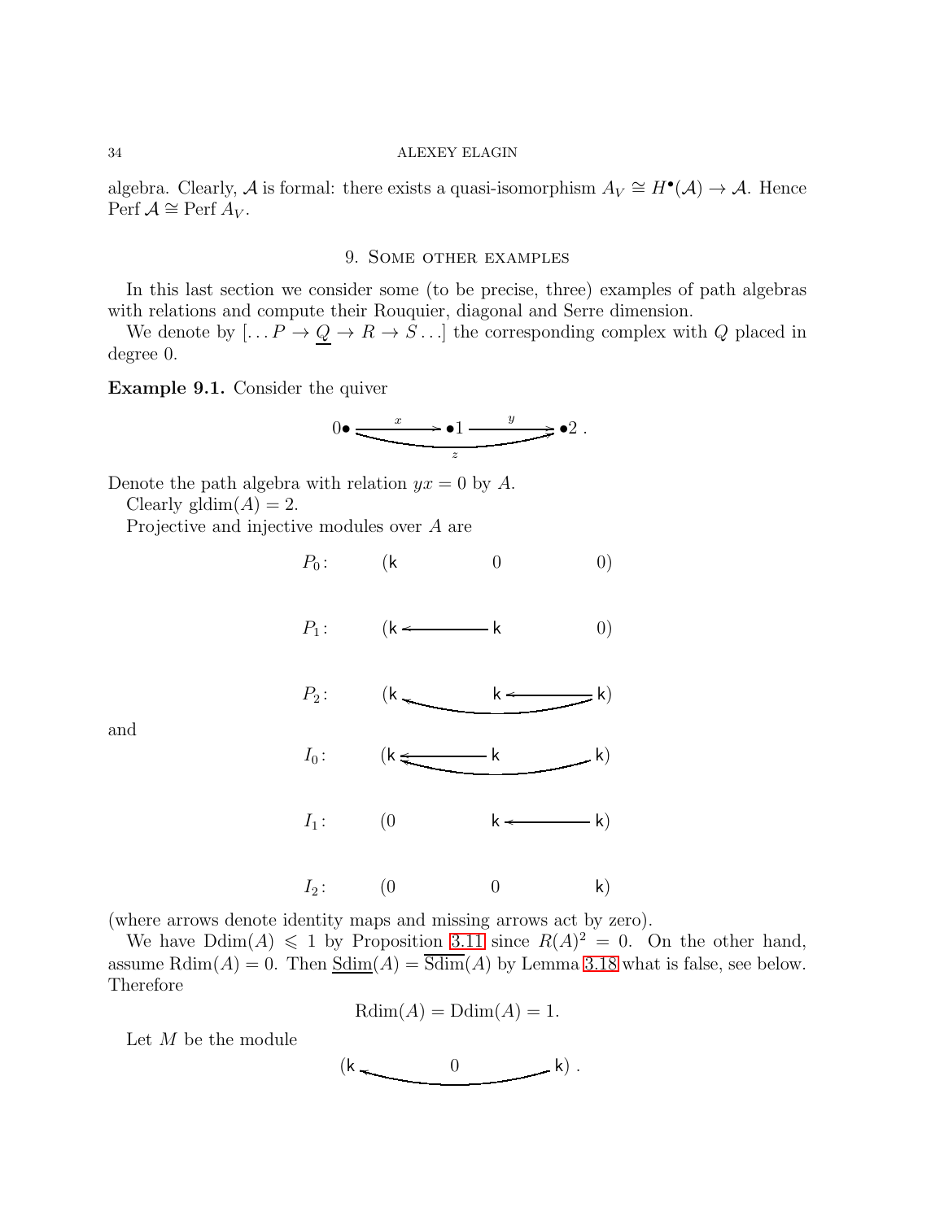algebra. Clearly, $\mathcal{A}$ is formal: there exists a quasi-isomorphism $A_V \cong H^\bullet(\mathcal{A}) \to \mathcal{A}$. Hence $\operatorname{Perf} \mathcal{A} \cong \operatorname{Perf} A_V$.

## 9. Some other examples

In this last section we consider some (to be precise, three) examples of path algebras with relations and compute their Rouquier, diagonal and Serre dimension.

We denote by $[\ldots P \to \underline{Q} \to R \to S \ldots]$ the corresponding complex with $Q$ placed in degree 0.

**Example 9.1.** Consider the quiver

$$0\bullet \xrightarrow{x} \bullet 1 \xrightarrow{y} \bullet 2, \qquad 0 \xrightarrow{z} 2 .$$

Denote the path algebra with relation $yx = 0$ by $A$.

Clearly $\operatorname{gldim}(A) = 2$.

Projective and injective modules over $A$ are

$$P_0: \quad (\mathsf{k} \qquad 0 \qquad 0)$$

$$P_1: \quad (\mathsf{k} \leftarrow \mathsf{k} \qquad 0)$$

$$P_2: \quad (\mathsf{k} \qquad \mathsf{k} \leftarrow \mathsf{k}), \text{ with an arrow } \mathsf{k}_2 \to \mathsf{k}_0$$

and

$$I_0: \quad (\mathsf{k} \leftarrow \mathsf{k} \qquad \mathsf{k}), \text{ with an arrow } \mathsf{k}_2 \to \mathsf{k}_0$$

$$I_1: \quad (0 \qquad \mathsf{k} \leftarrow \mathsf{k})$$

$$I_2: \quad (0 \qquad 0 \qquad \mathsf{k})$$

(where arrows denote identity maps and missing arrows act by zero).

We have $\operatorname{Ddim}(A) \leqslant 1$ by Proposition 3.11 since $R(A)^2 = 0$. On the other hand, assume $\operatorname{Rdim}(A) = 0$. Then $\underline{\operatorname{Sdim}}(A) = \overline{\operatorname{Sdim}}(A)$ by Lemma 3.18 what is false, see below. Therefore

$$\operatorname{Rdim}(A) = \operatorname{Ddim}(A) = 1.$$

Let $M$ be the module

$$(\mathsf{k} \qquad 0 \qquad \mathsf{k}), \text{ with an arrow } \mathsf{k}_2 \to \mathsf{k}_0 .$$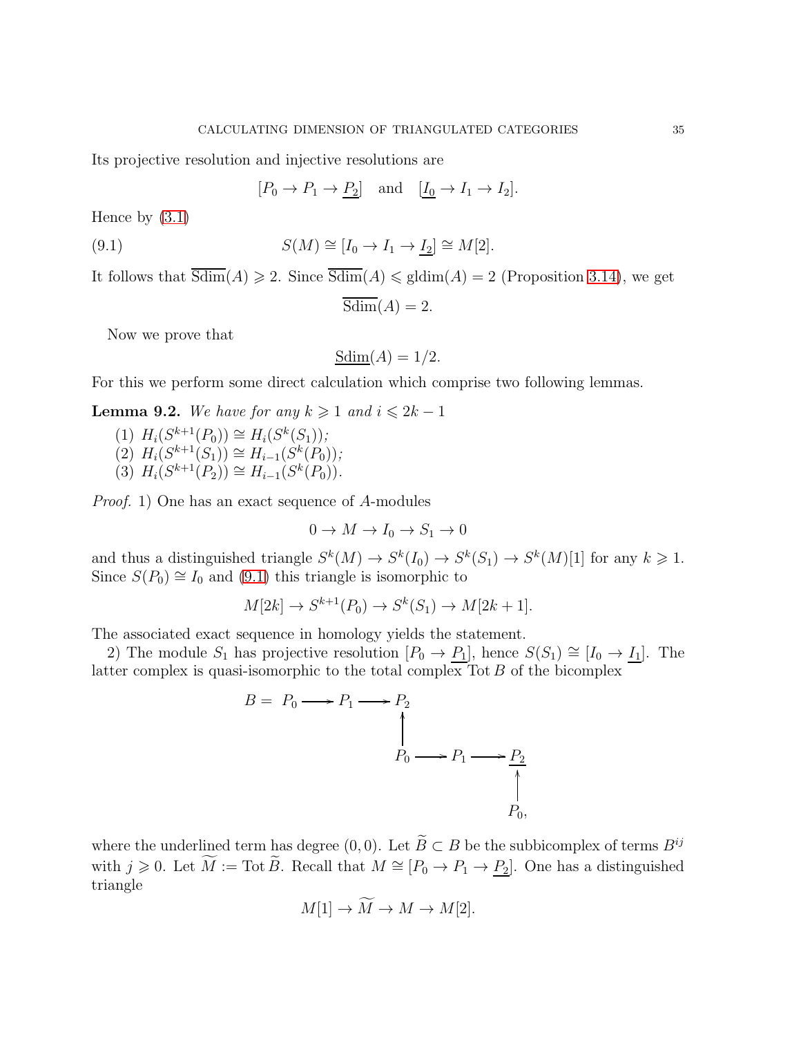Its projective resolution and injective resolutions are

$$[P_0 \to P_1 \to \underline{P_2}] \quad \text{and} \quad [\underline{I_0} \to I_1 \to I_2].$$

Hence by (3.1)

$$S(M) \cong [I_0 \to I_1 \to \underline{I_2}] \cong M[2]. \tag{9.1}$$

It follows that $\overline{\mathrm{Sdim}}(A) \geqslant 2$. Since $\overline{\mathrm{Sdim}}(A) \leqslant \mathrm{gldim}(A) = 2$ (Proposition 3.14), we get

$$\overline{\mathrm{Sdim}}(A) = 2.$$

Now we prove that

$$\underline{\mathrm{Sdim}}(A) = 1/2.$$

For this we perform some direct calculation which comprise two following lemmas.

**Lemma 9.2.** *We have for any $k \geqslant 1$ and $i \leqslant 2k-1$*

1. $H_i(S^{k+1}(P_0)) \cong H_i(S^k(S_1))$;
2. $H_i(S^{k+1}(S_1)) \cong H_{i-1}(S^k(P_0))$;
3. $H_i(S^{k+1}(P_2)) \cong H_{i-1}(S^k(P_0))$.

*Proof.* 1) One has an exact sequence of $A$-modules

$$0 \to M \to I_0 \to S_1 \to 0$$

and thus a distinguished triangle $S^k(M) \to S^k(I_0) \to S^k(S_1) \to S^k(M)[1]$ for any $k \geqslant 1$. Since $S(P_0) \cong I_0$ and (9.1) this triangle is isomorphic to

$$M[2k] \to S^{k+1}(P_0) \to S^k(S_1) \to M[2k+1].$$

The associated exact sequence in homology yields the statement.

2) The module $S_1$ has projective resolution $[P_0 \to \underline{P_1}]$, hence $S(S_1) \cong [I_0 \to \underline{I_1}]$. The latter complex is quasi-isomorphic to the total complex $\mathrm{Tot}\, B$ of the bicomplex

$$B = \begin{array}{ccccccc} P_0 & \longrightarrow & P_1 & \longrightarrow & P_2 & & \\ & & & & \uparrow & & \\ & & & & P_0 & \longrightarrow P_1 \longrightarrow & \underline{P_2} \\ & & & & & & \uparrow \\ & & & & & & P_0, \end{array}$$

where the underlined term has degree $(0,0)$. Let $\widetilde{B} \subset B$ be the subbicomplex of terms $B^{ij}$ with $j \geqslant 0$. Let $\widetilde{M} := \mathrm{Tot}\, \widetilde{B}$. Recall that $M \cong [P_0 \to P_1 \to \underline{P_2}]$. One has a distinguished triangle

$$M[1] \to \widetilde{M} \to M \to M[2].$$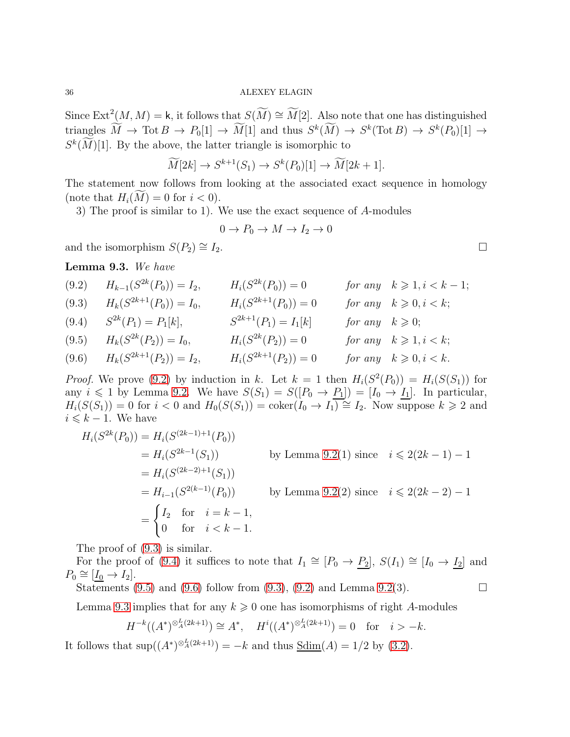Since $\mathrm{Ext}^2(M,M)=\mathsf{k}$, it follows that $S(\widetilde{M})\cong \widetilde{M}[2]$. Also note that one has distinguished triangles $\widetilde{M}\to \mathrm{Tot}\,B\to P_0[1]\to \widetilde{M}[1]$ and thus $S^k(\widetilde{M})\to S^k(\mathrm{Tot}\,B)\to S^k(P_0)[1]\to S^k(\widetilde{M})[1]$. By the above, the latter triangle is isomorphic to

$$\widetilde{M}[2k]\to S^{k+1}(S_1)\to S^k(P_0)[1]\to \widetilde{M}[2k+1].$$

The statement now follows from looking at the associated exact sequence in homology (note that $H_i(\widetilde{M})=0$ for $i<0$).

3) The proof is similar to 1). We use the exact sequence of $A$-modules

$$0\to P_0\to M\to I_2\to 0$$

and the isomorphism $S(P_2)\cong I_2$. $\square$

**Lemma 9.3.** *We have*

$$
\begin{aligned}
&(9.2)\quad H_{k-1}(S^{2k}(P_0))=I_2, && H_i(S^{2k}(P_0))=0 && \textit{for any}\quad k\geqslant 1, i<k-1;\\
&(9.3)\quad H_k(S^{2k+1}(P_0))=I_0, && H_i(S^{2k+1}(P_0))=0 && \textit{for any}\quad k\geqslant 0, i<k;\\
&(9.4)\quad S^{2k}(P_1)=P_1[k], && S^{2k+1}(P_1)=I_1[k] && \textit{for any}\quad k\geqslant 0;\\
&(9.5)\quad H_k(S^{2k}(P_2))=I_0, && H_i(S^{2k}(P_2))=0 && \textit{for any}\quad k\geqslant 1, i<k;\\
&(9.6)\quad H_k(S^{2k+1}(P_2))=I_2, && H_i(S^{2k+1}(P_2))=0 && \textit{for any}\quad k\geqslant 0, i<k.
\end{aligned}
$$

*Proof.* We prove (9.2) by induction in $k$. Let $k=1$ then $H_i(S^2(P_0))=H_i(S(S_1))$ for any $i\leqslant 1$ by Lemma 9.2. We have $S(S_1)=S([P_0\to \underline{P_1}])=[I_0\to \underline{I_1}]$. In particular, $H_i(S(S_1))=0$ for $i<0$ and $H_0(S(S_1))=\mathrm{coker}(I_0\to I_1)\cong I_2$. Now suppose $k\geqslant 2$ and $i\leqslant k-1$. We have

$$
\begin{aligned}
H_i(S^{2k}(P_0)) &= H_i(S^{(2k-1)+1}(P_0))\\
&= H_i(S^{2k-1}(S_1)) && \text{by Lemma 9.2(1) since}\quad i\leqslant 2(2k-1)-1\\
&= H_i(S^{(2k-2)+1}(S_1))\\
&= H_{i-1}(S^{2(k-1)}(P_0)) && \text{by Lemma 9.2(2) since}\quad i\leqslant 2(2k-2)-1\\
&= \begin{cases} I_2 & \text{for}\quad i=k-1,\\ 0 & \text{for}\quad i<k-1.\end{cases}
\end{aligned}
$$

The proof of (9.3) is similar.

For the proof of (9.4) it suffices to note that $I_1\cong [P_0\to \underline{P_2}]$, $S(I_1)\cong [I_0\to \underline{I_2}]$ and $P_0\cong [\underline{I_0}\to I_2]$.

Statements (9.5) and (9.6) follow from (9.3), (9.2) and Lemma 9.2(3). $\square$

Lemma 9.3 implies that for any $k\geqslant 0$ one has isomorphisms of right $A$-modules

$$H^{-k}((A^*)^{\otimes^L_A(2k+1)})\cong A^*,\quad H^i((A^*)^{\otimes^L_A(2k+1)})=0\quad \text{for}\quad i>-k.$$

It follows that $\sup((A^*)^{\otimes^L_A(2k+1)})=-k$ and thus $\underline{\mathrm{Sdim}}(A)=1/2$ by (3.2).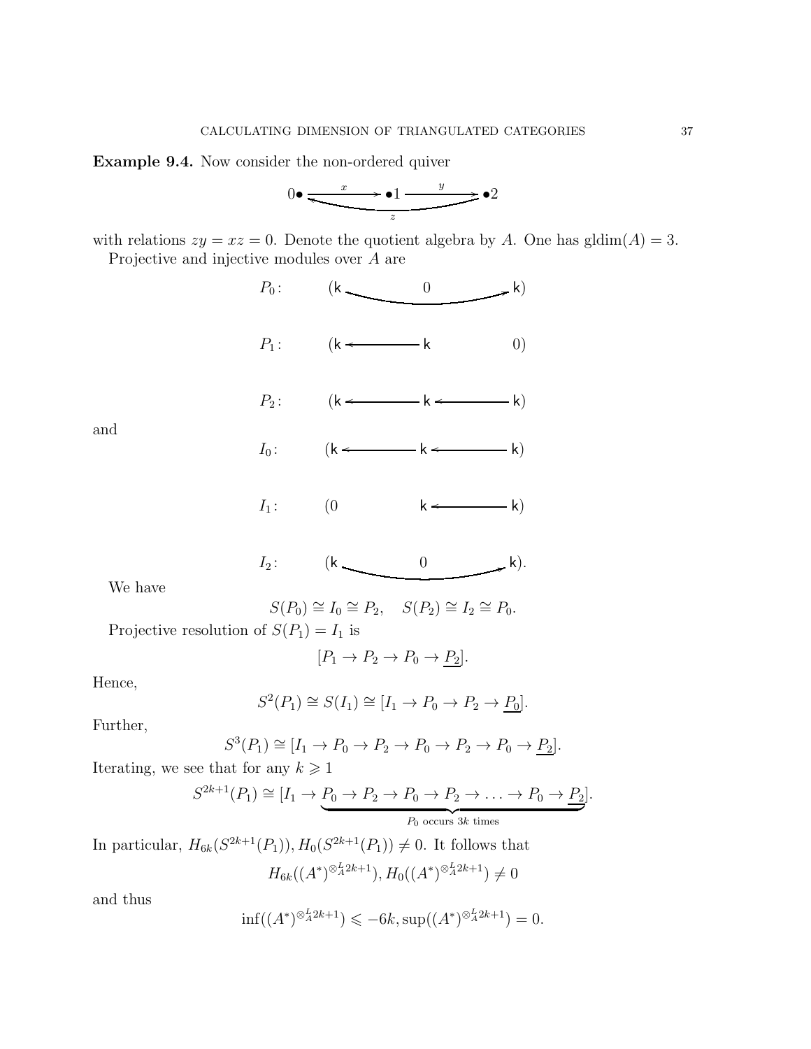**Example 9.4.** Now consider the non-ordered quiver

$$0\bullet \xrightarrow{x} \bullet 1 \xrightarrow{y} \bullet 2, \quad 2 \xrightarrow{z} 0$$

with relations $zy = xz = 0$. Denote the quotient algebra by $A$. One has $\mathrm{gldim}(A) = 3$.

Projective and injective modules over $A$ are

$$P_0\colon \qquad (\mathsf{k} \quad\quad 0 \quad\quad \mathsf{k})$$

$$P_1\colon \qquad (\mathsf{k} \longleftarrow \mathsf{k} \qquad 0)$$

$$P_2\colon \qquad (\mathsf{k} \longleftarrow \mathsf{k} \longleftarrow \mathsf{k})$$

and

$$I_0\colon \qquad (\mathsf{k} \longleftarrow \mathsf{k} \longleftarrow \mathsf{k})$$

$$I_1\colon \qquad (0 \qquad \mathsf{k} \longleftarrow \mathsf{k})$$

$$I_2\colon \qquad (\mathsf{k} \quad\quad 0 \quad\quad \mathsf{k}).$$

We have

$$S(P_0) \cong I_0 \cong P_2, \quad S(P_2) \cong I_2 \cong P_0.$$

Projective resolution of $S(P_1) = I_1$ is

$$[P_1 \to P_2 \to P_0 \to \underline{P_2}].$$

Hence,

$$S^2(P_1) \cong S(I_1) \cong [I_1 \to P_0 \to P_2 \to \underline{P_0}].$$

Further,

$$S^3(P_1) \cong [I_1 \to P_0 \to P_2 \to P_0 \to P_2 \to P_0 \to \underline{P_2}].$$

Iterating, we see that for any $k \geqslant 1$

$$S^{2k+1}(P_1) \cong [I_1 \to \underbrace{P_0 \to P_2 \to P_0 \to P_2 \to \ldots \to P_0 \to \underline{P_2}}_{P_0 \text{ occurs } 3k \text{ times}}].$$

In particular, $H_{6k}(S^{2k+1}(P_1)), H_0(S^{2k+1}(P_1)) \neq 0$. It follows that

$$H_{6k}((A^*)^{\otimes^L_A 2k+1}), H_0((A^*)^{\otimes^L_A 2k+1}) \neq 0$$

and thus

$$\inf((A^*)^{\otimes^L_A 2k+1}) \leqslant -6k, \sup((A^*)^{\otimes^L_A 2k+1}) = 0.$$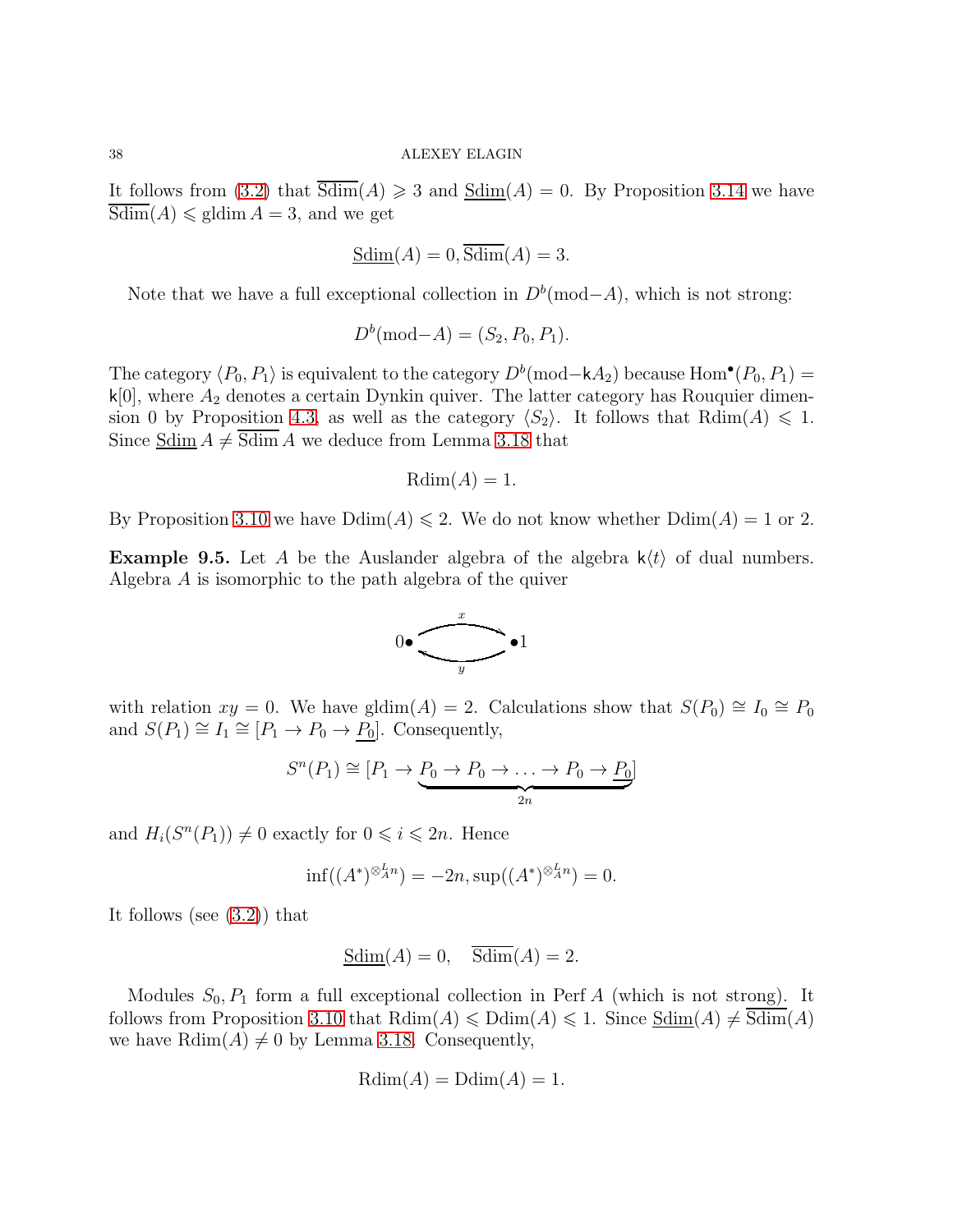It follows from (3.2) that $\overline{\mathrm{Sdim}}(A) \geqslant 3$ and $\underline{\mathrm{Sdim}}(A) = 0$. By Proposition 3.14 we have $\overline{\mathrm{Sdim}}(A) \leqslant \mathrm{gldim}\, A = 3$, and we get

$$\underline{\mathrm{Sdim}}(A) = 0, \overline{\mathrm{Sdim}}(A) = 3.$$

Note that we have a full exceptional collection in $D^b(\mathrm{mod}{-}A)$, which is not strong:

$$D^b(\mathrm{mod}{-}A) = (S_2, P_0, P_1).$$

The category $\langle P_0, P_1\rangle$ is equivalent to the category $D^b(\mathrm{mod}{-}\mathsf{k}A_2)$ because $\mathrm{Hom}^\bullet(P_0, P_1) = \mathsf{k}[0]$, where $A_2$ denotes a certain Dynkin quiver. The latter category has Rouquier dimension 0 by Proposition 4.3, as well as the category $\langle S_2\rangle$. It follows that $\mathrm{Rdim}(A) \leqslant 1$. Since $\underline{\mathrm{Sdim}}\, A \neq \overline{\mathrm{Sdim}}\, A$ we deduce from Lemma 3.18 that

$$\mathrm{Rdim}(A) = 1.$$

By Proposition 3.10 we have $\mathrm{Ddim}(A) \leqslant 2$. We do not know whether $\mathrm{Ddim}(A) = 1$ or 2.

**Example 9.5.** Let $A$ be the Auslander algebra of the algebra $\mathsf{k}\langle t\rangle$ of dual numbers. Algebra $A$ is isomorphic to the path algebra of the quiver

$$0\bullet \underset{y}{\overset{x}{\rightleftarrows}} \bullet 1$$

with relation $xy = 0$. We have $\mathrm{gldim}(A) = 2$. Calculations show that $S(P_0) \cong I_0 \cong P_0$ and $S(P_1) \cong I_1 \cong [P_1 \to P_0 \to \underline{P_0}]$. Consequently,

$$S^n(P_1) \cong [P_1 \to \underbrace{P_0 \to P_0 \to \ldots \to P_0 \to \underline{P_0}}_{2n}]$$

and $H_i(S^n(P_1)) \neq 0$ exactly for $0 \leqslant i \leqslant 2n$. Hence

$$\inf((A^*)^{\otimes_A^L n}) = -2n, \sup((A^*)^{\otimes_A^L n}) = 0.$$

It follows (see (3.2)) that

$$\underline{\mathrm{Sdim}}(A) = 0, \quad \overline{\mathrm{Sdim}}(A) = 2.$$

Modules $S_0, P_1$ form a full exceptional collection in $\mathrm{Perf}\, A$ (which is not strong). It follows from Proposition 3.10 that $\mathrm{Rdim}(A) \leqslant \mathrm{Ddim}(A) \leqslant 1$. Since $\underline{\mathrm{Sdim}}(A) \neq \overline{\mathrm{Sdim}}(A)$ we have $\mathrm{Rdim}(A) \neq 0$ by Lemma 3.18. Consequently,

$$\mathrm{Rdim}(A) = \mathrm{Ddim}(A) = 1.$$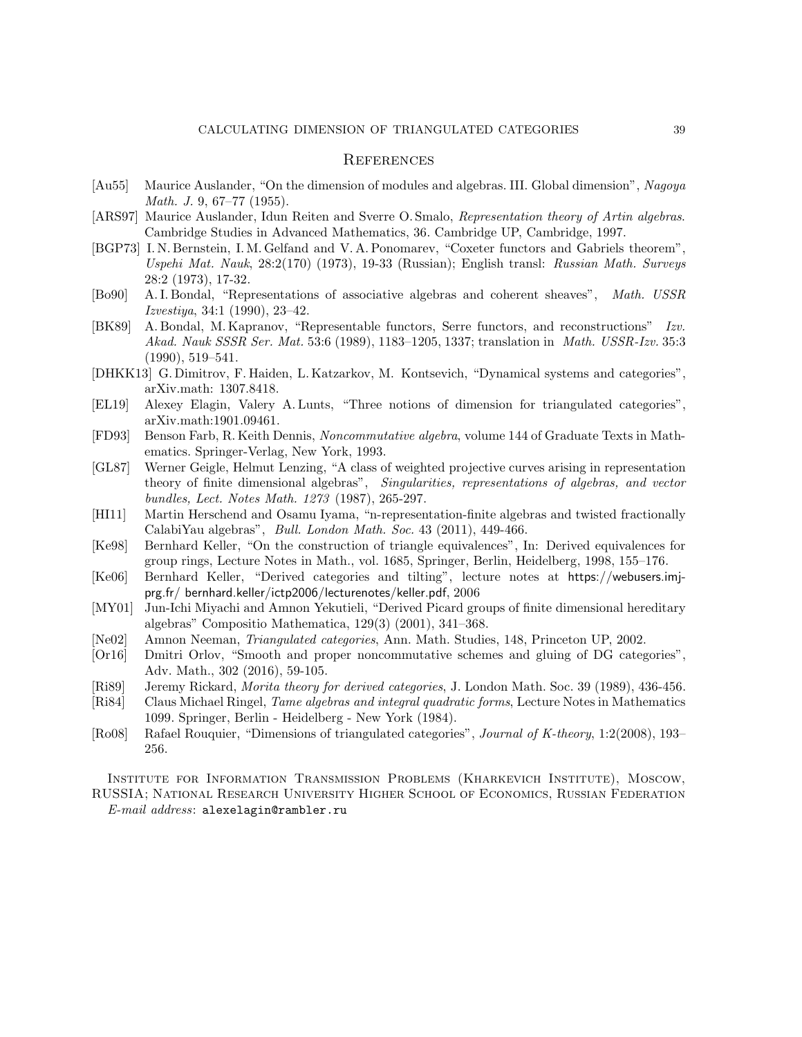## References

[Au55] Maurice Auslander, "On the dimension of modules and algebras. III. Global dimension", *Nagoya Math. J.* 9, 67–77 (1955).

[ARS97] Maurice Auslander, Idun Reiten and Sverre O. Smalo, *Representation theory of Artin algebras*. Cambridge Studies in Advanced Mathematics, 36. Cambridge UP, Cambridge, 1997.

[BGP73] I. N. Bernstein, I. M. Gelfand and V. A. Ponomarev, "Coxeter functors and Gabriels theorem", *Uspehi Mat. Nauk*, 28:2(170) (1973), 19-33 (Russian); English transl: *Russian Math. Surveys* 28:2 (1973), 17-32.

[Bo90] A. I. Bondal, "Representations of associative algebras and coherent sheaves", *Math. USSR Izvestiya*, 34:1 (1990), 23–42.

[BK89] A. Bondal, M. Kapranov, "Representable functors, Serre functors, and reconstructions" *Izv. Akad. Nauk SSSR Ser. Mat.* 53:6 (1989), 1183–1205, 1337; translation in *Math. USSR-Izv.* 35:3 (1990), 519–541.

[DHKK13] G. Dimitrov, F. Haiden, L. Katzarkov, M. Kontsevich, "Dynamical systems and categories", arXiv.math: 1307.8418.

[EL19] Alexey Elagin, Valery A. Lunts, "Three notions of dimension for triangulated categories", arXiv.math:1901.09461.

[FD93] Benson Farb, R. Keith Dennis, *Noncommutative algebra*, volume 144 of Graduate Texts in Mathematics. Springer-Verlag, New York, 1993.

[GL87] Werner Geigle, Helmut Lenzing, "A class of weighted projective curves arising in representation theory of finite dimensional algebras", *Singularities, representations of algebras, and vector bundles, Lect. Notes Math. 1273* (1987), 265-297.

[HI11] Martin Herschend and Osamu Iyama, "n-representation-finite algebras and twisted fractionally CalabiYau algebras", *Bull. London Math. Soc.* 43 (2011), 449-466.

[Ke98] Bernhard Keller, "On the construction of triangle equivalences", In: Derived equivalences for group rings, Lecture Notes in Math., vol. 1685, Springer, Berlin, Heidelberg, 1998, 155–176.

[Ke06] Bernhard Keller, "Derived categories and tilting", lecture notes at https://webusers.imj-prg.fr/ bernhard.keller/ictp2006/lecturenotes/keller.pdf, 2006

[MY01] Jun-Ichi Miyachi and Amnon Yekutieli, "Derived Picard groups of finite dimensional hereditary algebras" Compositio Mathematica, 129(3) (2001), 341–368.

[Ne02] Amnon Neeman, *Triangulated categories*, Ann. Math. Studies, 148, Princeton UP, 2002.

[Or16] Dmitri Orlov, "Smooth and proper noncommutative schemes and gluing of DG categories", Adv. Math., 302 (2016), 59-105.

[Ri89] Jeremy Rickard, *Morita theory for derived categories*, J. London Math. Soc. 39 (1989), 436-456.

[Ri84] Claus Michael Ringel, *Tame algebras and integral quadratic forms*, Lecture Notes in Mathematics 1099. Springer, Berlin - Heidelberg - New York (1984).

[Ro08] Rafael Rouquier, "Dimensions of triangulated categories", *Journal of K-theory*, 1:2(2008), 193–256.

Institute for Information Transmission Problems (Kharkevich Institute), Moscow, RUSSIA; National Research University Higher School of Economics, Russian Federation

*E-mail address*: alexelagin@rambler.ru